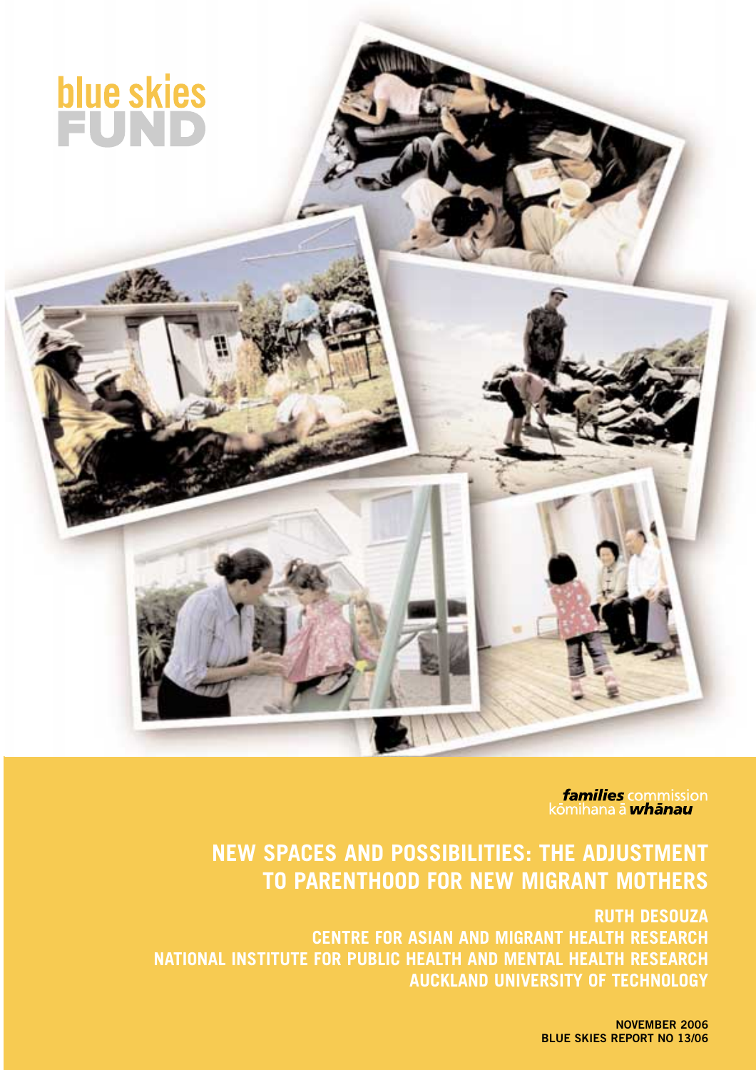blue skies
FUND

*families* commission
kōmihana ā *whānau*

# NEW SPACES AND POSSIBILITIES: THE ADJUSTMENT TO PARENTHOOD FOR NEW MIGRANT MOTHERS

**RUTH DESOUZA**
**CENTRE FOR ASIAN AND MIGRANT HEALTH RESEARCH**
**NATIONAL INSTITUTE FOR PUBLIC HEALTH AND MENTAL HEALTH RESEARCH**
**AUCKLAND UNIVERSITY OF TECHNOLOGY**

**NOVEMBER 2006**
**BLUE SKIES REPORT NO 13/06**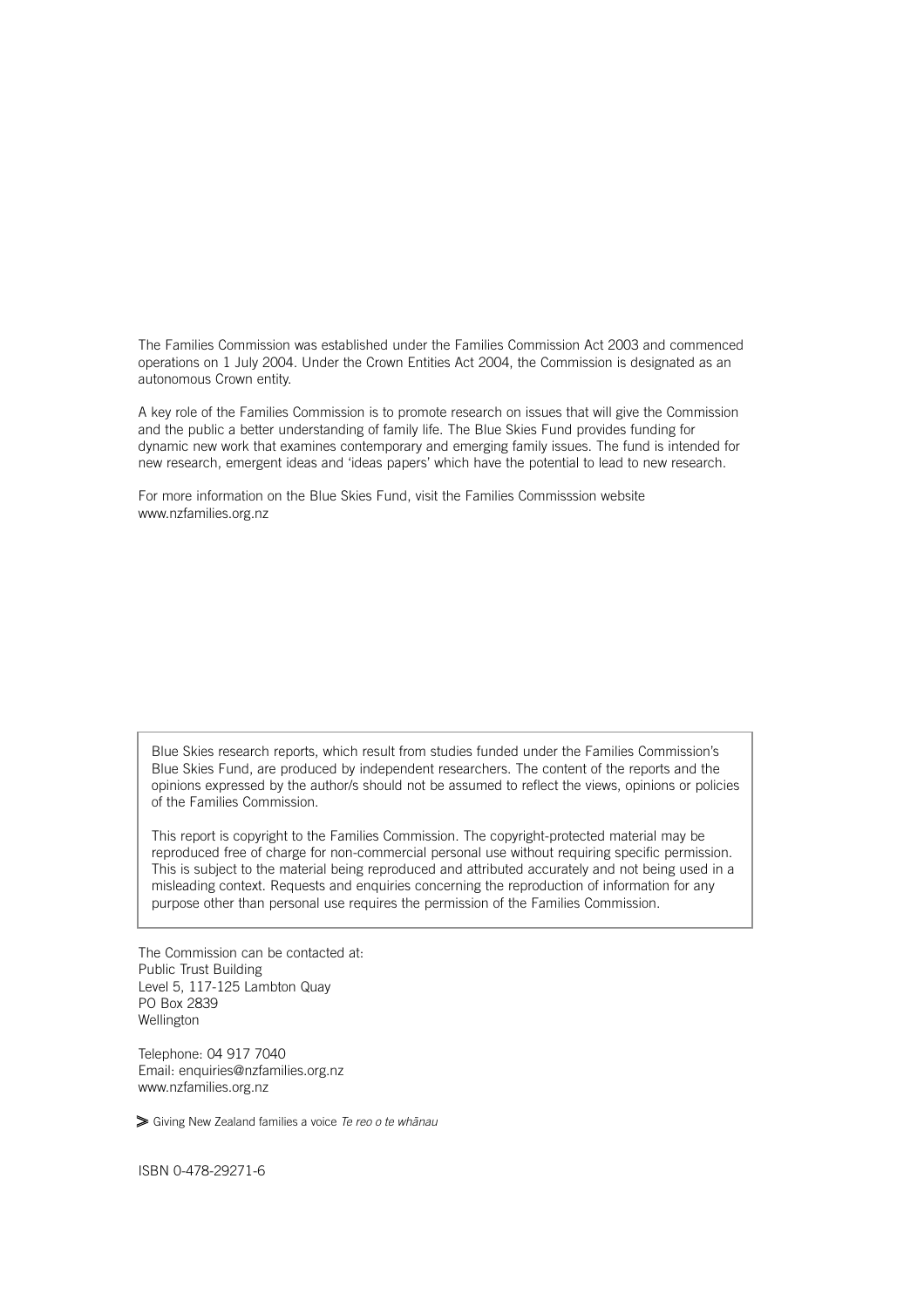The Families Commission was established under the Families Commission Act 2003 and commenced operations on 1 July 2004. Under the Crown Entities Act 2004, the Commission is designated as an autonomous Crown entity.

A key role of the Families Commission is to promote research on issues that will give the Commission and the public a better understanding of family life. The Blue Skies Fund provides funding for dynamic new work that examines contemporary and emerging family issues. The fund is intended for new research, emergent ideas and 'ideas papers' which have the potential to lead to new research.

For more information on the Blue Skies Fund, visit the Families Commisssion website www.nzfamilies.org.nz

> Blue Skies research reports, which result from studies funded under the Families Commission's Blue Skies Fund, are produced by independent researchers. The content of the reports and the opinions expressed by the author/s should not be assumed to reflect the views, opinions or policies of the Families Commission.
>
> This report is copyright to the Families Commission. The copyright-protected material may be reproduced free of charge for non-commercial personal use without requiring specific permission. This is subject to the material being reproduced and attributed accurately and not being used in a misleading context. Requests and enquiries concerning the reproduction of information for any purpose other than personal use requires the permission of the Families Commission.

The Commission can be contacted at:
Public Trust Building
Level 5, 117-125 Lambton Quay
PO Box 2839
Wellington

Telephone: 04 917 7040
Email: enquiries@nzfamilies.org.nz
www.nzfamilies.org.nz

Giving New Zealand families a voice *Te reo o te whānau*

ISBN 0-478-29271-6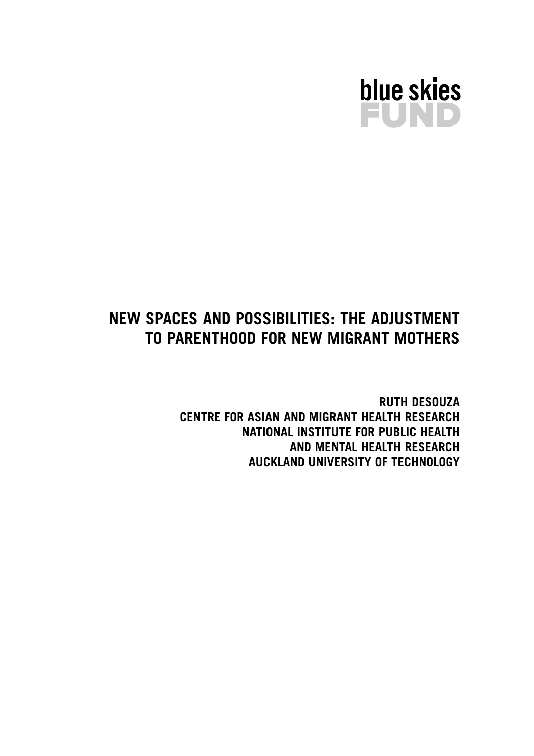blue skies
FUND

# NEW SPACES AND POSSIBILITIES: THE ADJUSTMENT TO PARENTHOOD FOR NEW MIGRANT MOTHERS

**RUTH DESOUZA**
**CENTRE FOR ASIAN AND MIGRANT HEALTH RESEARCH**
**NATIONAL INSTITUTE FOR PUBLIC HEALTH AND MENTAL HEALTH RESEARCH**
**AUCKLAND UNIVERSITY OF TECHNOLOGY**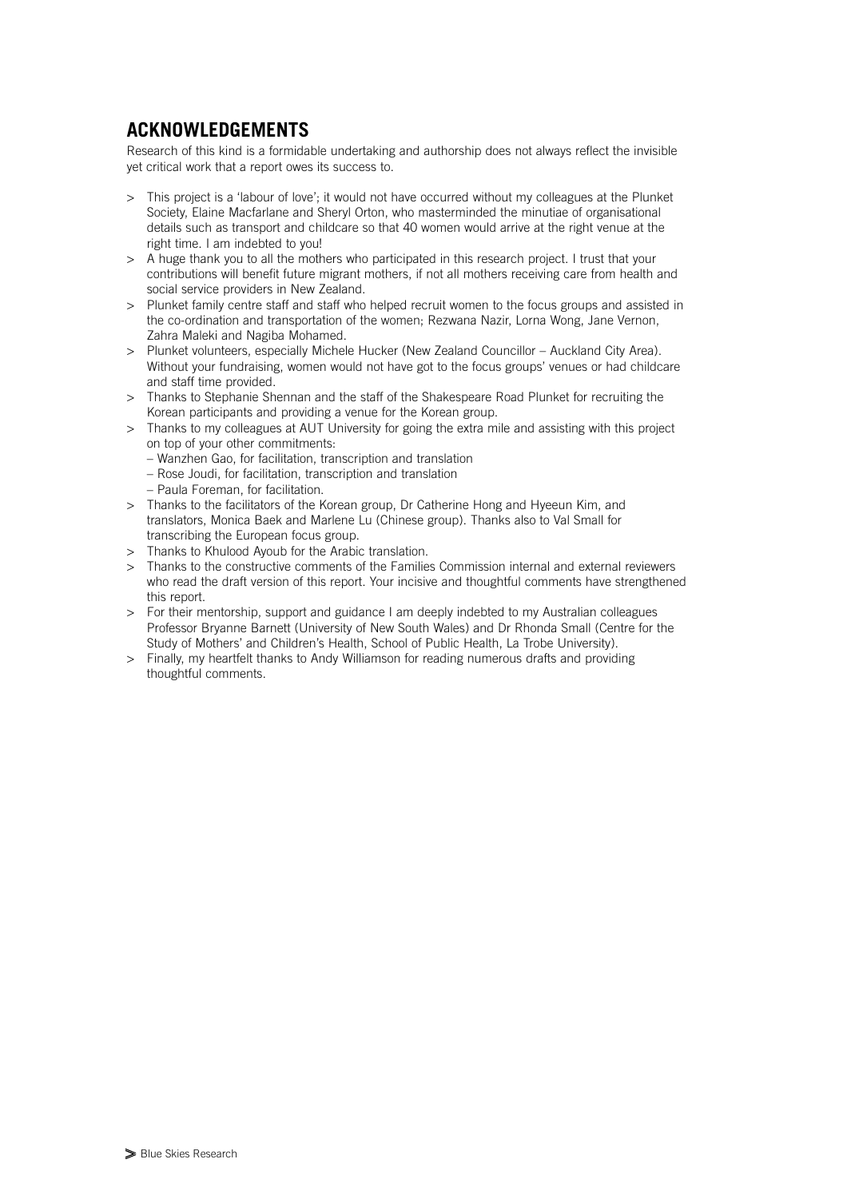## ACKNOWLEDGEMENTS

Research of this kind is a formidable undertaking and authorship does not always reflect the invisible yet critical work that a report owes its success to.

- This project is a 'labour of love'; it would not have occurred without my colleagues at the Plunket Society, Elaine Macfarlane and Sheryl Orton, who masterminded the minutiae of organisational details such as transport and childcare so that 40 women would arrive at the right venue at the right time. I am indebted to you!
- A huge thank you to all the mothers who participated in this research project. I trust that your contributions will benefit future migrant mothers, if not all mothers receiving care from health and social service providers in New Zealand.
- Plunket family centre staff and staff who helped recruit women to the focus groups and assisted in the co-ordination and transportation of the women; Rezwana Nazir, Lorna Wong, Jane Vernon, Zahra Maleki and Nagiba Mohamed.
- Plunket volunteers, especially Michele Hucker (New Zealand Councillor – Auckland City Area). Without your fundraising, women would not have got to the focus groups' venues or had childcare and staff time provided.
- Thanks to Stephanie Shennan and the staff of the Shakespeare Road Plunket for recruiting the Korean participants and providing a venue for the Korean group.
- Thanks to my colleagues at AUT University for going the extra mile and assisting with this project on top of your other commitments:
  - Wanzhen Gao, for facilitation, transcription and translation
  - Rose Joudi, for facilitation, transcription and translation
  - Paula Foreman, for facilitation.
- Thanks to the facilitators of the Korean group, Dr Catherine Hong and Hyeeun Kim, and translators, Monica Baek and Marlene Lu (Chinese group). Thanks also to Val Small for transcribing the European focus group.
- Thanks to Khulood Ayoub for the Arabic translation.
- Thanks to the constructive comments of the Families Commission internal and external reviewers who read the draft version of this report. Your incisive and thoughtful comments have strengthened this report.
- For their mentorship, support and guidance I am deeply indebted to my Australian colleagues Professor Bryanne Barnett (University of New South Wales) and Dr Rhonda Small (Centre for the Study of Mothers' and Children's Health, School of Public Health, La Trobe University).
- Finally, my heartfelt thanks to Andy Williamson for reading numerous drafts and providing thoughtful comments.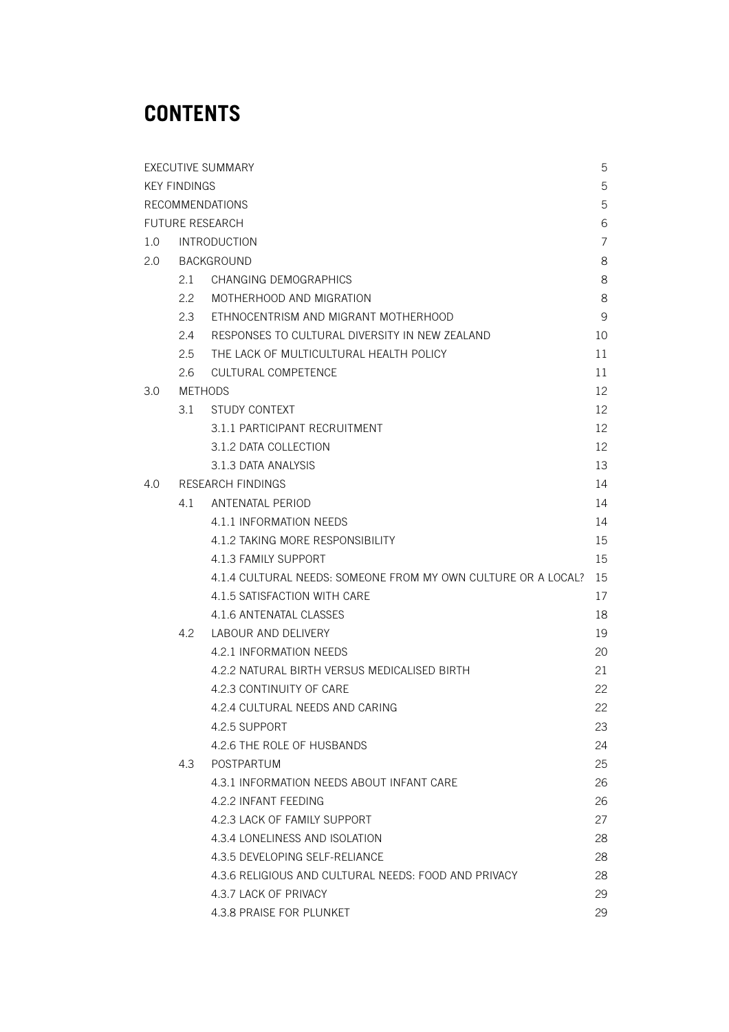# CONTENTS

| | | | |
|---|---|---|---|
| EXECUTIVE SUMMARY | | | 5 |
| KEY FINDINGS | | | 5 |
| RECOMMENDATIONS | | | 5 |
| FUTURE RESEARCH | | | 6 |
| 1.0 | INTRODUCTION | | 7 |
| 2.0 | BACKGROUND | | 8 |
| | 2.1 | CHANGING DEMOGRAPHICS | 8 |
| | 2.2 | MOTHERHOOD AND MIGRATION | 8 |
| | 2.3 | ETHNOCENTRISM AND MIGRANT MOTHERHOOD | 9 |
| | 2.4 | RESPONSES TO CULTURAL DIVERSITY IN NEW ZEALAND | 10 |
| | 2.5 | THE LACK OF MULTICULTURAL HEALTH POLICY | 11 |
| | 2.6 | CULTURAL COMPETENCE | 11 |
| 3.0 | METHODS | | 12 |
| | 3.1 | STUDY CONTEXT | 12 |
| | | 3.1.1 PARTICIPANT RECRUITMENT | 12 |
| | | 3.1.2 DATA COLLECTION | 12 |
| | | 3.1.3 DATA ANALYSIS | 13 |
| 4.0 | RESEARCH FINDINGS | | 14 |
| | 4.1 | ANTENATAL PERIOD | 14 |
| | | 4.1.1 INFORMATION NEEDS | 14 |
| | | 4.1.2 TAKING MORE RESPONSIBILITY | 15 |
| | | 4.1.3 FAMILY SUPPORT | 15 |
| | | 4.1.4 CULTURAL NEEDS: SOMEONE FROM MY OWN CULTURE OR A LOCAL? | 15 |
| | | 4.1.5 SATISFACTION WITH CARE | 17 |
| | | 4.1.6 ANTENATAL CLASSES | 18 |
| | 4.2 | LABOUR AND DELIVERY | 19 |
| | | 4.2.1 INFORMATION NEEDS | 20 |
| | | 4.2.2 NATURAL BIRTH VERSUS MEDICALISED BIRTH | 21 |
| | | 4.2.3 CONTINUITY OF CARE | 22 |
| | | 4.2.4 CULTURAL NEEDS AND CARING | 22 |
| | | 4.2.5 SUPPORT | 23 |
| | | 4.2.6 THE ROLE OF HUSBANDS | 24 |
| | 4.3 | POSTPARTUM | 25 |
| | | 4.3.1 INFORMATION NEEDS ABOUT INFANT CARE | 26 |
| | | 4.2.2 INFANT FEEDING | 26 |
| | | 4.2.3 LACK OF FAMILY SUPPORT | 27 |
| | | 4.3.4 LONELINESS AND ISOLATION | 28 |
| | | 4.3.5 DEVELOPING SELF-RELIANCE | 28 |
| | | 4.3.6 RELIGIOUS AND CULTURAL NEEDS: FOOD AND PRIVACY | 28 |
| | | 4.3.7 LACK OF PRIVACY | 29 |
| | | 4.3.8 PRAISE FOR PLUNKET | 29 |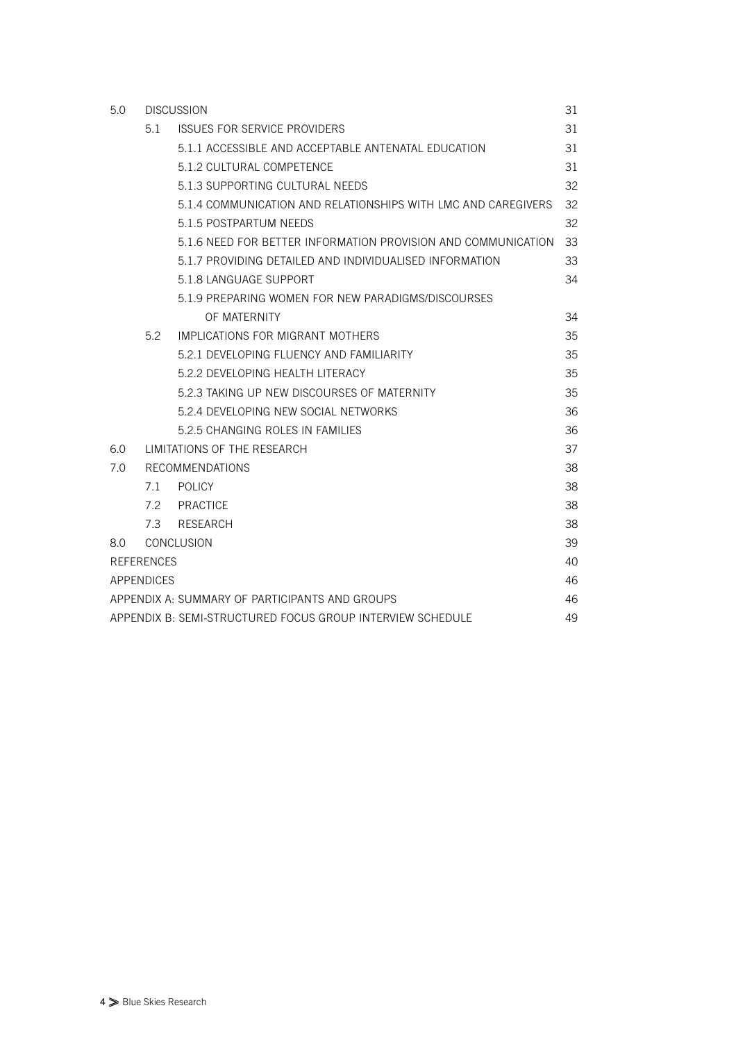| | | | |
|---|---|---|---|
| 5.0 | DISCUSSION | | 31 |
| | 5.1 | ISSUES FOR SERVICE PROVIDERS | 31 |
| | | 5.1.1 ACCESSIBLE AND ACCEPTABLE ANTENATAL EDUCATION | 31 |
| | | 5.1.2 CULTURAL COMPETENCE | 31 |
| | | 5.1.3 SUPPORTING CULTURAL NEEDS | 32 |
| | | 5.1.4 COMMUNICATION AND RELATIONSHIPS WITH LMC AND CAREGIVERS | 32 |
| | | 5.1.5 POSTPARTUM NEEDS | 32 |
| | | 5.1.6 NEED FOR BETTER INFORMATION PROVISION AND COMMUNICATION | 33 |
| | | 5.1.7 PROVIDING DETAILED AND INDIVIDUALISED INFORMATION | 33 |
| | | 5.1.8 LANGUAGE SUPPORT | 34 |
| | | 5.1.9 PREPARING WOMEN FOR NEW PARADIGMS/DISCOURSES OF MATERNITY | 34 |
| | 5.2 | IMPLICATIONS FOR MIGRANT MOTHERS | 35 |
| | | 5.2.1 DEVELOPING FLUENCY AND FAMILIARITY | 35 |
| | | 5.2.2 DEVELOPING HEALTH LITERACY | 35 |
| | | 5.2.3 TAKING UP NEW DISCOURSES OF MATERNITY | 35 |
| | | 5.2.4 DEVELOPING NEW SOCIAL NETWORKS | 36 |
| | | 5.2.5 CHANGING ROLES IN FAMILIES | 36 |
| 6.0 | LIMITATIONS OF THE RESEARCH | | 37 |
| 7.0 | RECOMMENDATIONS | | 38 |
| | 7.1 | POLICY | 38 |
| | 7.2 | PRACTICE | 38 |
| | 7.3 | RESEARCH | 38 |
| 8.0 | CONCLUSION | | 39 |
| REFERENCES | | | 40 |
| APPENDICES | | | 46 |
| APPENDIX A: SUMMARY OF PARTICIPANTS AND GROUPS | | | 46 |
| APPENDIX B: SEMI-STRUCTURED FOCUS GROUP INTERVIEW SCHEDULE | | | 49 |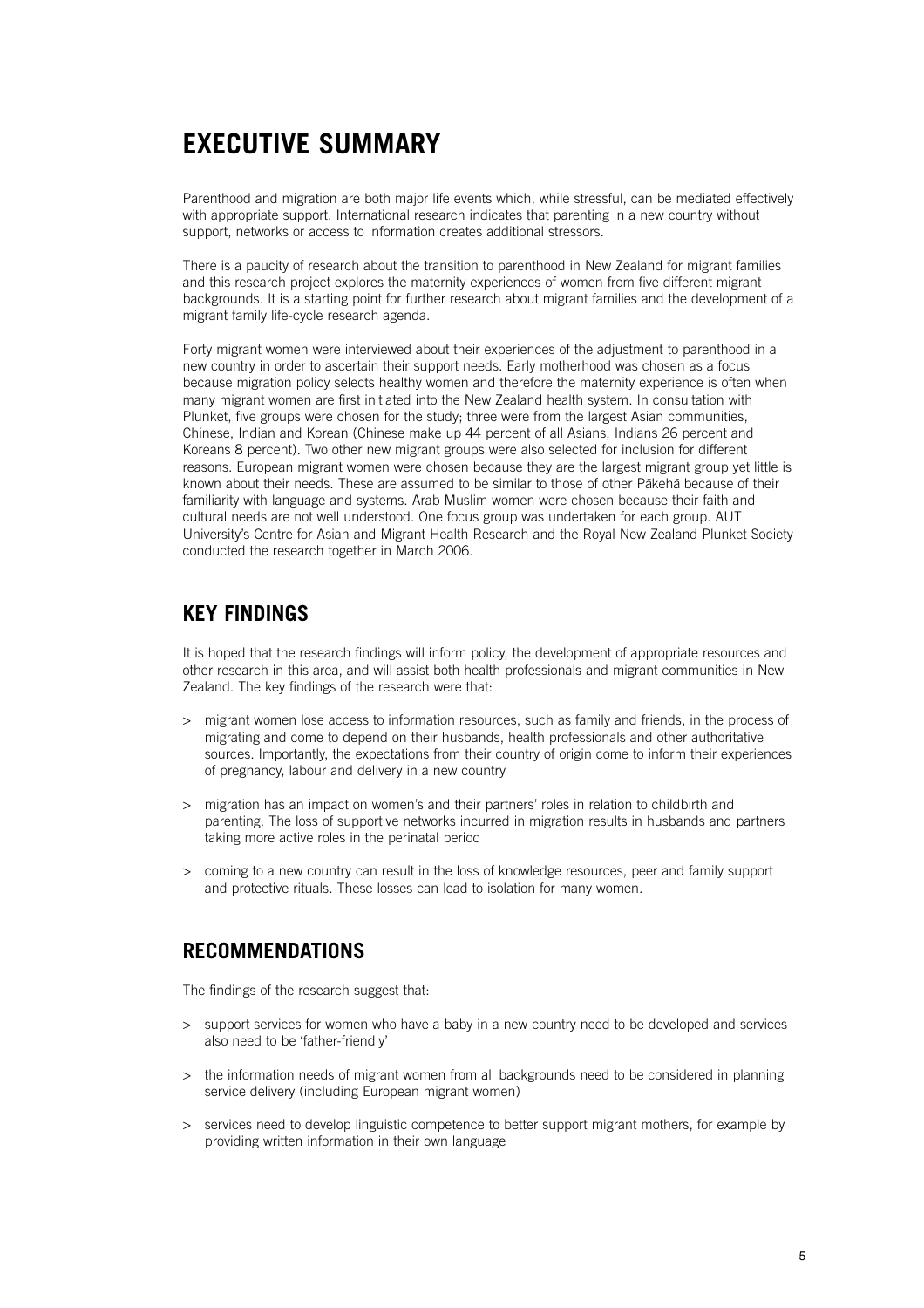# EXECUTIVE SUMMARY

Parenthood and migration are both major life events which, while stressful, can be mediated effectively with appropriate support. International research indicates that parenting in a new country without support, networks or access to information creates additional stressors.

There is a paucity of research about the transition to parenthood in New Zealand for migrant families and this research project explores the maternity experiences of women from five different migrant backgrounds. It is a starting point for further research about migrant families and the development of a migrant family life-cycle research agenda.

Forty migrant women were interviewed about their experiences of the adjustment to parenthood in a new country in order to ascertain their support needs. Early motherhood was chosen as a focus because migration policy selects healthy women and therefore the maternity experience is often when many migrant women are first initiated into the New Zealand health system. In consultation with Plunket, five groups were chosen for the study; three were from the largest Asian communities, Chinese, Indian and Korean (Chinese make up 44 percent of all Asians, Indians 26 percent and Koreans 8 percent). Two other new migrant groups were also selected for inclusion for different reasons. European migrant women were chosen because they are the largest migrant group yet little is known about their needs. These are assumed to be similar to those of other Pākehā because of their familiarity with language and systems. Arab Muslim women were chosen because their faith and cultural needs are not well understood. One focus group was undertaken for each group. AUT University's Centre for Asian and Migrant Health Research and the Royal New Zealand Plunket Society conducted the research together in March 2006.

## KEY FINDINGS

It is hoped that the research findings will inform policy, the development of appropriate resources and other research in this area, and will assist both health professionals and migrant communities in New Zealand. The key findings of the research were that:

> migrant women lose access to information resources, such as family and friends, in the process of migrating and come to depend on their husbands, health professionals and other authoritative sources. Importantly, the expectations from their country of origin come to inform their experiences of pregnancy, labour and delivery in a new country

> migration has an impact on women's and their partners' roles in relation to childbirth and parenting. The loss of supportive networks incurred in migration results in husbands and partners taking more active roles in the perinatal period

> coming to a new country can result in the loss of knowledge resources, peer and family support and protective rituals. These losses can lead to isolation for many women.

## RECOMMENDATIONS

The findings of the research suggest that:

> support services for women who have a baby in a new country need to be developed and services also need to be 'father-friendly'

> the information needs of migrant women from all backgrounds need to be considered in planning service delivery (including European migrant women)

> services need to develop linguistic competence to better support migrant mothers, for example by providing written information in their own language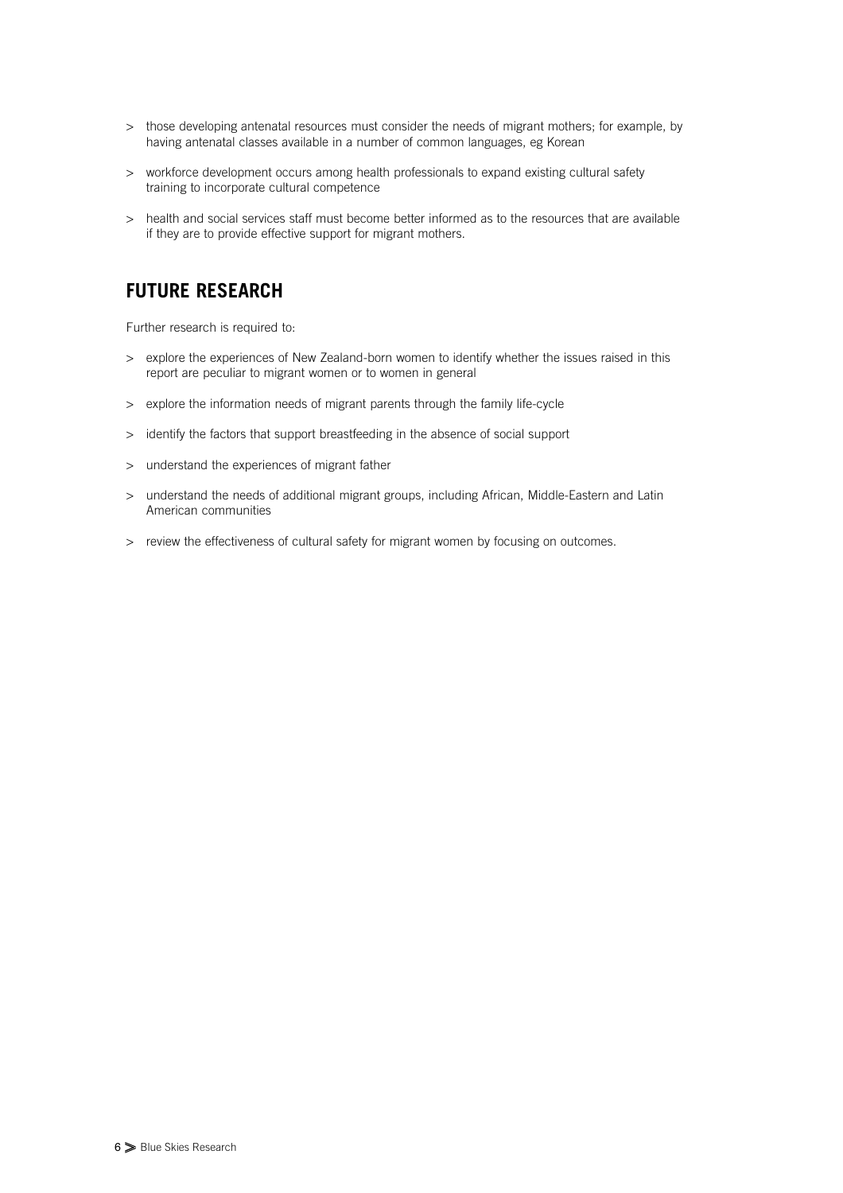- those developing antenatal resources must consider the needs of migrant mothers; for example, by having antenatal classes available in a number of common languages, eg Korean
- workforce development occurs among health professionals to expand existing cultural safety training to incorporate cultural competence
- health and social services staff must become better informed as to the resources that are available if they are to provide effective support for migrant mothers.

## FUTURE RESEARCH

Further research is required to:

- explore the experiences of New Zealand-born women to identify whether the issues raised in this report are peculiar to migrant women or to women in general
- explore the information needs of migrant parents through the family life-cycle
- identify the factors that support breastfeeding in the absence of social support
- understand the experiences of migrant father
- understand the needs of additional migrant groups, including African, Middle-Eastern and Latin American communities
- review the effectiveness of cultural safety for migrant women by focusing on outcomes.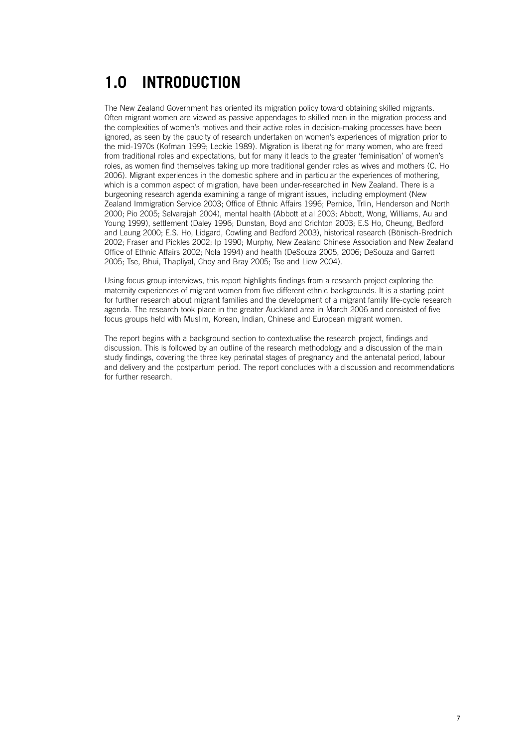# 1.0 INTRODUCTION

The New Zealand Government has oriented its migration policy toward obtaining skilled migrants. Often migrant women are viewed as passive appendages to skilled men in the migration process and the complexities of women's motives and their active roles in decision-making processes have been ignored, as seen by the paucity of research undertaken on women's experiences of migration prior to the mid-1970s (Kofman 1999; Leckie 1989). Migration is liberating for many women, who are freed from traditional roles and expectations, but for many it leads to the greater 'feminisation' of women's roles, as women find themselves taking up more traditional gender roles as wives and mothers (C. Ho 2006). Migrant experiences in the domestic sphere and in particular the experiences of mothering, which is a common aspect of migration, have been under-researched in New Zealand. There is a burgeoning research agenda examining a range of migrant issues, including employment (New Zealand Immigration Service 2003; Office of Ethnic Affairs 1996; Pernice, Trlin, Henderson and North 2000; Pio 2005; Selvarajah 2004), mental health (Abbott et al 2003; Abbott, Wong, Williams, Au and Young 1999), settlement (Daley 1996; Dunstan, Boyd and Crichton 2003; E.S Ho, Cheung, Bedford and Leung 2000; E.S. Ho, Lidgard, Cowling and Bedford 2003), historical research (Bönisch-Brednich 2002; Fraser and Pickles 2002; Ip 1990; Murphy, New Zealand Chinese Association and New Zealand Office of Ethnic Affairs 2002; Nola 1994) and health (DeSouza 2005, 2006; DeSouza and Garrett 2005; Tse, Bhui, Thapliyal, Choy and Bray 2005; Tse and Liew 2004).

Using focus group interviews, this report highlights findings from a research project exploring the maternity experiences of migrant women from five different ethnic backgrounds. It is a starting point for further research about migrant families and the development of a migrant family life-cycle research agenda. The research took place in the greater Auckland area in March 2006 and consisted of five focus groups held with Muslim, Korean, Indian, Chinese and European migrant women.

The report begins with a background section to contextualise the research project, findings and discussion. This is followed by an outline of the research methodology and a discussion of the main study findings, covering the three key perinatal stages of pregnancy and the antenatal period, labour and delivery and the postpartum period. The report concludes with a discussion and recommendations for further research.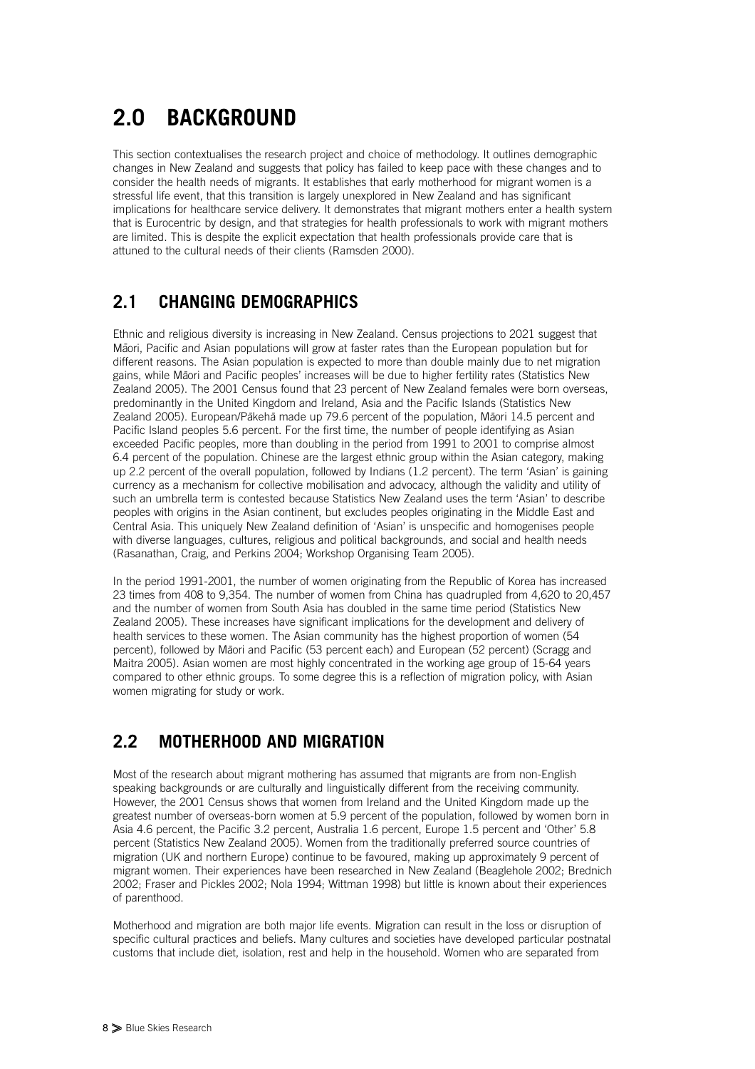# 2.0 BACKGROUND

This section contextualises the research project and choice of methodology. It outlines demographic changes in New Zealand and suggests that policy has failed to keep pace with these changes and to consider the health needs of migrants. It establishes that early motherhood for migrant women is a stressful life event, that this transition is largely unexplored in New Zealand and has significant implications for healthcare service delivery. It demonstrates that migrant mothers enter a health system that is Eurocentric by design, and that strategies for health professionals to work with migrant mothers are limited. This is despite the explicit expectation that health professionals provide care that is attuned to the cultural needs of their clients (Ramsden 2000).

## 2.1 CHANGING DEMOGRAPHICS

Ethnic and religious diversity is increasing in New Zealand. Census projections to 2021 suggest that Māori, Pacific and Asian populations will grow at faster rates than the European population but for different reasons. The Asian population is expected to more than double mainly due to net migration gains, while Māori and Pacific peoples' increases will be due to higher fertility rates (Statistics New Zealand 2005). The 2001 Census found that 23 percent of New Zealand females were born overseas, predominantly in the United Kingdom and Ireland, Asia and the Pacific Islands (Statistics New Zealand 2005). European/Pākehā made up 79.6 percent of the population, Māori 14.5 percent and Pacific Island peoples 5.6 percent. For the first time, the number of people identifying as Asian exceeded Pacific peoples, more than doubling in the period from 1991 to 2001 to comprise almost 6.4 percent of the population. Chinese are the largest ethnic group within the Asian category, making up 2.2 percent of the overall population, followed by Indians (1.2 percent). The term 'Asian' is gaining currency as a mechanism for collective mobilisation and advocacy, although the validity and utility of such an umbrella term is contested because Statistics New Zealand uses the term 'Asian' to describe peoples with origins in the Asian continent, but excludes peoples originating in the Middle East and Central Asia. This uniquely New Zealand definition of 'Asian' is unspecific and homogenises people with diverse languages, cultures, religious and political backgrounds, and social and health needs (Rasanathan, Craig, and Perkins 2004; Workshop Organising Team 2005).

In the period 1991-2001, the number of women originating from the Republic of Korea has increased 23 times from 408 to 9,354. The number of women from China has quadrupled from 4,620 to 20,457 and the number of women from South Asia has doubled in the same time period (Statistics New Zealand 2005). These increases have significant implications for the development and delivery of health services to these women. The Asian community has the highest proportion of women (54 percent), followed by Māori and Pacific (53 percent each) and European (52 percent) (Scragg and Maitra 2005). Asian women are most highly concentrated in the working age group of 15-64 years compared to other ethnic groups. To some degree this is a reflection of migration policy, with Asian women migrating for study or work.

## 2.2 MOTHERHOOD AND MIGRATION

Most of the research about migrant mothering has assumed that migrants are from non-English speaking backgrounds or are culturally and linguistically different from the receiving community. However, the 2001 Census shows that women from Ireland and the United Kingdom made up the greatest number of overseas-born women at 5.9 percent of the population, followed by women born in Asia 4.6 percent, the Pacific 3.2 percent, Australia 1.6 percent, Europe 1.5 percent and 'Other' 5.8 percent (Statistics New Zealand 2005). Women from the traditionally preferred source countries of migration (UK and northern Europe) continue to be favoured, making up approximately 9 percent of migrant women. Their experiences have been researched in New Zealand (Beaglehole 2002; Brednich 2002; Fraser and Pickles 2002; Nola 1994; Wittman 1998) but little is known about their experiences of parenthood.

Motherhood and migration are both major life events. Migration can result in the loss or disruption of specific cultural practices and beliefs. Many cultures and societies have developed particular postnatal customs that include diet, isolation, rest and help in the household. Women who are separated from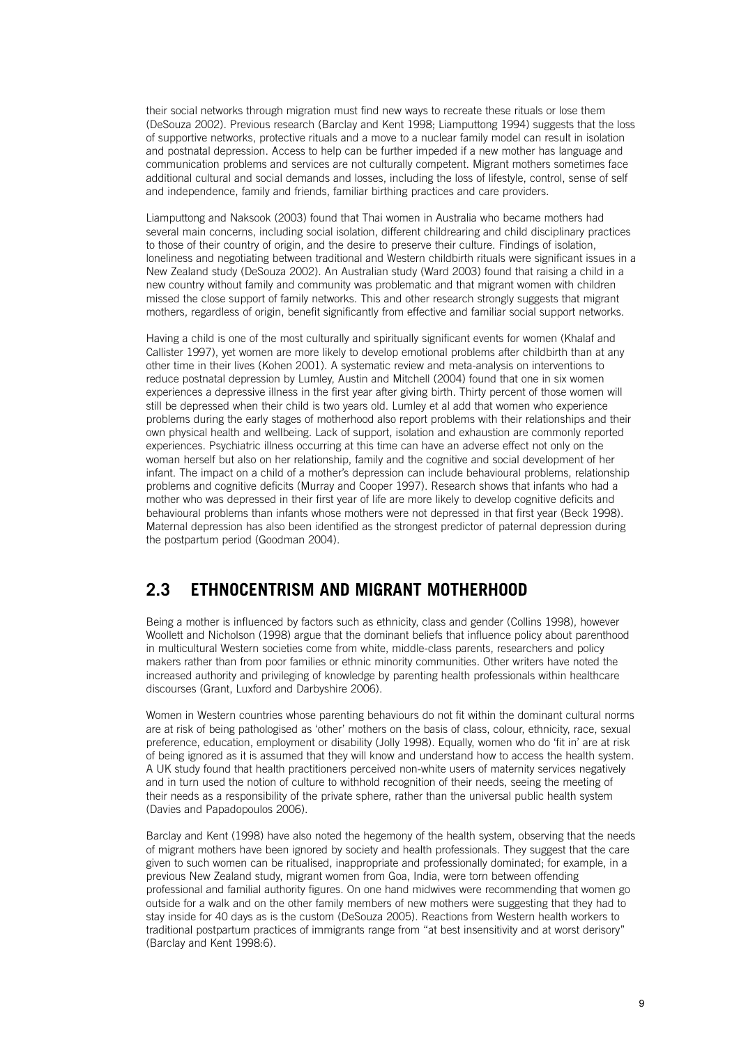their social networks through migration must find new ways to recreate these rituals or lose them (DeSouza 2002). Previous research (Barclay and Kent 1998; Liamputtong 1994) suggests that the loss of supportive networks, protective rituals and a move to a nuclear family model can result in isolation and postnatal depression. Access to help can be further impeded if a new mother has language and communication problems and services are not culturally competent. Migrant mothers sometimes face additional cultural and social demands and losses, including the loss of lifestyle, control, sense of self and independence, family and friends, familiar birthing practices and care providers.

Liamputtong and Naksook (2003) found that Thai women in Australia who became mothers had several main concerns, including social isolation, different childrearing and child disciplinary practices to those of their country of origin, and the desire to preserve their culture. Findings of isolation, loneliness and negotiating between traditional and Western childbirth rituals were significant issues in a New Zealand study (DeSouza 2002). An Australian study (Ward 2003) found that raising a child in a new country without family and community was problematic and that migrant women with children missed the close support of family networks. This and other research strongly suggests that migrant mothers, regardless of origin, benefit significantly from effective and familiar social support networks.

Having a child is one of the most culturally and spiritually significant events for women (Khalaf and Callister 1997), yet women are more likely to develop emotional problems after childbirth than at any other time in their lives (Kohen 2001). A systematic review and meta-analysis on interventions to reduce postnatal depression by Lumley, Austin and Mitchell (2004) found that one in six women experiences a depressive illness in the first year after giving birth. Thirty percent of those women will still be depressed when their child is two years old. Lumley et al add that women who experience problems during the early stages of motherhood also report problems with their relationships and their own physical health and wellbeing. Lack of support, isolation and exhaustion are commonly reported experiences. Psychiatric illness occurring at this time can have an adverse effect not only on the woman herself but also on her relationship, family and the cognitive and social development of her infant. The impact on a child of a mother's depression can include behavioural problems, relationship problems and cognitive deficits (Murray and Cooper 1997). Research shows that infants who had a mother who was depressed in their first year of life are more likely to develop cognitive deficits and behavioural problems than infants whose mothers were not depressed in that first year (Beck 1998). Maternal depression has also been identified as the strongest predictor of paternal depression during the postpartum period (Goodman 2004).

## 2.3 ETHNOCENTRISM AND MIGRANT MOTHERHOOD

Being a mother is influenced by factors such as ethnicity, class and gender (Collins 1998), however Woollett and Nicholson (1998) argue that the dominant beliefs that influence policy about parenthood in multicultural Western societies come from white, middle-class parents, researchers and policy makers rather than from poor families or ethnic minority communities. Other writers have noted the increased authority and privileging of knowledge by parenting health professionals within healthcare discourses (Grant, Luxford and Darbyshire 2006).

Women in Western countries whose parenting behaviours do not fit within the dominant cultural norms are at risk of being pathologised as 'other' mothers on the basis of class, colour, ethnicity, race, sexual preference, education, employment or disability (Jolly 1998). Equally, women who do 'fit in' are at risk of being ignored as it is assumed that they will know and understand how to access the health system. A UK study found that health practitioners perceived non-white users of maternity services negatively and in turn used the notion of culture to withhold recognition of their needs, seeing the meeting of their needs as a responsibility of the private sphere, rather than the universal public health system (Davies and Papadopoulos 2006).

Barclay and Kent (1998) have also noted the hegemony of the health system, observing that the needs of migrant mothers have been ignored by society and health professionals. They suggest that the care given to such women can be ritualised, inappropriate and professionally dominated; for example, in a previous New Zealand study, migrant women from Goa, India, were torn between offending professional and familial authority figures. On one hand midwives were recommending that women go outside for a walk and on the other family members of new mothers were suggesting that they had to stay inside for 40 days as is the custom (DeSouza 2005). Reactions from Western health workers to traditional postpartum practices of immigrants range from "at best insensitivity and at worst derisory" (Barclay and Kent 1998:6).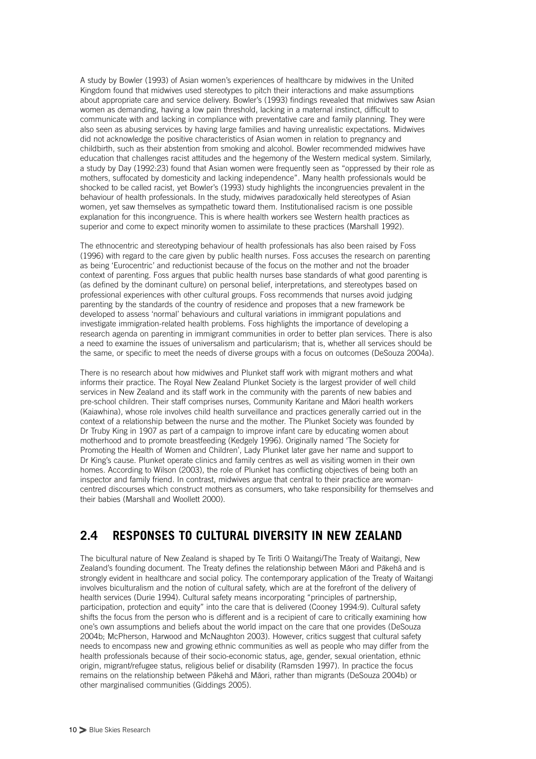A study by Bowler (1993) of Asian women's experiences of healthcare by midwives in the United Kingdom found that midwives used stereotypes to pitch their interactions and make assumptions about appropriate care and service delivery. Bowler's (1993) findings revealed that midwives saw Asian women as demanding, having a low pain threshold, lacking in a maternal instinct, difficult to communicate with and lacking in compliance with preventative care and family planning. They were also seen as abusing services by having large families and having unrealistic expectations. Midwives did not acknowledge the positive characteristics of Asian women in relation to pregnancy and childbirth, such as their abstention from smoking and alcohol. Bowler recommended midwives have education that challenges racist attitudes and the hegemony of the Western medical system. Similarly, a study by Day (1992:23) found that Asian women were frequently seen as "oppressed by their role as mothers, suffocated by domesticity and lacking independence". Many health professionals would be shocked to be called racist, yet Bowler's (1993) study highlights the incongruencies prevalent in the behaviour of health professionals. In the study, midwives paradoxically held stereotypes of Asian women, yet saw themselves as sympathetic toward them. Institutionalised racism is one possible explanation for this incongruence. This is where health workers see Western health practices as superior and come to expect minority women to assimilate to these practices (Marshall 1992).

The ethnocentric and stereotyping behaviour of health professionals has also been raised by Foss (1996) with regard to the care given by public health nurses. Foss accuses the research on parenting as being 'Eurocentric' and reductionist because of the focus on the mother and not the broader context of parenting. Foss argues that public health nurses base standards of what good parenting is (as defined by the dominant culture) on personal belief, interpretations, and stereotypes based on professional experiences with other cultural groups. Foss recommends that nurses avoid judging parenting by the standards of the country of residence and proposes that a new framework be developed to assess 'normal' behaviours and cultural variations in immigrant populations and investigate immigration-related health problems. Foss highlights the importance of developing a research agenda on parenting in immigrant communities in order to better plan services. There is also a need to examine the issues of universalism and particularism; that is, whether all services should be the same, or specific to meet the needs of diverse groups with a focus on outcomes (DeSouza 2004a).

There is no research about how midwives and Plunket staff work with migrant mothers and what informs their practice. The Royal New Zealand Plunket Society is the largest provider of well child services in New Zealand and its staff work in the community with the parents of new babies and pre-school children. Their staff comprises nurses, Community Karitane and Māori health workers (Kaiawhina), whose role involves child health surveillance and practices generally carried out in the context of a relationship between the nurse and the mother. The Plunket Society was founded by Dr Truby King in 1907 as part of a campaign to improve infant care by educating women about motherhood and to promote breastfeeding (Kedgely 1996). Originally named 'The Society for Promoting the Health of Women and Children', Lady Plunket later gave her name and support to Dr King's cause. Plunket operate clinics and family centres as well as visiting women in their own homes. According to Wilson (2003), the role of Plunket has conflicting objectives of being both an inspector and family friend. In contrast, midwives argue that central to their practice are woman-centred discourses which construct mothers as consumers, who take responsibility for themselves and their babies (Marshall and Woollett 2000).

## 2.4 RESPONSES TO CULTURAL DIVERSITY IN NEW ZEALAND

The bicultural nature of New Zealand is shaped by Te Tiriti O Waitangi/The Treaty of Waitangi, New Zealand's founding document. The Treaty defines the relationship between Māori and Pākehā and is strongly evident in healthcare and social policy. The contemporary application of the Treaty of Waitangi involves biculturalism and the notion of cultural safety, which are at the forefront of the delivery of health services (Durie 1994). Cultural safety means incorporating "principles of partnership, participation, protection and equity" into the care that is delivered (Cooney 1994:9). Cultural safety shifts the focus from the person who is different and is a recipient of care to critically examining how one's own assumptions and beliefs about the world impact on the care that one provides (DeSouza 2004b; McPherson, Harwood and McNaughton 2003). However, critics suggest that cultural safety needs to encompass new and growing ethnic communities as well as people who may differ from the health professionals because of their socio-economic status, age, gender, sexual orientation, ethnic origin, migrant/refugee status, religious belief or disability (Ramsden 1997). In practice the focus remains on the relationship between Pākehā and Māori, rather than migrants (DeSouza 2004b) or other marginalised communities (Giddings 2005).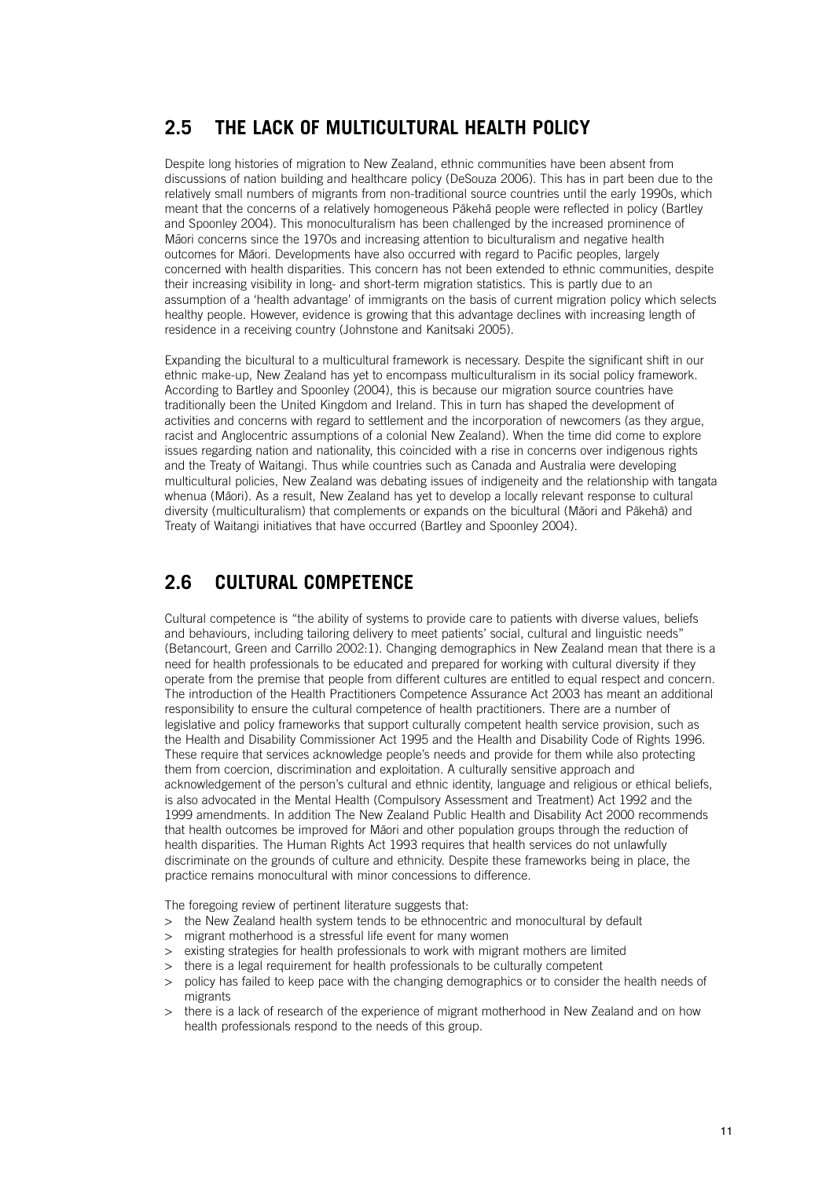## 2.5 THE LACK OF MULTICULTURAL HEALTH POLICY

Despite long histories of migration to New Zealand, ethnic communities have been absent from discussions of nation building and healthcare policy (DeSouza 2006). This has in part been due to the relatively small numbers of migrants from non-traditional source countries until the early 1990s, which meant that the concerns of a relatively homogeneous Pākehā people were reflected in policy (Bartley and Spoonley 2004). This monoculturalism has been challenged by the increased prominence of Māori concerns since the 1970s and increasing attention to biculturalism and negative health outcomes for Māori. Developments have also occurred with regard to Pacific peoples, largely concerned with health disparities. This concern has not been extended to ethnic communities, despite their increasing visibility in long- and short-term migration statistics. This is partly due to an assumption of a 'health advantage' of immigrants on the basis of current migration policy which selects healthy people. However, evidence is growing that this advantage declines with increasing length of residence in a receiving country (Johnstone and Kanitsaki 2005).

Expanding the bicultural to a multicultural framework is necessary. Despite the significant shift in our ethnic make-up, New Zealand has yet to encompass multiculturalism in its social policy framework. According to Bartley and Spoonley (2004), this is because our migration source countries have traditionally been the United Kingdom and Ireland. This in turn has shaped the development of activities and concerns with regard to settlement and the incorporation of newcomers (as they argue, racist and Anglocentric assumptions of a colonial New Zealand). When the time did come to explore issues regarding nation and nationality, this coincided with a rise in concerns over indigenous rights and the Treaty of Waitangi. Thus while countries such as Canada and Australia were developing multicultural policies, New Zealand was debating issues of indigeneity and the relationship with tangata whenua (Māori). As a result, New Zealand has yet to develop a locally relevant response to cultural diversity (multiculturalism) that complements or expands on the bicultural (Māori and Pākehā) and Treaty of Waitangi initiatives that have occurred (Bartley and Spoonley 2004).

## 2.6 CULTURAL COMPETENCE

Cultural competence is "the ability of systems to provide care to patients with diverse values, beliefs and behaviours, including tailoring delivery to meet patients' social, cultural and linguistic needs" (Betancourt, Green and Carrillo 2002:1). Changing demographics in New Zealand mean that there is a need for health professionals to be educated and prepared for working with cultural diversity if they operate from the premise that people from different cultures are entitled to equal respect and concern. The introduction of the Health Practitioners Competence Assurance Act 2003 has meant an additional responsibility to ensure the cultural competence of health practitioners. There are a number of legislative and policy frameworks that support culturally competent health service provision, such as the Health and Disability Commissioner Act 1995 and the Health and Disability Code of Rights 1996. These require that services acknowledge people's needs and provide for them while also protecting them from coercion, discrimination and exploitation. A culturally sensitive approach and acknowledgement of the person's cultural and ethnic identity, language and religious or ethical beliefs, is also advocated in the Mental Health (Compulsory Assessment and Treatment) Act 1992 and the 1999 amendments. In addition The New Zealand Public Health and Disability Act 2000 recommends that health outcomes be improved for Māori and other population groups through the reduction of health disparities. The Human Rights Act 1993 requires that health services do not unlawfully discriminate on the grounds of culture and ethnicity. Despite these frameworks being in place, the practice remains monocultural with minor concessions to difference.

The foregoing review of pertinent literature suggests that:

> the New Zealand health system tends to be ethnocentric and monocultural by default
> migrant motherhood is a stressful life event for many women
> existing strategies for health professionals to work with migrant mothers are limited
> there is a legal requirement for health professionals to be culturally competent
> policy has failed to keep pace with the changing demographics or to consider the health needs of migrants
> there is a lack of research of the experience of migrant motherhood in New Zealand and on how health professionals respond to the needs of this group.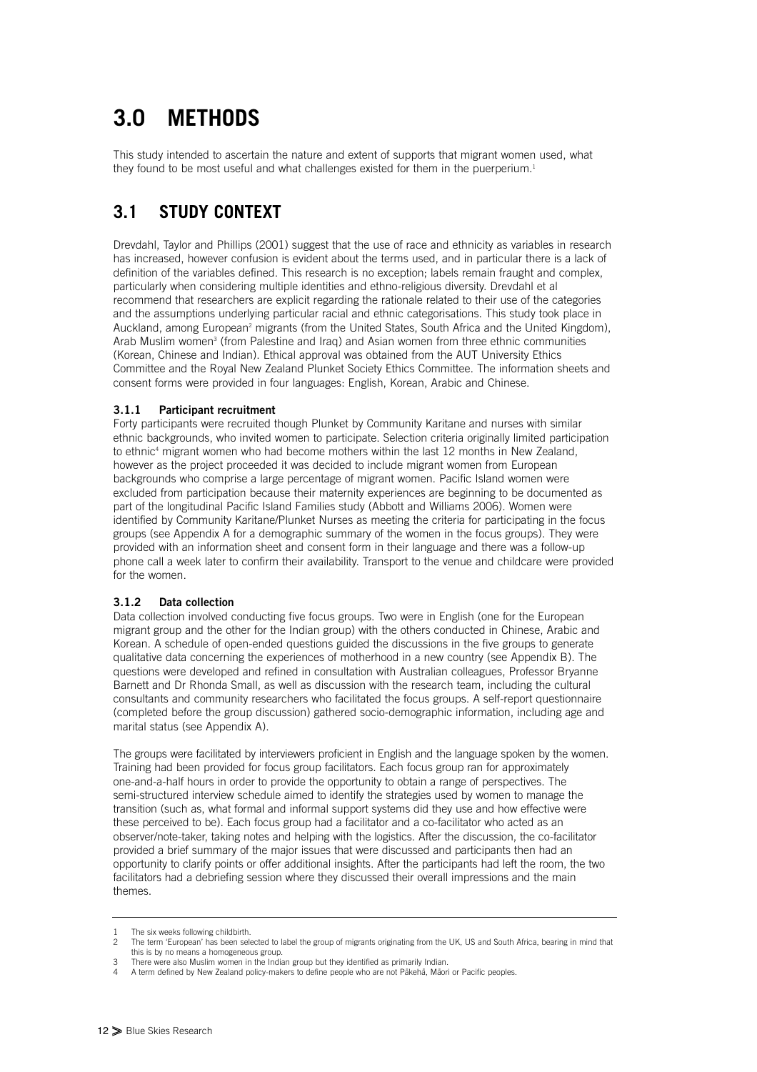# 3.0 METHODS

This study intended to ascertain the nature and extent of supports that migrant women used, what they found to be most useful and what challenges existed for them in the puerperium.[1]

## 3.1 STUDY CONTEXT

Drevdahl, Taylor and Phillips (2001) suggest that the use of race and ethnicity as variables in research has increased, however confusion is evident about the terms used, and in particular there is a lack of definition of the variables defined. This research is no exception; labels remain fraught and complex, particularly when considering multiple identities and ethno-religious diversity. Drevdahl et al recommend that researchers are explicit regarding the rationale related to their use of the categories and the assumptions underlying particular racial and ethnic categorisations. This study took place in Auckland, among European[2] migrants (from the United States, South Africa and the United Kingdom), Arab Muslim women[3] (from Palestine and Iraq) and Asian women from three ethnic communities (Korean, Chinese and Indian). Ethical approval was obtained from the AUT University Ethics Committee and the Royal New Zealand Plunket Society Ethics Committee. The information sheets and consent forms were provided in four languages: English, Korean, Arabic and Chinese.

### 3.1.1 Participant recruitment

Forty participants were recruited though Plunket by Community Karitane and nurses with similar ethnic backgrounds, who invited women to participate. Selection criteria originally limited participation to ethnic[4] migrant women who had become mothers within the last 12 months in New Zealand, however as the project proceeded it was decided to include migrant women from European backgrounds who comprise a large percentage of migrant women. Pacific Island women were excluded from participation because their maternity experiences are beginning to be documented as part of the longitudinal Pacific Island Families study (Abbott and Williams 2006). Women were identified by Community Karitane/Plunket Nurses as meeting the criteria for participating in the focus groups (see Appendix A for a demographic summary of the women in the focus groups). They were provided with an information sheet and consent form in their language and there was a follow-up phone call a week later to confirm their availability. Transport to the venue and childcare were provided for the women.

### 3.1.2 Data collection

Data collection involved conducting five focus groups. Two were in English (one for the European migrant group and the other for the Indian group) with the others conducted in Chinese, Arabic and Korean. A schedule of open-ended questions guided the discussions in the five groups to generate qualitative data concerning the experiences of motherhood in a new country (see Appendix B). The questions were developed and refined in consultation with Australian colleagues, Professor Bryanne Barnett and Dr Rhonda Small, as well as discussion with the research team, including the cultural consultants and community researchers who facilitated the focus groups. A self-report questionnaire (completed before the group discussion) gathered socio-demographic information, including age and marital status (see Appendix A).

The groups were facilitated by interviewers proficient in English and the language spoken by the women. Training had been provided for focus group facilitators. Each focus group ran for approximately one-and-a-half hours in order to provide the opportunity to obtain a range of perspectives. The semi-structured interview schedule aimed to identify the strategies used by women to manage the transition (such as, what formal and informal support systems did they use and how effective were these perceived to be). Each focus group had a facilitator and a co-facilitator who acted as an observer/note-taker, taking notes and helping with the logistics. After the discussion, the co-facilitator provided a brief summary of the major issues that were discussed and participants then had an opportunity to clarify points or offer additional insights. After the participants had left the room, the two facilitators had a debriefing session where they discussed their overall impressions and the main themes.

---

1 The six weeks following childbirth.

2 The term 'European' has been selected to label the group of migrants originating from the UK, US and South Africa, bearing in mind that this is by no means a homogeneous group.

3 There were also Muslim women in the Indian group but they identified as primarily Indian.

4 A term defined by New Zealand policy-makers to define people who are not Pākehā, Māori or Pacific peoples.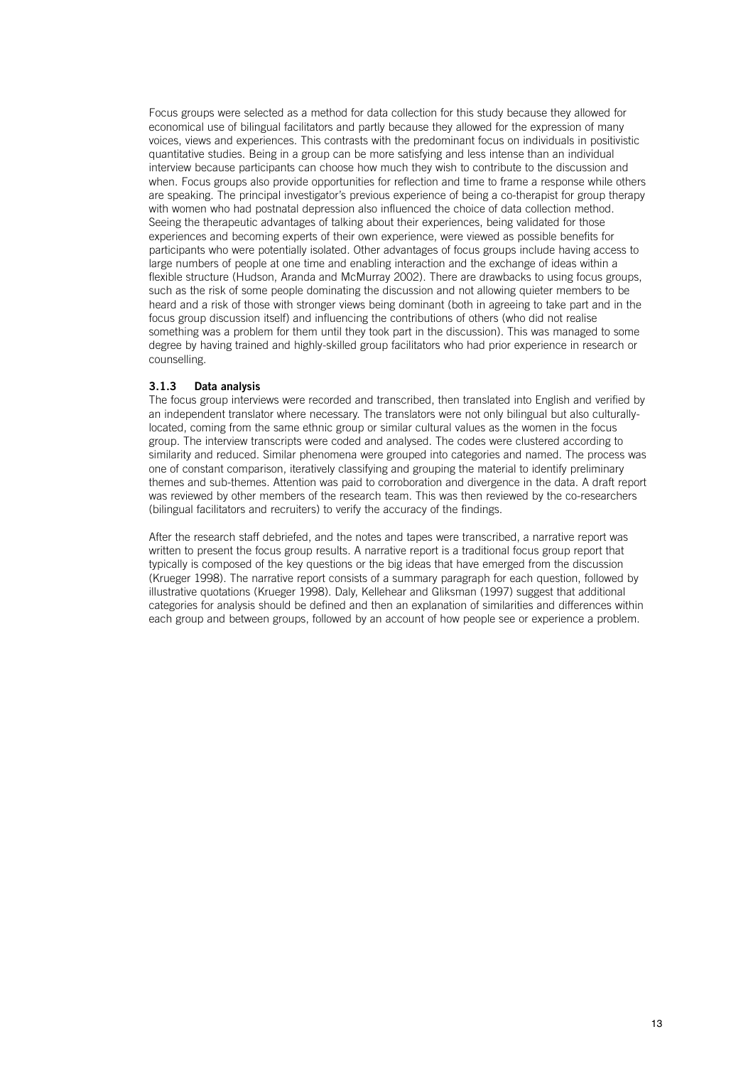Focus groups were selected as a method for data collection for this study because they allowed for economical use of bilingual facilitators and partly because they allowed for the expression of many voices, views and experiences. This contrasts with the predominant focus on individuals in positivistic quantitative studies. Being in a group can be more satisfying and less intense than an individual interview because participants can choose how much they wish to contribute to the discussion and when. Focus groups also provide opportunities for reflection and time to frame a response while others are speaking. The principal investigator's previous experience of being a co-therapist for group therapy with women who had postnatal depression also influenced the choice of data collection method. Seeing the therapeutic advantages of talking about their experiences, being validated for those experiences and becoming experts of their own experience, were viewed as possible benefits for participants who were potentially isolated. Other advantages of focus groups include having access to large numbers of people at one time and enabling interaction and the exchange of ideas within a flexible structure (Hudson, Aranda and McMurray 2002). There are drawbacks to using focus groups, such as the risk of some people dominating the discussion and not allowing quieter members to be heard and a risk of those with stronger views being dominant (both in agreeing to take part and in the focus group discussion itself) and influencing the contributions of others (who did not realise something was a problem for them until they took part in the discussion). This was managed to some degree by having trained and highly-skilled group facilitators who had prior experience in research or counselling.

### 3.1.3 Data analysis

The focus group interviews were recorded and transcribed, then translated into English and verified by an independent translator where necessary. The translators were not only bilingual but also culturally-located, coming from the same ethnic group or similar cultural values as the women in the focus group. The interview transcripts were coded and analysed. The codes were clustered according to similarity and reduced. Similar phenomena were grouped into categories and named. The process was one of constant comparison, iteratively classifying and grouping the material to identify preliminary themes and sub-themes. Attention was paid to corroboration and divergence in the data. A draft report was reviewed by other members of the research team. This was then reviewed by the co-researchers (bilingual facilitators and recruiters) to verify the accuracy of the findings.

After the research staff debriefed, and the notes and tapes were transcribed, a narrative report was written to present the focus group results. A narrative report is a traditional focus group report that typically is composed of the key questions or the big ideas that have emerged from the discussion (Krueger 1998). The narrative report consists of a summary paragraph for each question, followed by illustrative quotations (Krueger 1998). Daly, Kellehear and Gliksman (1997) suggest that additional categories for analysis should be defined and then an explanation of similarities and differences within each group and between groups, followed by an account of how people see or experience a problem.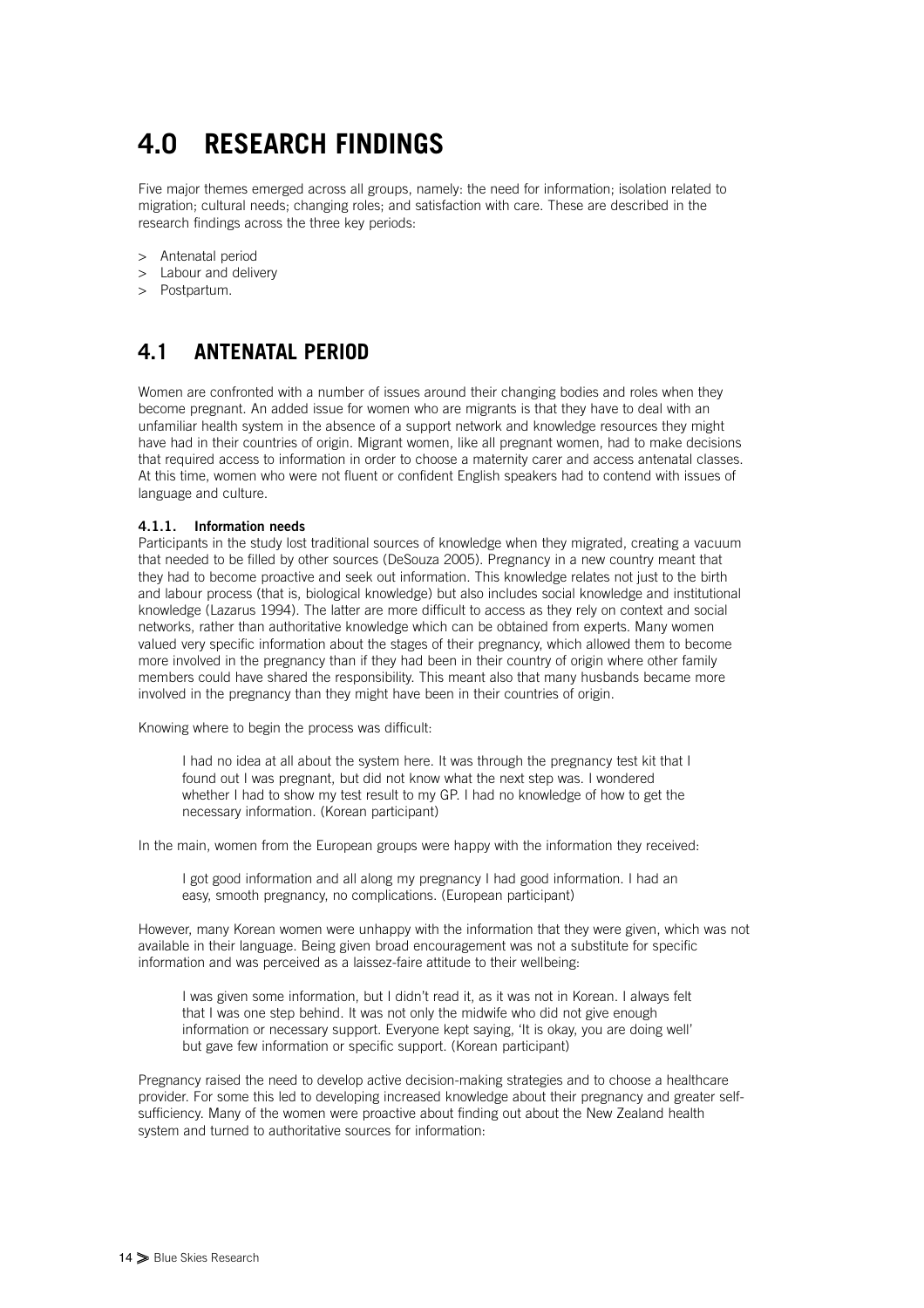# 4.0 RESEARCH FINDINGS

Five major themes emerged across all groups, namely: the need for information; isolation related to migration; cultural needs; changing roles; and satisfaction with care. These are described in the research findings across the three key periods:

> Antenatal period
> Labour and delivery
> Postpartum.

## 4.1 ANTENATAL PERIOD

Women are confronted with a number of issues around their changing bodies and roles when they become pregnant. An added issue for women who are migrants is that they have to deal with an unfamiliar health system in the absence of a support network and knowledge resources they might have had in their countries of origin. Migrant women, like all pregnant women, had to make decisions that required access to information in order to choose a maternity carer and access antenatal classes. At this time, women who were not fluent or confident English speakers had to contend with issues of language and culture.

### 4.1.1. Information needs

Participants in the study lost traditional sources of knowledge when they migrated, creating a vacuum that needed to be filled by other sources (DeSouza 2005). Pregnancy in a new country meant that they had to become proactive and seek out information. This knowledge relates not just to the birth and labour process (that is, biological knowledge) but also includes social knowledge and institutional knowledge (Lazarus 1994). The latter are more difficult to access as they rely on context and social networks, rather than authoritative knowledge which can be obtained from experts. Many women valued very specific information about the stages of their pregnancy, which allowed them to become more involved in the pregnancy than if they had been in their country of origin where other family members could have shared the responsibility. This meant also that many husbands became more involved in the pregnancy than they might have been in their countries of origin.

Knowing where to begin the process was difficult:

> I had no idea at all about the system here. It was through the pregnancy test kit that I found out I was pregnant, but did not know what the next step was. I wondered whether I had to show my test result to my GP. I had no knowledge of how to get the necessary information. (Korean participant)

In the main, women from the European groups were happy with the information they received:

> I got good information and all along my pregnancy I had good information. I had an easy, smooth pregnancy, no complications. (European participant)

However, many Korean women were unhappy with the information that they were given, which was not available in their language. Being given broad encouragement was not a substitute for specific information and was perceived as a laissez-faire attitude to their wellbeing:

> I was given some information, but I didn't read it, as it was not in Korean. I always felt that I was one step behind. It was not only the midwife who did not give enough information or necessary support. Everyone kept saying, 'It is okay, you are doing well' but gave few information or specific support. (Korean participant)

Pregnancy raised the need to develop active decision-making strategies and to choose a healthcare provider. For some this led to developing increased knowledge about their pregnancy and greater self-sufficiency. Many of the women were proactive about finding out about the New Zealand health system and turned to authoritative sources for information: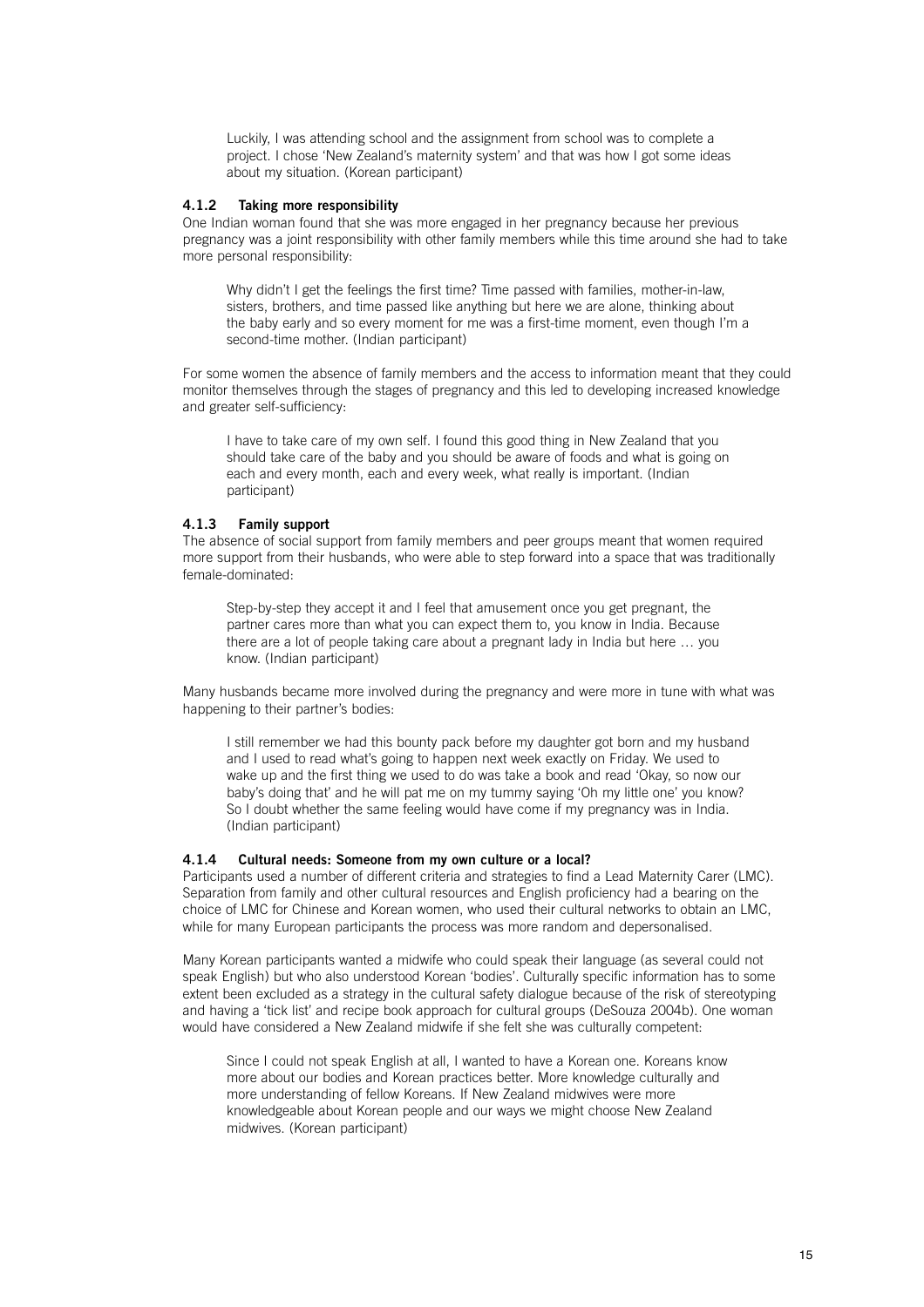> Luckily, I was attending school and the assignment from school was to complete a project. I chose 'New Zealand's maternity system' and that was how I got some ideas about my situation. (Korean participant)

#### 4.1.2 Taking more responsibility

One Indian woman found that she was more engaged in her pregnancy because her previous pregnancy was a joint responsibility with other family members while this time around she had to take more personal responsibility:

> Why didn't I get the feelings the first time? Time passed with families, mother-in-law, sisters, brothers, and time passed like anything but here we are alone, thinking about the baby early and so every moment for me was a first-time moment, even though I'm a second-time mother. (Indian participant)

For some women the absence of family members and the access to information meant that they could monitor themselves through the stages of pregnancy and this led to developing increased knowledge and greater self-sufficiency:

> I have to take care of my own self. I found this good thing in New Zealand that you should take care of the baby and you should be aware of foods and what is going on each and every month, each and every week, what really is important. (Indian participant)

#### 4.1.3 Family support

The absence of social support from family members and peer groups meant that women required more support from their husbands, who were able to step forward into a space that was traditionally female-dominated:

> Step-by-step they accept it and I feel that amusement once you get pregnant, the partner cares more than what you can expect them to, you know in India. Because there are a lot of people taking care about a pregnant lady in India but here … you know. (Indian participant)

Many husbands became more involved during the pregnancy and were more in tune with what was happening to their partner's bodies:

> I still remember we had this bounty pack before my daughter got born and my husband and I used to read what's going to happen next week exactly on Friday. We used to wake up and the first thing we used to do was take a book and read 'Okay, so now our baby's doing that' and he will pat me on my tummy saying 'Oh my little one' you know? So I doubt whether the same feeling would have come if my pregnancy was in India. (Indian participant)

#### 4.1.4 Cultural needs: Someone from my own culture or a local?

Participants used a number of different criteria and strategies to find a Lead Maternity Carer (LMC). Separation from family and other cultural resources and English proficiency had a bearing on the choice of LMC for Chinese and Korean women, who used their cultural networks to obtain an LMC, while for many European participants the process was more random and depersonalised.

Many Korean participants wanted a midwife who could speak their language (as several could not speak English) but who also understood Korean 'bodies'. Culturally specific information has to some extent been excluded as a strategy in the cultural safety dialogue because of the risk of stereotyping and having a 'tick list' and recipe book approach for cultural groups (DeSouza 2004b). One woman would have considered a New Zealand midwife if she felt she was culturally competent:

> Since I could not speak English at all, I wanted to have a Korean one. Koreans know more about our bodies and Korean practices better. More knowledge culturally and more understanding of fellow Koreans. If New Zealand midwives were more knowledgeable about Korean people and our ways we might choose New Zealand midwives. (Korean participant)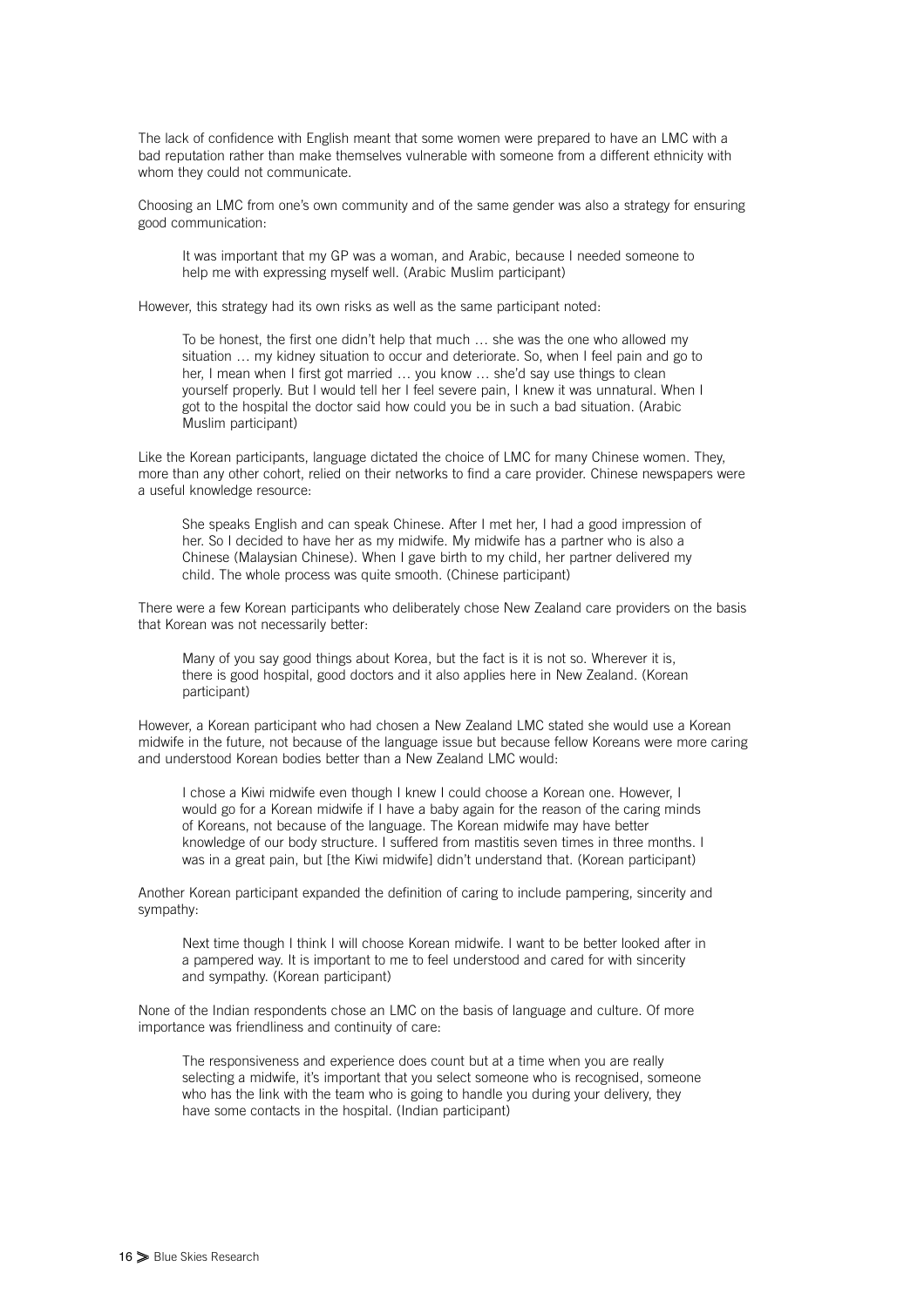The lack of confidence with English meant that some women were prepared to have an LMC with a bad reputation rather than make themselves vulnerable with someone from a different ethnicity with whom they could not communicate.

Choosing an LMC from one's own community and of the same gender was also a strategy for ensuring good communication:

> It was important that my GP was a woman, and Arabic, because I needed someone to help me with expressing myself well. (Arabic Muslim participant)

However, this strategy had its own risks as well as the same participant noted:

> To be honest, the first one didn't help that much … she was the one who allowed my situation … my kidney situation to occur and deteriorate. So, when I feel pain and go to her, I mean when I first got married … you know … she'd say use things to clean yourself properly. But I would tell her I feel severe pain, I knew it was unnatural. When I got to the hospital the doctor said how could you be in such a bad situation. (Arabic Muslim participant)

Like the Korean participants, language dictated the choice of LMC for many Chinese women. They, more than any other cohort, relied on their networks to find a care provider. Chinese newspapers were a useful knowledge resource:

> She speaks English and can speak Chinese. After I met her, I had a good impression of her. So I decided to have her as my midwife. My midwife has a partner who is also a Chinese (Malaysian Chinese). When I gave birth to my child, her partner delivered my child. The whole process was quite smooth. (Chinese participant)

There were a few Korean participants who deliberately chose New Zealand care providers on the basis that Korean was not necessarily better:

> Many of you say good things about Korea, but the fact is it is not so. Wherever it is, there is good hospital, good doctors and it also applies here in New Zealand. (Korean participant)

However, a Korean participant who had chosen a New Zealand LMC stated she would use a Korean midwife in the future, not because of the language issue but because fellow Koreans were more caring and understood Korean bodies better than a New Zealand LMC would:

> I chose a Kiwi midwife even though I knew I could choose a Korean one. However, I would go for a Korean midwife if I have a baby again for the reason of the caring minds of Koreans, not because of the language. The Korean midwife may have better knowledge of our body structure. I suffered from mastitis seven times in three months. I was in a great pain, but [the Kiwi midwife] didn't understand that. (Korean participant)

Another Korean participant expanded the definition of caring to include pampering, sincerity and sympathy:

> Next time though I think I will choose Korean midwife. I want to be better looked after in a pampered way. It is important to me to feel understood and cared for with sincerity and sympathy. (Korean participant)

None of the Indian respondents chose an LMC on the basis of language and culture. Of more importance was friendliness and continuity of care:

> The responsiveness and experience does count but at a time when you are really selecting a midwife, it's important that you select someone who is recognised, someone who has the link with the team who is going to handle you during your delivery, they have some contacts in the hospital. (Indian participant)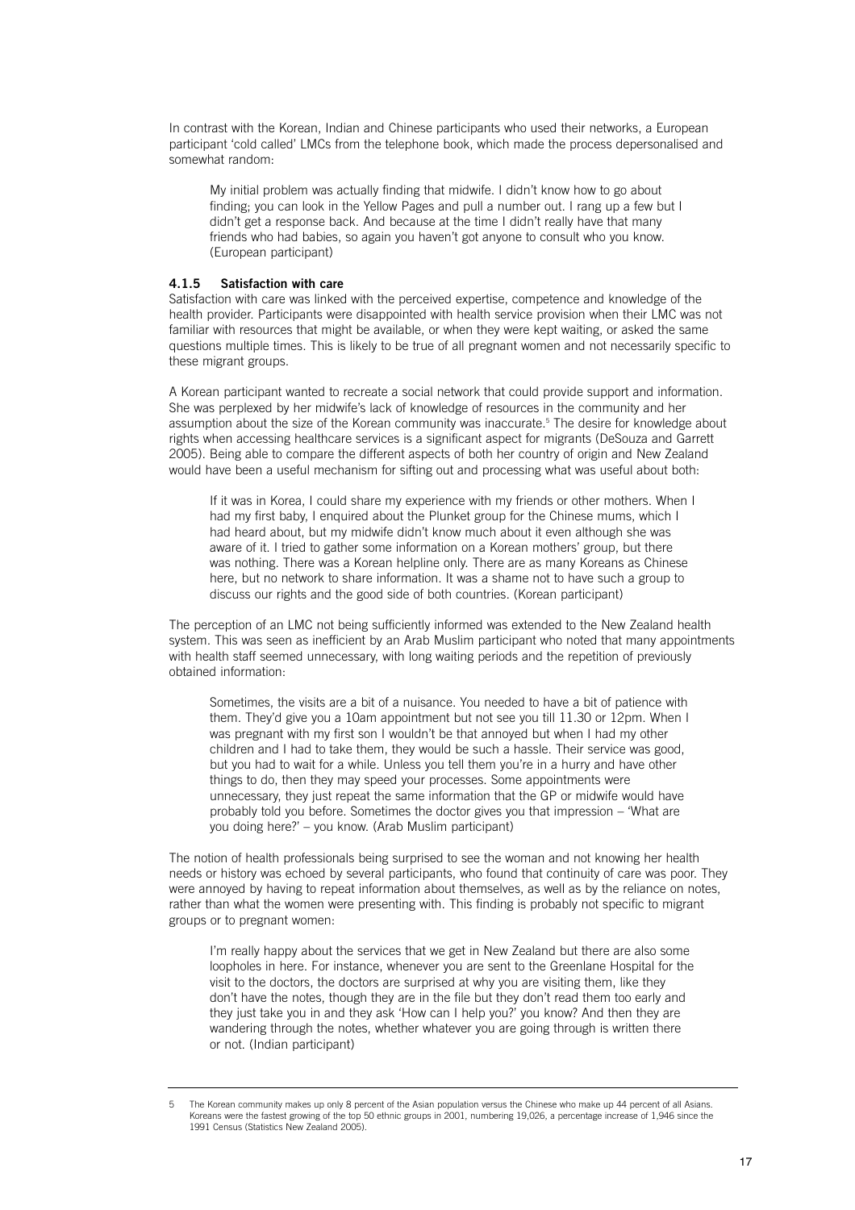In contrast with the Korean, Indian and Chinese participants who used their networks, a European participant 'cold called' LMCs from the telephone book, which made the process depersonalised and somewhat random:

> My initial problem was actually finding that midwife. I didn't know how to go about finding; you can look in the Yellow Pages and pull a number out. I rang up a few but I didn't get a response back. And because at the time I didn't really have that many friends who had babies, so again you haven't got anyone to consult who you know. (European participant)

#### 4.1.5 Satisfaction with care

Satisfaction with care was linked with the perceived expertise, competence and knowledge of the health provider. Participants were disappointed with health service provision when their LMC was not familiar with resources that might be available, or when they were kept waiting, or asked the same questions multiple times. This is likely to be true of all pregnant women and not necessarily specific to these migrant groups.

A Korean participant wanted to recreate a social network that could provide support and information. She was perplexed by her midwife's lack of knowledge of resources in the community and her assumption about the size of the Korean community was inaccurate.[5] The desire for knowledge about rights when accessing healthcare services is a significant aspect for migrants (DeSouza and Garrett 2005). Being able to compare the different aspects of both her country of origin and New Zealand would have been a useful mechanism for sifting out and processing what was useful about both:

> If it was in Korea, I could share my experience with my friends or other mothers. When I had my first baby, I enquired about the Plunket group for the Chinese mums, which I had heard about, but my midwife didn't know much about it even although she was aware of it. I tried to gather some information on a Korean mothers' group, but there was nothing. There was a Korean helpline only. There are as many Koreans as Chinese here, but no network to share information. It was a shame not to have such a group to discuss our rights and the good side of both countries. (Korean participant)

The perception of an LMC not being sufficiently informed was extended to the New Zealand health system. This was seen as inefficient by an Arab Muslim participant who noted that many appointments with health staff seemed unnecessary, with long waiting periods and the repetition of previously obtained information:

> Sometimes, the visits are a bit of a nuisance. You needed to have a bit of patience with them. They'd give you a 10am appointment but not see you till 11.30 or 12pm. When I was pregnant with my first son I wouldn't be that annoyed but when I had my other children and I had to take them, they would be such a hassle. Their service was good, but you had to wait for a while. Unless you tell them you're in a hurry and have other things to do, then they may speed your processes. Some appointments were unnecessary, they just repeat the same information that the GP or midwife would have probably told you before. Sometimes the doctor gives you that impression – 'What are you doing here?' – you know. (Arab Muslim participant)

The notion of health professionals being surprised to see the woman and not knowing her health needs or history was echoed by several participants, who found that continuity of care was poor. They were annoyed by having to repeat information about themselves, as well as by the reliance on notes, rather than what the women were presenting with. This finding is probably not specific to migrant groups or to pregnant women:

> I'm really happy about the services that we get in New Zealand but there are also some loopholes in here. For instance, whenever you are sent to the Greenlane Hospital for the visit to the doctors, the doctors are surprised at why you are visiting them, like they don't have the notes, though they are in the file but they don't read them too early and they just take you in and they ask 'How can I help you?' you know? And then they are wandering through the notes, whether whatever you are going through is written there or not. (Indian participant)

---

5 The Korean community makes up only 8 percent of the Asian population versus the Chinese who make up 44 percent of all Asians. Koreans were the fastest growing of the top 50 ethnic groups in 2001, numbering 19,026, a percentage increase of 1,946 since the 1991 Census (Statistics New Zealand 2005).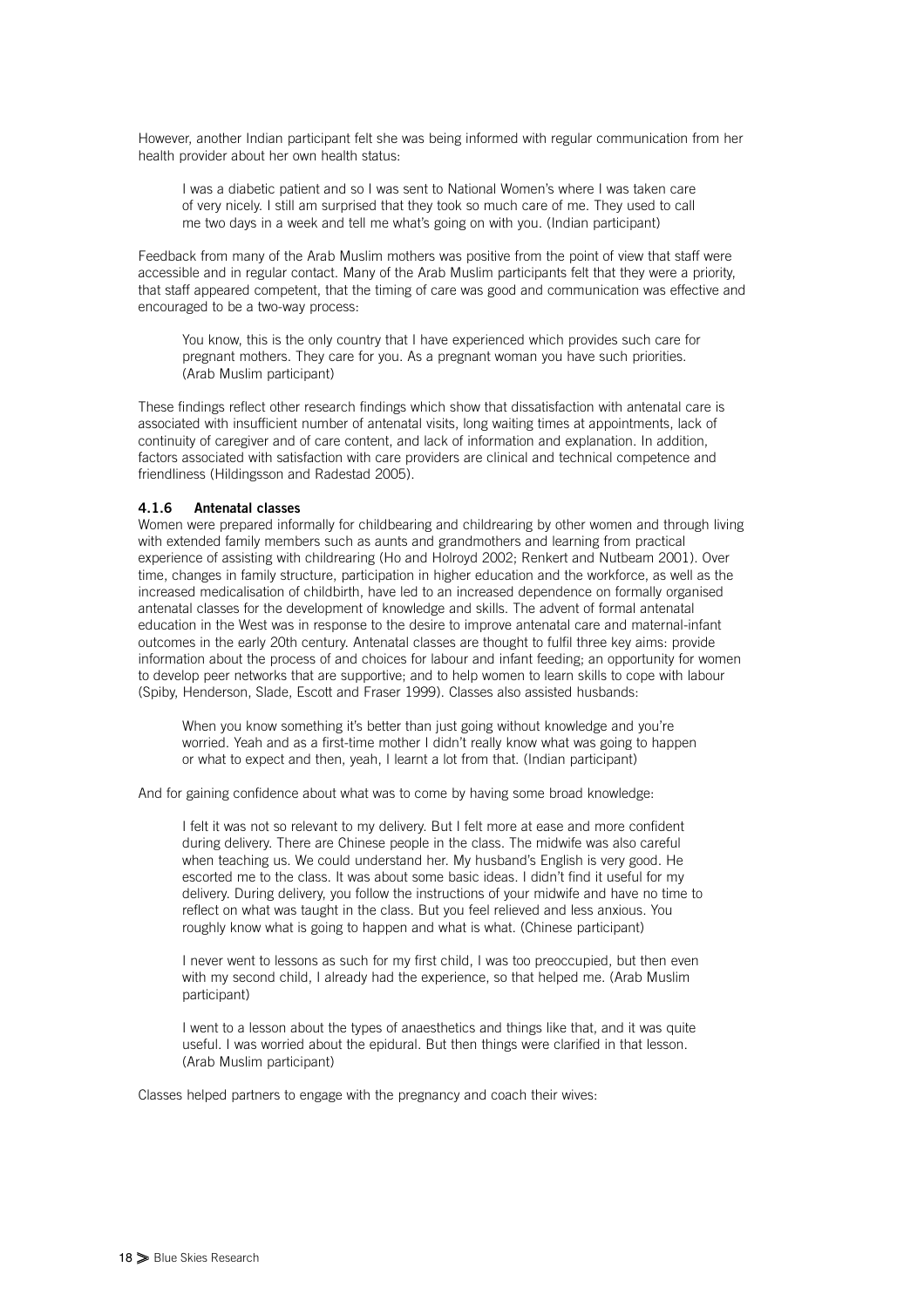However, another Indian participant felt she was being informed with regular communication from her health provider about her own health status:

> I was a diabetic patient and so I was sent to National Women's where I was taken care of very nicely. I still am surprised that they took so much care of me. They used to call me two days in a week and tell me what's going on with you. (Indian participant)

Feedback from many of the Arab Muslim mothers was positive from the point of view that staff were accessible and in regular contact. Many of the Arab Muslim participants felt that they were a priority, that staff appeared competent, that the timing of care was good and communication was effective and encouraged to be a two-way process:

> You know, this is the only country that I have experienced which provides such care for pregnant mothers. They care for you. As a pregnant woman you have such priorities. (Arab Muslim participant)

These findings reflect other research findings which show that dissatisfaction with antenatal care is associated with insufficient number of antenatal visits, long waiting times at appointments, lack of continuity of caregiver and of care content, and lack of information and explanation. In addition, factors associated with satisfaction with care providers are clinical and technical competence and friendliness (Hildingsson and Radestad 2005).

#### 4.1.6 Antenatal classes

Women were prepared informally for childbearing and childrearing by other women and through living with extended family members such as aunts and grandmothers and learning from practical experience of assisting with childrearing (Ho and Holroyd 2002; Renkert and Nutbeam 2001). Over time, changes in family structure, participation in higher education and the workforce, as well as the increased medicalisation of childbirth, have led to an increased dependence on formally organised antenatal classes for the development of knowledge and skills. The advent of formal antenatal education in the West was in response to the desire to improve antenatal care and maternal-infant outcomes in the early 20th century. Antenatal classes are thought to fulfil three key aims: provide information about the process of and choices for labour and infant feeding; an opportunity for women to develop peer networks that are supportive; and to help women to learn skills to cope with labour (Spiby, Henderson, Slade, Escott and Fraser 1999). Classes also assisted husbands:

> When you know something it's better than just going without knowledge and you're worried. Yeah and as a first-time mother I didn't really know what was going to happen or what to expect and then, yeah, I learnt a lot from that. (Indian participant)

And for gaining confidence about what was to come by having some broad knowledge:

> I felt it was not so relevant to my delivery. But I felt more at ease and more confident during delivery. There are Chinese people in the class. The midwife was also careful when teaching us. We could understand her. My husband's English is very good. He escorted me to the class. It was about some basic ideas. I didn't find it useful for my delivery. During delivery, you follow the instructions of your midwife and have no time to reflect on what was taught in the class. But you feel relieved and less anxious. You roughly know what is going to happen and what is what. (Chinese participant)

> I never went to lessons as such for my first child, I was too preoccupied, but then even with my second child, I already had the experience, so that helped me. (Arab Muslim participant)

> I went to a lesson about the types of anaesthetics and things like that, and it was quite useful. I was worried about the epidural. But then things were clarified in that lesson. (Arab Muslim participant)

Classes helped partners to engage with the pregnancy and coach their wives: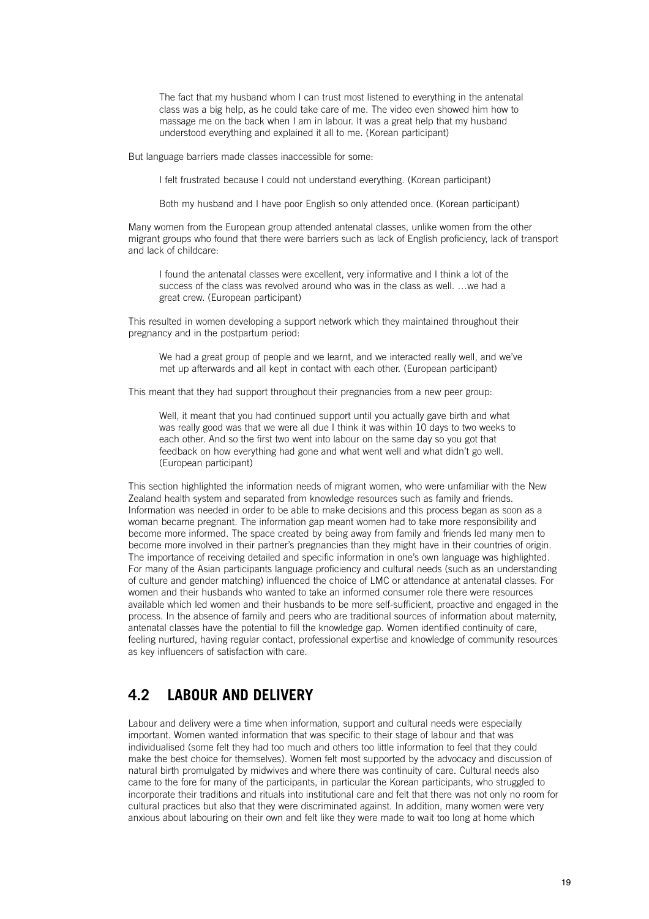> The fact that my husband whom I can trust most listened to everything in the antenatal class was a big help, as he could take care of me. The video even showed him how to massage me on the back when I am in labour. It was a great help that my husband understood everything and explained it all to me. (Korean participant)

But language barriers made classes inaccessible for some:

> I felt frustrated because I could not understand everything. (Korean participant)

> Both my husband and I have poor English so only attended once. (Korean participant)

Many women from the European group attended antenatal classes, unlike women from the other migrant groups who found that there were barriers such as lack of English proficiency, lack of transport and lack of childcare:

> I found the antenatal classes were excellent, very informative and I think a lot of the success of the class was revolved around who was in the class as well. …we had a great crew. (European participant)

This resulted in women developing a support network which they maintained throughout their pregnancy and in the postpartum period:

> We had a great group of people and we learnt, and we interacted really well, and we've met up afterwards and all kept in contact with each other. (European participant)

This meant that they had support throughout their pregnancies from a new peer group:

> Well, it meant that you had continued support until you actually gave birth and what was really good was that we were all due I think it was within 10 days to two weeks to each other. And so the first two went into labour on the same day so you got that feedback on how everything had gone and what went well and what didn't go well. (European participant)

This section highlighted the information needs of migrant women, who were unfamiliar with the New Zealand health system and separated from knowledge resources such as family and friends. Information was needed in order to be able to make decisions and this process began as soon as a woman became pregnant. The information gap meant women had to take more responsibility and become more informed. The space created by being away from family and friends led many men to become more involved in their partner's pregnancies than they might have in their countries of origin. The importance of receiving detailed and specific information in one's own language was highlighted. For many of the Asian participants language proficiency and cultural needs (such as an understanding of culture and gender matching) influenced the choice of LMC or attendance at antenatal classes. For women and their husbands who wanted to take an informed consumer role there were resources available which led women and their husbands to be more self-sufficient, proactive and engaged in the process. In the absence of family and peers who are traditional sources of information about maternity, antenatal classes have the potential to fill the knowledge gap. Women identified continuity of care, feeling nurtured, having regular contact, professional expertise and knowledge of community resources as key influencers of satisfaction with care.

## 4.2 LABOUR AND DELIVERY

Labour and delivery were a time when information, support and cultural needs were especially important. Women wanted information that was specific to their stage of labour and that was individualised (some felt they had too much and others too little information to feel that they could make the best choice for themselves). Women felt most supported by the advocacy and discussion of natural birth promulgated by midwives and where there was continuity of care. Cultural needs also came to the fore for many of the participants, in particular the Korean participants, who struggled to incorporate their traditions and rituals into institutional care and felt that there was not only no room for cultural practices but also that they were discriminated against. In addition, many women were very anxious about labouring on their own and felt like they were made to wait too long at home which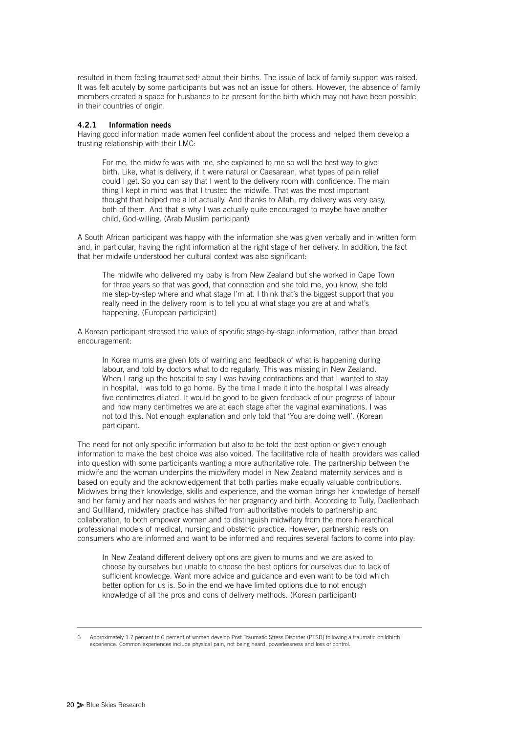resulted in them feeling traumatised[6] about their births. The issue of lack of family support was raised. It was felt acutely by some participants but was not an issue for others. However, the absence of family members created a space for husbands to be present for the birth which may not have been possible in their countries of origin.

### 4.2.1 Information needs

Having good information made women feel confident about the process and helped them develop a trusting relationship with their LMC:

> For me, the midwife was with me, she explained to me so well the best way to give birth. Like, what is delivery, if it were natural or Caesarean, what types of pain relief could I get. So you can say that I went to the delivery room with confidence. The main thing I kept in mind was that I trusted the midwife. That was the most important thought that helped me a lot actually. And thanks to Allah, my delivery was very easy, both of them. And that is why I was actually quite encouraged to maybe have another child, God-willing. (Arab Muslim participant)

A South African participant was happy with the information she was given verbally and in written form and, in particular, having the right information at the right stage of her delivery. In addition, the fact that her midwife understood her cultural context was also significant:

> The midwife who delivered my baby is from New Zealand but she worked in Cape Town for three years so that was good, that connection and she told me, you know, she told me step-by-step where and what stage I'm at. I think that's the biggest support that you really need in the delivery room is to tell you at what stage you are at and what's happening. (European participant)

A Korean participant stressed the value of specific stage-by-stage information, rather than broad encouragement:

> In Korea mums are given lots of warning and feedback of what is happening during labour, and told by doctors what to do regularly. This was missing in New Zealand. When I rang up the hospital to say I was having contractions and that I wanted to stay in hospital, I was told to go home. By the time I made it into the hospital I was already five centimetres dilated. It would be good to be given feedback of our progress of labour and how many centimetres we are at each stage after the vaginal examinations. I was not told this. Not enough explanation and only told that 'You are doing well'. (Korean participant.

The need for not only specific information but also to be told the best option or given enough information to make the best choice was also voiced. The facilitative role of health providers was called into question with some participants wanting a more authoritative role. The partnership between the midwife and the woman underpins the midwifery model in New Zealand maternity services and is based on equity and the acknowledgement that both parties make equally valuable contributions. Midwives bring their knowledge, skills and experience, and the woman brings her knowledge of herself and her family and her needs and wishes for her pregnancy and birth. According to Tully, Daellenbach and Guilliland, midwifery practice has shifted from authoritative models to partnership and collaboration, to both empower women and to distinguish midwifery from the more hierarchical professional models of medical, nursing and obstetric practice. However, partnership rests on consumers who are informed and want to be informed and requires several factors to come into play:

> In New Zealand different delivery options are given to mums and we are asked to choose by ourselves but unable to choose the best options for ourselves due to lack of sufficient knowledge. Want more advice and guidance and even want to be told which better option for us is. So in the end we have limited options due to not enough knowledge of all the pros and cons of delivery methods. (Korean participant)

---

6 Approximately 1.7 percent to 6 percent of women develop Post Traumatic Stress Disorder (PTSD) following a traumatic childbirth experience. Common experiences include physical pain, not being heard, powerlessness and loss of control.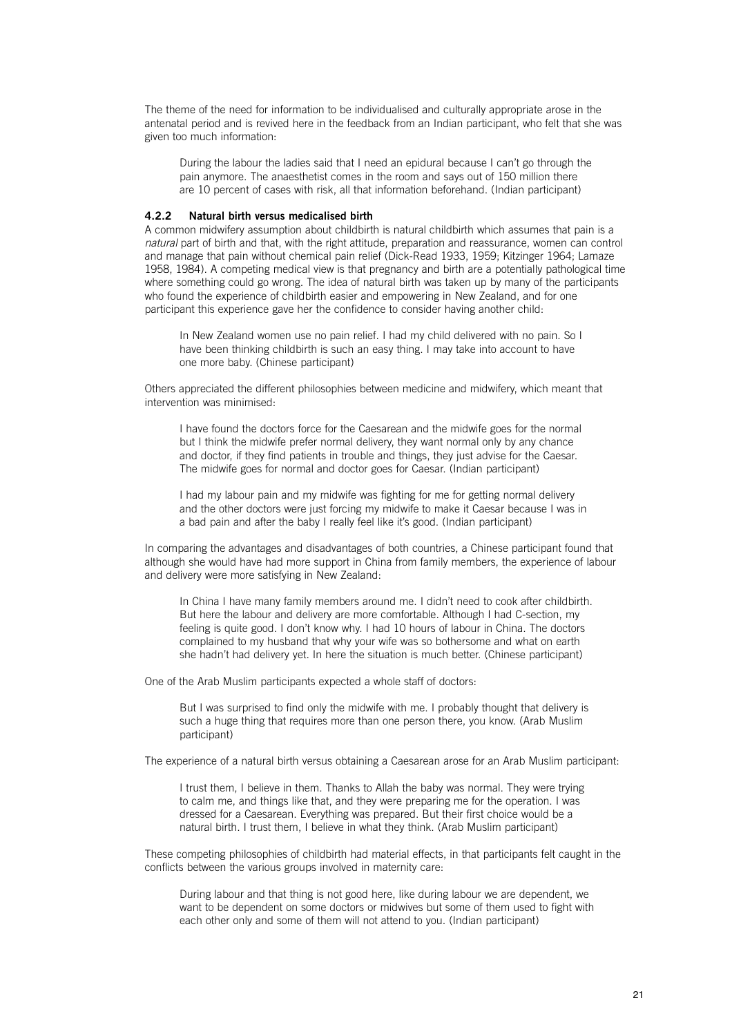The theme of the need for information to be individualised and culturally appropriate arose in the antenatal period and is revived here in the feedback from an Indian participant, who felt that she was given too much information:

> During the labour the ladies said that I need an epidural because I can't go through the pain anymore. The anaesthetist comes in the room and says out of 150 million there are 10 percent of cases with risk, all that information beforehand. (Indian participant)

#### 4.2.2 Natural birth versus medicalised birth

A common midwifery assumption about childbirth is natural childbirth which assumes that pain is a *natural* part of birth and that, with the right attitude, preparation and reassurance, women can control and manage that pain without chemical pain relief (Dick-Read 1933, 1959; Kitzinger 1964; Lamaze 1958, 1984). A competing medical view is that pregnancy and birth are a potentially pathological time where something could go wrong. The idea of natural birth was taken up by many of the participants who found the experience of childbirth easier and empowering in New Zealand, and for one participant this experience gave her the confidence to consider having another child:

> In New Zealand women use no pain relief. I had my child delivered with no pain. So I have been thinking childbirth is such an easy thing. I may take into account to have one more baby. (Chinese participant)

Others appreciated the different philosophies between medicine and midwifery, which meant that intervention was minimised:

> I have found the doctors force for the Caesarean and the midwife goes for the normal but I think the midwife prefer normal delivery, they want normal only by any chance and doctor, if they find patients in trouble and things, they just advise for the Caesar. The midwife goes for normal and doctor goes for Caesar. (Indian participant)

> I had my labour pain and my midwife was fighting for me for getting normal delivery and the other doctors were just forcing my midwife to make it Caesar because I was in a bad pain and after the baby I really feel like it's good. (Indian participant)

In comparing the advantages and disadvantages of both countries, a Chinese participant found that although she would have had more support in China from family members, the experience of labour and delivery were more satisfying in New Zealand:

> In China I have many family members around me. I didn't need to cook after childbirth. But here the labour and delivery are more comfortable. Although I had C-section, my feeling is quite good. I don't know why. I had 10 hours of labour in China. The doctors complained to my husband that why your wife was so bothersome and what on earth she hadn't had delivery yet. In here the situation is much better. (Chinese participant)

One of the Arab Muslim participants expected a whole staff of doctors:

> But I was surprised to find only the midwife with me. I probably thought that delivery is such a huge thing that requires more than one person there, you know. (Arab Muslim participant)

The experience of a natural birth versus obtaining a Caesarean arose for an Arab Muslim participant:

> I trust them, I believe in them. Thanks to Allah the baby was normal. They were trying to calm me, and things like that, and they were preparing me for the operation. I was dressed for a Caesarean. Everything was prepared. But their first choice would be a natural birth. I trust them, I believe in what they think. (Arab Muslim participant)

These competing philosophies of childbirth had material effects, in that participants felt caught in the conflicts between the various groups involved in maternity care:

> During labour and that thing is not good here, like during labour we are dependent, we want to be dependent on some doctors or midwives but some of them used to fight with each other only and some of them will not attend to you. (Indian participant)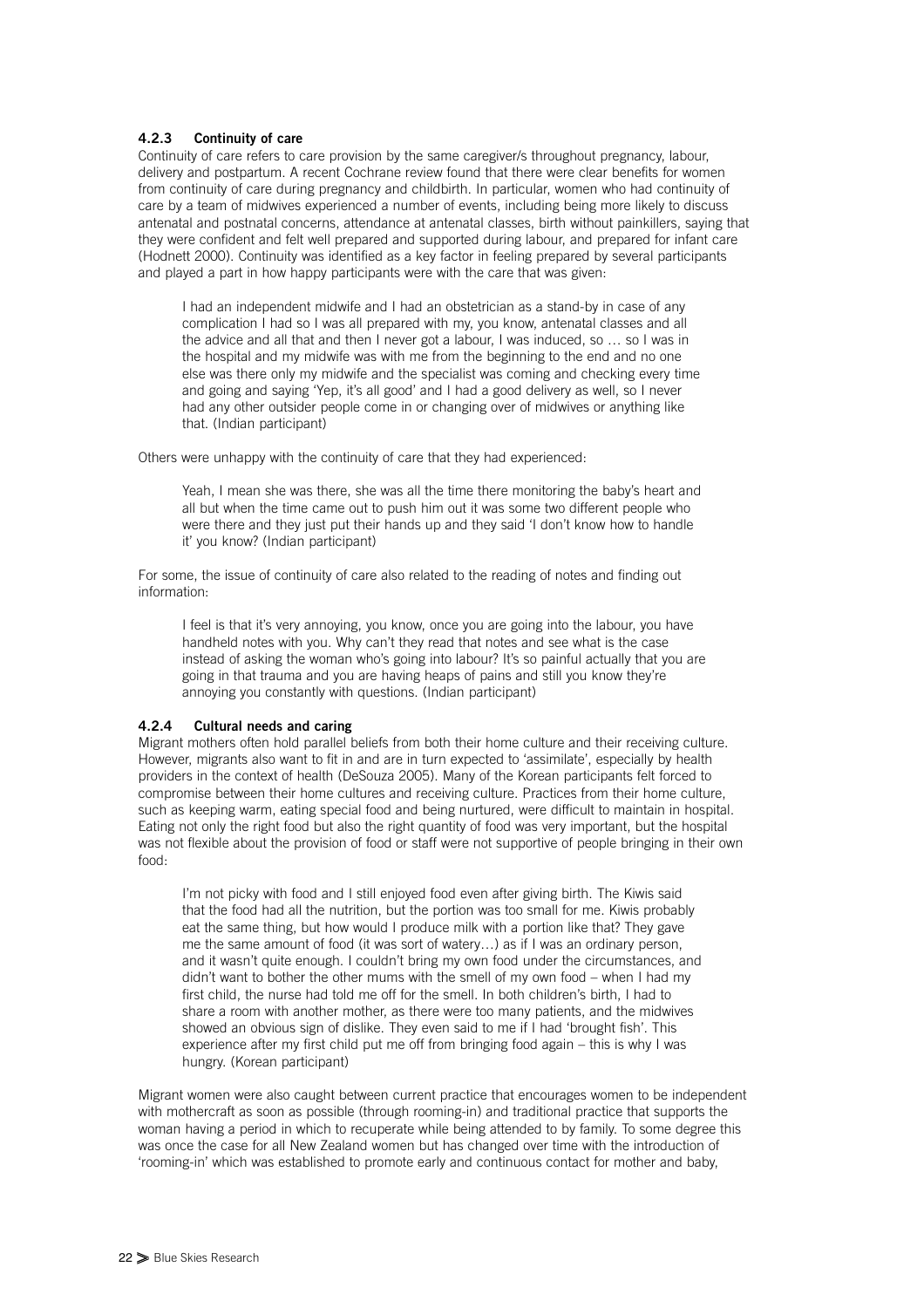#### 4.2.3 Continuity of care

Continuity of care refers to care provision by the same caregiver/s throughout pregnancy, labour, delivery and postpartum. A recent Cochrane review found that there were clear benefits for women from continuity of care during pregnancy and childbirth. In particular, women who had continuity of care by a team of midwives experienced a number of events, including being more likely to discuss antenatal and postnatal concerns, attendance at antenatal classes, birth without painkillers, saying that they were confident and felt well prepared and supported during labour, and prepared for infant care (Hodnett 2000). Continuity was identified as a key factor in feeling prepared by several participants and played a part in how happy participants were with the care that was given:

> I had an independent midwife and I had an obstetrician as a stand-by in case of any complication I had so I was all prepared with my, you know, antenatal classes and all the advice and all that and then I never got a labour, I was induced, so … so I was in the hospital and my midwife was with me from the beginning to the end and no one else was there only my midwife and the specialist was coming and checking every time and going and saying 'Yep, it's all good' and I had a good delivery as well, so I never had any other outsider people come in or changing over of midwives or anything like that. (Indian participant)

Others were unhappy with the continuity of care that they had experienced:

> Yeah, I mean she was there, she was all the time there monitoring the baby's heart and all but when the time came out to push him out it was some two different people who were there and they just put their hands up and they said 'I don't know how to handle it' you know? (Indian participant)

For some, the issue of continuity of care also related to the reading of notes and finding out information:

> I feel is that it's very annoying, you know, once you are going into the labour, you have handheld notes with you. Why can't they read that notes and see what is the case instead of asking the woman who's going into labour? It's so painful actually that you are going in that trauma and you are having heaps of pains and still you know they're annoying you constantly with questions. (Indian participant)

#### 4.2.4 Cultural needs and caring

Migrant mothers often hold parallel beliefs from both their home culture and their receiving culture. However, migrants also want to fit in and are in turn expected to 'assimilate', especially by health providers in the context of health (DeSouza 2005). Many of the Korean participants felt forced to compromise between their home cultures and receiving culture. Practices from their home culture, such as keeping warm, eating special food and being nurtured, were difficult to maintain in hospital. Eating not only the right food but also the right quantity of food was very important, but the hospital was not flexible about the provision of food or staff were not supportive of people bringing in their own food:

> I'm not picky with food and I still enjoyed food even after giving birth. The Kiwis said that the food had all the nutrition, but the portion was too small for me. Kiwis probably eat the same thing, but how would I produce milk with a portion like that? They gave me the same amount of food (it was sort of watery…) as if I was an ordinary person, and it wasn't quite enough. I couldn't bring my own food under the circumstances, and didn't want to bother the other mums with the smell of my own food – when I had my first child, the nurse had told me off for the smell. In both children's birth, I had to share a room with another mother, as there were too many patients, and the midwives showed an obvious sign of dislike. They even said to me if I had 'brought fish'. This experience after my first child put me off from bringing food again – this is why I was hungry. (Korean participant)

Migrant women were also caught between current practice that encourages women to be independent with mothercraft as soon as possible (through rooming-in) and traditional practice that supports the woman having a period in which to recuperate while being attended to by family. To some degree this was once the case for all New Zealand women but has changed over time with the introduction of 'rooming-in' which was established to promote early and continuous contact for mother and baby,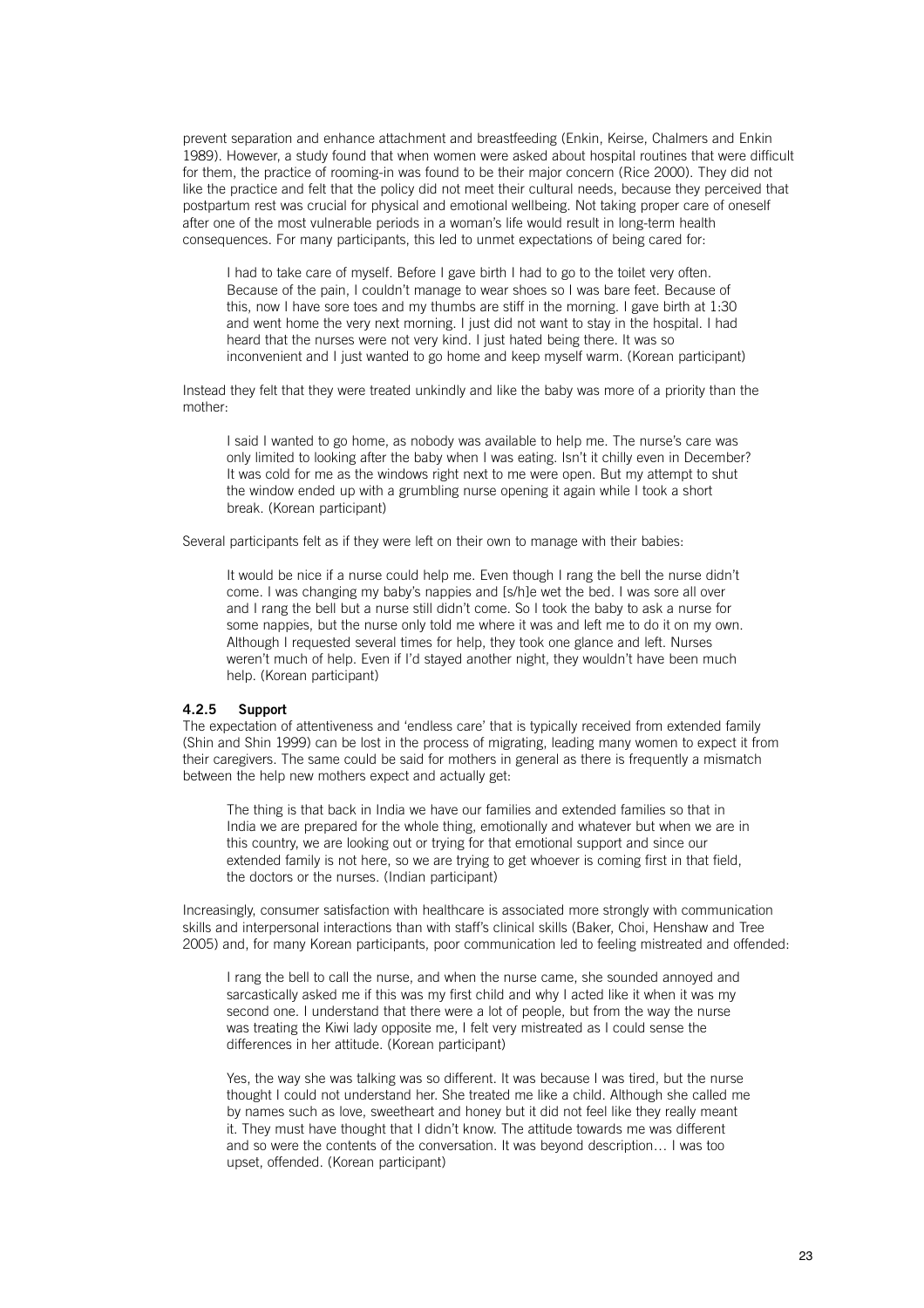prevent separation and enhance attachment and breastfeeding (Enkin, Keirse, Chalmers and Enkin 1989). However, a study found that when women were asked about hospital routines that were difficult for them, the practice of rooming-in was found to be their major concern (Rice 2000). They did not like the practice and felt that the policy did not meet their cultural needs, because they perceived that postpartum rest was crucial for physical and emotional wellbeing. Not taking proper care of oneself after one of the most vulnerable periods in a woman's life would result in long-term health consequences. For many participants, this led to unmet expectations of being cared for:

> I had to take care of myself. Before I gave birth I had to go to the toilet very often. Because of the pain, I couldn't manage to wear shoes so I was bare feet. Because of this, now I have sore toes and my thumbs are stiff in the morning. I gave birth at 1:30 and went home the very next morning. I just did not want to stay in the hospital. I had heard that the nurses were not very kind. I just hated being there. It was so inconvenient and I just wanted to go home and keep myself warm. (Korean participant)

Instead they felt that they were treated unkindly and like the baby was more of a priority than the mother:

> I said I wanted to go home, as nobody was available to help me. The nurse's care was only limited to looking after the baby when I was eating. Isn't it chilly even in December? It was cold for me as the windows right next to me were open. But my attempt to shut the window ended up with a grumbling nurse opening it again while I took a short break. (Korean participant)

Several participants felt as if they were left on their own to manage with their babies:

> It would be nice if a nurse could help me. Even though I rang the bell the nurse didn't come. I was changing my baby's nappies and [s/h]e wet the bed. I was sore all over and I rang the bell but a nurse still didn't come. So I took the baby to ask a nurse for some nappies, but the nurse only told me where it was and left me to do it on my own. Although I requested several times for help, they took one glance and left. Nurses weren't much of help. Even if I'd stayed another night, they wouldn't have been much help. (Korean participant)

#### 4.2.5 Support

The expectation of attentiveness and 'endless care' that is typically received from extended family (Shin and Shin 1999) can be lost in the process of migrating, leading many women to expect it from their caregivers. The same could be said for mothers in general as there is frequently a mismatch between the help new mothers expect and actually get:

> The thing is that back in India we have our families and extended families so that in India we are prepared for the whole thing, emotionally and whatever but when we are in this country, we are looking out or trying for that emotional support and since our extended family is not here, so we are trying to get whoever is coming first in that field, the doctors or the nurses. (Indian participant)

Increasingly, consumer satisfaction with healthcare is associated more strongly with communication skills and interpersonal interactions than with staff's clinical skills (Baker, Choi, Henshaw and Tree 2005) and, for many Korean participants, poor communication led to feeling mistreated and offended:

> I rang the bell to call the nurse, and when the nurse came, she sounded annoyed and sarcastically asked me if this was my first child and why I acted like it when it was my second one. I understand that there were a lot of people, but from the way the nurse was treating the Kiwi lady opposite me, I felt very mistreated as I could sense the differences in her attitude. (Korean participant)

> Yes, the way she was talking was so different. It was because I was tired, but the nurse thought I could not understand her. She treated me like a child. Although she called me by names such as love, sweetheart and honey but it did not feel like they really meant it. They must have thought that I didn't know. The attitude towards me was different and so were the contents of the conversation. It was beyond description… I was too upset, offended. (Korean participant)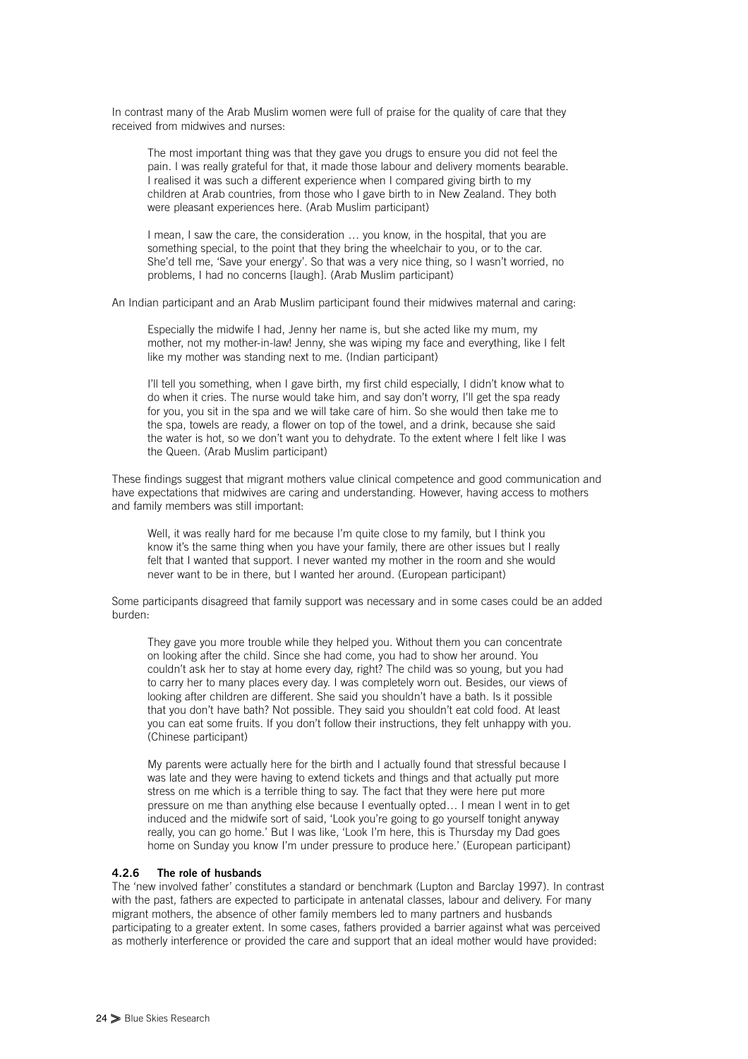In contrast many of the Arab Muslim women were full of praise for the quality of care that they received from midwives and nurses:

> The most important thing was that they gave you drugs to ensure you did not feel the pain. I was really grateful for that, it made those labour and delivery moments bearable. I realised it was such a different experience when I compared giving birth to my children at Arab countries, from those who I gave birth to in New Zealand. They both were pleasant experiences here. (Arab Muslim participant)

> I mean, I saw the care, the consideration … you know, in the hospital, that you are something special, to the point that they bring the wheelchair to you, or to the car. She'd tell me, 'Save your energy'. So that was a very nice thing, so I wasn't worried, no problems, I had no concerns [laugh]. (Arab Muslim participant)

An Indian participant and an Arab Muslim participant found their midwives maternal and caring:

> Especially the midwife I had, Jenny her name is, but she acted like my mum, my mother, not my mother-in-law! Jenny, she was wiping my face and everything, like I felt like my mother was standing next to me. (Indian participant)

> I'll tell you something, when I gave birth, my first child especially, I didn't know what to do when it cries. The nurse would take him, and say don't worry, I'll get the spa ready for you, you sit in the spa and we will take care of him. So she would then take me to the spa, towels are ready, a flower on top of the towel, and a drink, because she said the water is hot, so we don't want you to dehydrate. To the extent where I felt like I was the Queen. (Arab Muslim participant)

These findings suggest that migrant mothers value clinical competence and good communication and have expectations that midwives are caring and understanding. However, having access to mothers and family members was still important:

> Well, it was really hard for me because I'm quite close to my family, but I think you know it's the same thing when you have your family, there are other issues but I really felt that I wanted that support. I never wanted my mother in the room and she would never want to be in there, but I wanted her around. (European participant)

Some participants disagreed that family support was necessary and in some cases could be an added burden:

> They gave you more trouble while they helped you. Without them you can concentrate on looking after the child. Since she had come, you had to show her around. You couldn't ask her to stay at home every day, right? The child was so young, but you had to carry her to many places every day. I was completely worn out. Besides, our views of looking after children are different. She said you shouldn't have a bath. Is it possible that you don't have bath? Not possible. They said you shouldn't eat cold food. At least you can eat some fruits. If you don't follow their instructions, they felt unhappy with you. (Chinese participant)

> My parents were actually here for the birth and I actually found that stressful because I was late and they were having to extend tickets and things and that actually put more stress on me which is a terrible thing to say. The fact that they were here put more pressure on me than anything else because I eventually opted… I mean I went in to get induced and the midwife sort of said, 'Look you're going to go yourself tonight anyway really, you can go home.' But I was like, 'Look I'm here, this is Thursday my Dad goes home on Sunday you know I'm under pressure to produce here.' (European participant)

#### 4.2.6 The role of husbands

The 'new involved father' constitutes a standard or benchmark (Lupton and Barclay 1997). In contrast with the past, fathers are expected to participate in antenatal classes, labour and delivery. For many migrant mothers, the absence of other family members led to many partners and husbands participating to a greater extent. In some cases, fathers provided a barrier against what was perceived as motherly interference or provided the care and support that an ideal mother would have provided: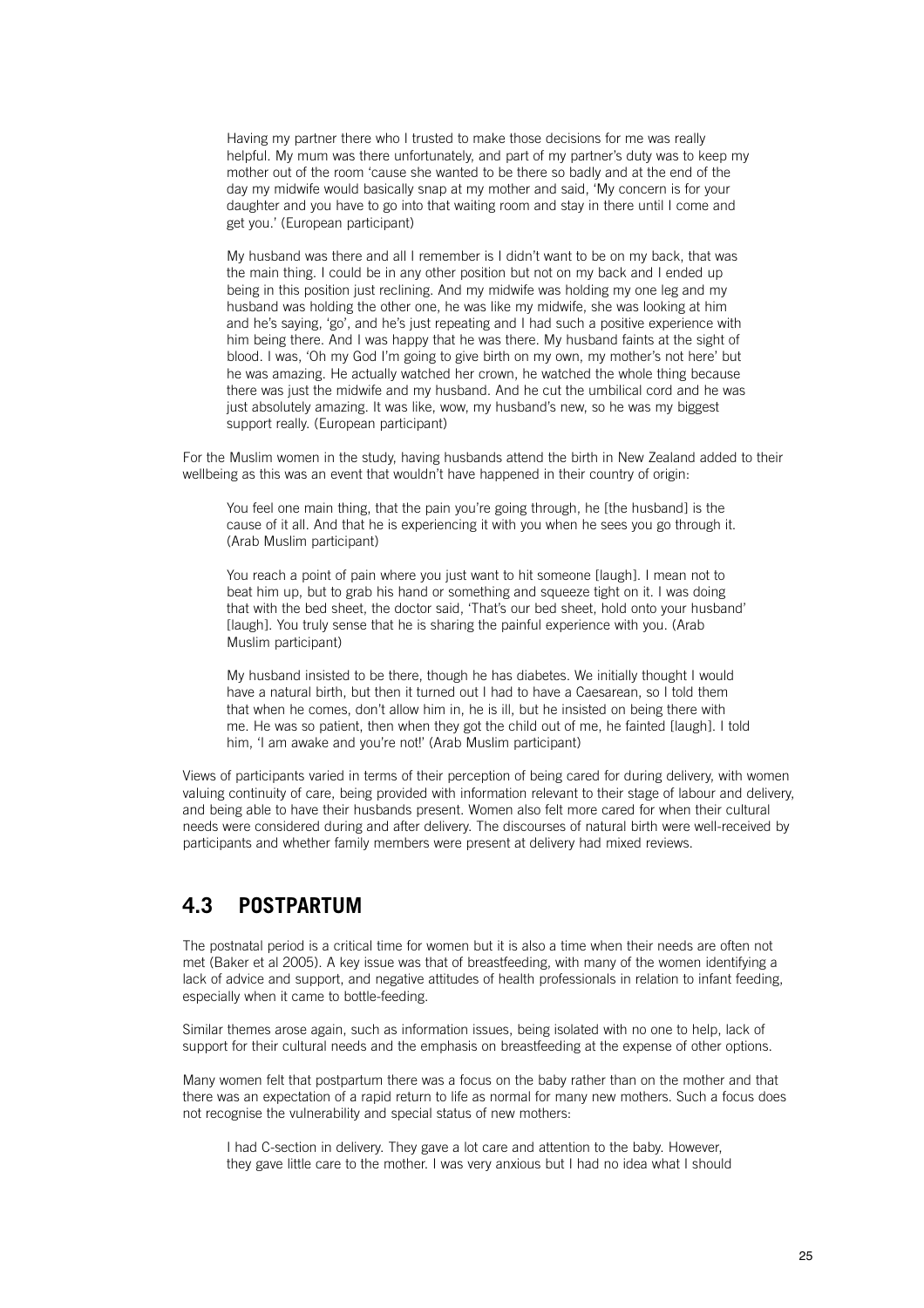> Having my partner there who I trusted to make those decisions for me was really helpful. My mum was there unfortunately, and part of my partner's duty was to keep my mother out of the room 'cause she wanted to be there so badly and at the end of the day my midwife would basically snap at my mother and said, 'My concern is for your daughter and you have to go into that waiting room and stay in there until I come and get you.' (European participant)

> My husband was there and all I remember is I didn't want to be on my back, that was the main thing. I could be in any other position but not on my back and I ended up being in this position just reclining. And my midwife was holding my one leg and my husband was holding the other one, he was like my midwife, she was looking at him and he's saying, 'go', and he's just repeating and I had such a positive experience with him being there. And I was happy that he was there. My husband faints at the sight of blood. I was, 'Oh my God I'm going to give birth on my own, my mother's not here' but he was amazing. He actually watched her crown, he watched the whole thing because there was just the midwife and my husband. And he cut the umbilical cord and he was just absolutely amazing. It was like, wow, my husband's new, so he was my biggest support really. (European participant)

For the Muslim women in the study, having husbands attend the birth in New Zealand added to their wellbeing as this was an event that wouldn't have happened in their country of origin:

> You feel one main thing, that the pain you're going through, he [the husband] is the cause of it all. And that he is experiencing it with you when he sees you go through it. (Arab Muslim participant)

> You reach a point of pain where you just want to hit someone [laugh]. I mean not to beat him up, but to grab his hand or something and squeeze tight on it. I was doing that with the bed sheet, the doctor said, 'That's our bed sheet, hold onto your husband' [laugh]. You truly sense that he is sharing the painful experience with you. (Arab Muslim participant)

> My husband insisted to be there, though he has diabetes. We initially thought I would have a natural birth, but then it turned out I had to have a Caesarean, so I told them that when he comes, don't allow him in, he is ill, but he insisted on being there with me. He was so patient, then when they got the child out of me, he fainted [laugh]. I told him, 'I am awake and you're not!' (Arab Muslim participant)

Views of participants varied in terms of their perception of being cared for during delivery, with women valuing continuity of care, being provided with information relevant to their stage of labour and delivery, and being able to have their husbands present. Women also felt more cared for when their cultural needs were considered during and after delivery. The discourses of natural birth were well-received by participants and whether family members were present at delivery had mixed reviews.

## 4.3 POSTPARTUM

The postnatal period is a critical time for women but it is also a time when their needs are often not met (Baker et al 2005). A key issue was that of breastfeeding, with many of the women identifying a lack of advice and support, and negative attitudes of health professionals in relation to infant feeding, especially when it came to bottle-feeding.

Similar themes arose again, such as information issues, being isolated with no one to help, lack of support for their cultural needs and the emphasis on breastfeeding at the expense of other options.

Many women felt that postpartum there was a focus on the baby rather than on the mother and that there was an expectation of a rapid return to life as normal for many new mothers. Such a focus does not recognise the vulnerability and special status of new mothers:

> I had C-section in delivery. They gave a lot care and attention to the baby. However, they gave little care to the mother. I was very anxious but I had no idea what I should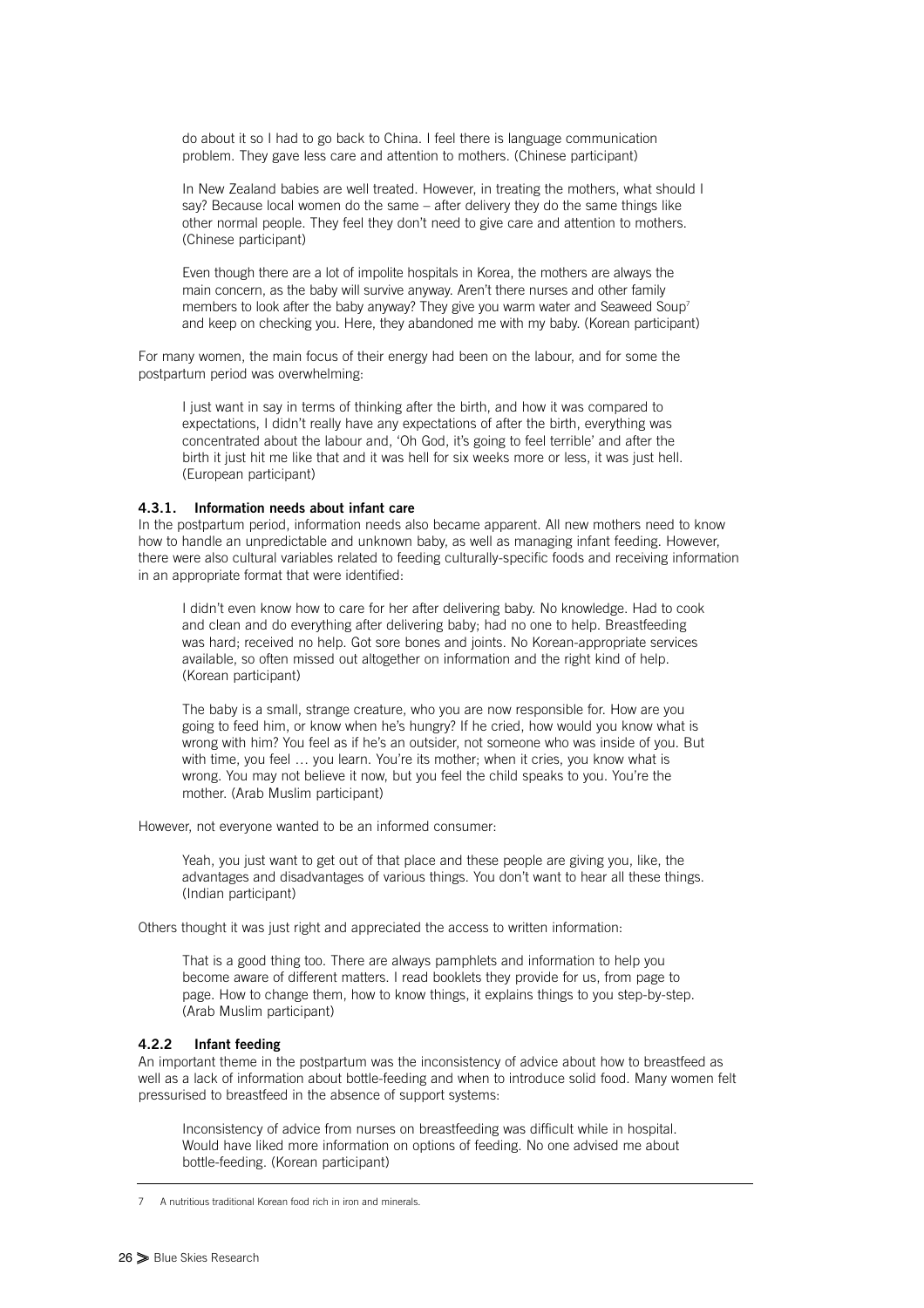> do about it so I had to go back to China. I feel there is language communication problem. They gave less care and attention to mothers. (Chinese participant)

> In New Zealand babies are well treated. However, in treating the mothers, what should I say? Because local women do the same – after delivery they do the same things like other normal people. They feel they don't need to give care and attention to mothers. (Chinese participant)

> Even though there are a lot of impolite hospitals in Korea, the mothers are always the main concern, as the baby will survive anyway. Aren't there nurses and other family members to look after the baby anyway? They give you warm water and Seaweed Soup[7] and keep on checking you. Here, they abandoned me with my baby. (Korean participant)

For many women, the main focus of their energy had been on the labour, and for some the postpartum period was overwhelming:

> I just want in say in terms of thinking after the birth, and how it was compared to expectations, I didn't really have any expectations of after the birth, everything was concentrated about the labour and, 'Oh God, it's going to feel terrible' and after the birth it just hit me like that and it was hell for six weeks more or less, it was just hell. (European participant)

#### 4.3.1. Information needs about infant care

In the postpartum period, information needs also became apparent. All new mothers need to know how to handle an unpredictable and unknown baby, as well as managing infant feeding. However, there were also cultural variables related to feeding culturally-specific foods and receiving information in an appropriate format that were identified:

> I didn't even know how to care for her after delivering baby. No knowledge. Had to cook and clean and do everything after delivering baby; had no one to help. Breastfeeding was hard; received no help. Got sore bones and joints. No Korean-appropriate services available, so often missed out altogether on information and the right kind of help. (Korean participant)

> The baby is a small, strange creature, who you are now responsible for. How are you going to feed him, or know when he's hungry? If he cried, how would you know what is wrong with him? You feel as if he's an outsider, not someone who was inside of you. But with time, you feel … you learn. You're its mother; when it cries, you know what is wrong. You may not believe it now, but you feel the child speaks to you. You're the mother. (Arab Muslim participant)

However, not everyone wanted to be an informed consumer:

> Yeah, you just want to get out of that place and these people are giving you, like, the advantages and disadvantages of various things. You don't want to hear all these things. (Indian participant)

Others thought it was just right and appreciated the access to written information:

> That is a good thing too. There are always pamphlets and information to help you become aware of different matters. I read booklets they provide for us, from page to page. How to change them, how to know things, it explains things to you step-by-step. (Arab Muslim participant)

#### 4.2.2 Infant feeding

An important theme in the postpartum was the inconsistency of advice about how to breastfeed as well as a lack of information about bottle-feeding and when to introduce solid food. Many women felt pressurised to breastfeed in the absence of support systems:

> Inconsistency of advice from nurses on breastfeeding was difficult while in hospital. Would have liked more information on options of feeding. No one advised me about bottle-feeding. (Korean participant)

---

7 A nutritious traditional Korean food rich in iron and minerals.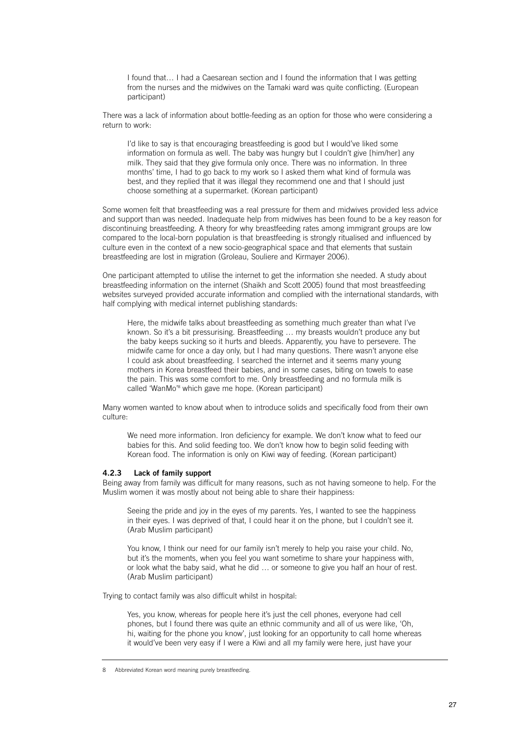> I found that… I had a Caesarean section and I found the information that I was getting from the nurses and the midwives on the Tamaki ward was quite conflicting. (European participant)

There was a lack of information about bottle-feeding as an option for those who were considering a return to work:

> I'd like to say is that encouraging breastfeeding is good but I would've liked some information on formula as well. The baby was hungry but I couldn't give [him/her] any milk. They said that they give formula only once. There was no information. In three months' time, I had to go back to my work so I asked them what kind of formula was best, and they replied that it was illegal they recommend one and that I should just choose something at a supermarket. (Korean participant)

Some women felt that breastfeeding was a real pressure for them and midwives provided less advice and support than was needed. Inadequate help from midwives has been found to be a key reason for discontinuing breastfeeding. A theory for why breastfeeding rates among immigrant groups are low compared to the local-born population is that breastfeeding is strongly ritualised and influenced by culture even in the context of a new socio-geographical space and that elements that sustain breastfeeding are lost in migration (Groleau, Souliere and Kirmayer 2006).

One participant attempted to utilise the internet to get the information she needed. A study about breastfeeding information on the internet (Shaikh and Scott 2005) found that most breastfeeding websites surveyed provided accurate information and complied with the international standards, with half complying with medical internet publishing standards:

> Here, the midwife talks about breastfeeding as something much greater than what I've known. So it's a bit pressurising. Breastfeeding … my breasts wouldn't produce any but the baby keeps sucking so it hurts and bleeds. Apparently, you have to persevere. The midwife came for once a day only, but I had many questions. There wasn't anyone else I could ask about breastfeeding. I searched the internet and it seems many young mothers in Korea breastfeed their babies, and in some cases, biting on towels to ease the pain. This was some comfort to me. Only breastfeeding and no formula milk is called 'WanMo'[8] which gave me hope. (Korean participant)

Many women wanted to know about when to introduce solids and specifically food from their own culture:

> We need more information. Iron deficiency for example. We don't know what to feed our babies for this. And solid feeding too. We don't know how to begin solid feeding with Korean food. The information is only on Kiwi way of feeding. (Korean participant)

### 4.2.3 Lack of family support

Being away from family was difficult for many reasons, such as not having someone to help. For the Muslim women it was mostly about not being able to share their happiness:

> Seeing the pride and joy in the eyes of my parents. Yes, I wanted to see the happiness in their eyes. I was deprived of that, I could hear it on the phone, but I couldn't see it. (Arab Muslim participant)

> You know, I think our need for our family isn't merely to help you raise your child. No, but it's the moments, when you feel you want sometime to share your happiness with, or look what the baby said, what he did … or someone to give you half an hour of rest. (Arab Muslim participant)

Trying to contact family was also difficult whilst in hospital:

> Yes, you know, whereas for people here it's just the cell phones, everyone had cell phones, but I found there was quite an ethnic community and all of us were like, 'Oh, hi, waiting for the phone you know', just looking for an opportunity to call home whereas it would've been very easy if I were a Kiwi and all my family were here, just have your

---

8 Abbreviated Korean word meaning purely breastfeeding.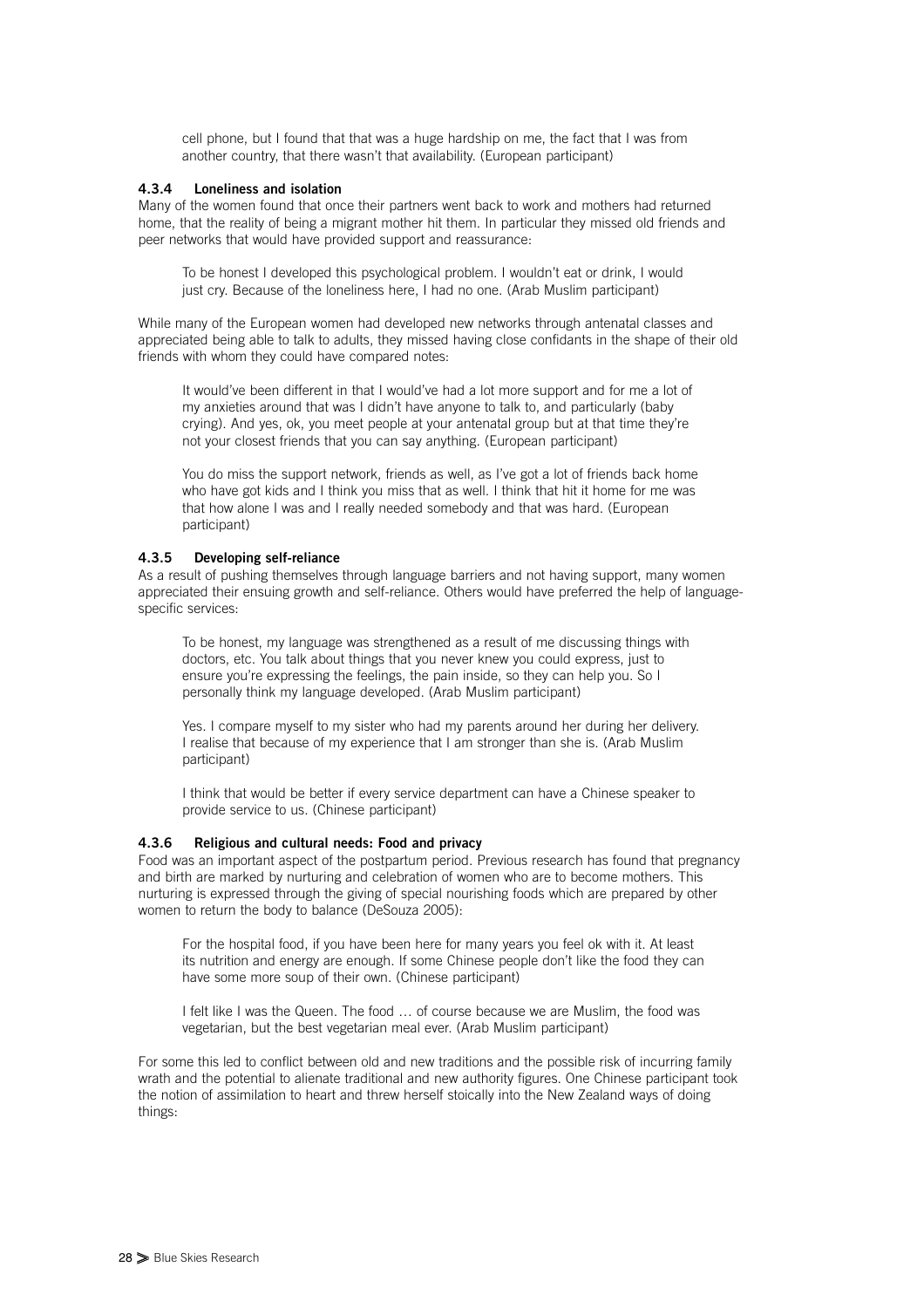cell phone, but I found that that was a huge hardship on me, the fact that I was from another country, that there wasn't that availability. (European participant)

#### 4.3.4 Loneliness and isolation

Many of the women found that once their partners went back to work and mothers had returned home, that the reality of being a migrant mother hit them. In particular they missed old friends and peer networks that would have provided support and reassurance:

> To be honest I developed this psychological problem. I wouldn't eat or drink, I would just cry. Because of the loneliness here, I had no one. (Arab Muslim participant)

While many of the European women had developed new networks through antenatal classes and appreciated being able to talk to adults, they missed having close confidants in the shape of their old friends with whom they could have compared notes:

> It would've been different in that I would've had a lot more support and for me a lot of my anxieties around that was I didn't have anyone to talk to, and particularly (baby crying). And yes, ok, you meet people at your antenatal group but at that time they're not your closest friends that you can say anything. (European participant)

> You do miss the support network, friends as well, as I've got a lot of friends back home who have got kids and I think you miss that as well. I think that hit it home for me was that how alone I was and I really needed somebody and that was hard. (European participant)

#### 4.3.5 Developing self-reliance

As a result of pushing themselves through language barriers and not having support, many women appreciated their ensuing growth and self-reliance. Others would have preferred the help of language-specific services:

> To be honest, my language was strengthened as a result of me discussing things with doctors, etc. You talk about things that you never knew you could express, just to ensure you're expressing the feelings, the pain inside, so they can help you. So I personally think my language developed. (Arab Muslim participant)

> Yes. I compare myself to my sister who had my parents around her during her delivery. I realise that because of my experience that I am stronger than she is. (Arab Muslim participant)

> I think that would be better if every service department can have a Chinese speaker to provide service to us. (Chinese participant)

#### 4.3.6 Religious and cultural needs: Food and privacy

Food was an important aspect of the postpartum period. Previous research has found that pregnancy and birth are marked by nurturing and celebration of women who are to become mothers. This nurturing is expressed through the giving of special nourishing foods which are prepared by other women to return the body to balance (DeSouza 2005):

> For the hospital food, if you have been here for many years you feel ok with it. At least its nutrition and energy are enough. If some Chinese people don't like the food they can have some more soup of their own. (Chinese participant)

> I felt like I was the Queen. The food … of course because we are Muslim, the food was vegetarian, but the best vegetarian meal ever. (Arab Muslim participant)

For some this led to conflict between old and new traditions and the possible risk of incurring family wrath and the potential to alienate traditional and new authority figures. One Chinese participant took the notion of assimilation to heart and threw herself stoically into the New Zealand ways of doing things: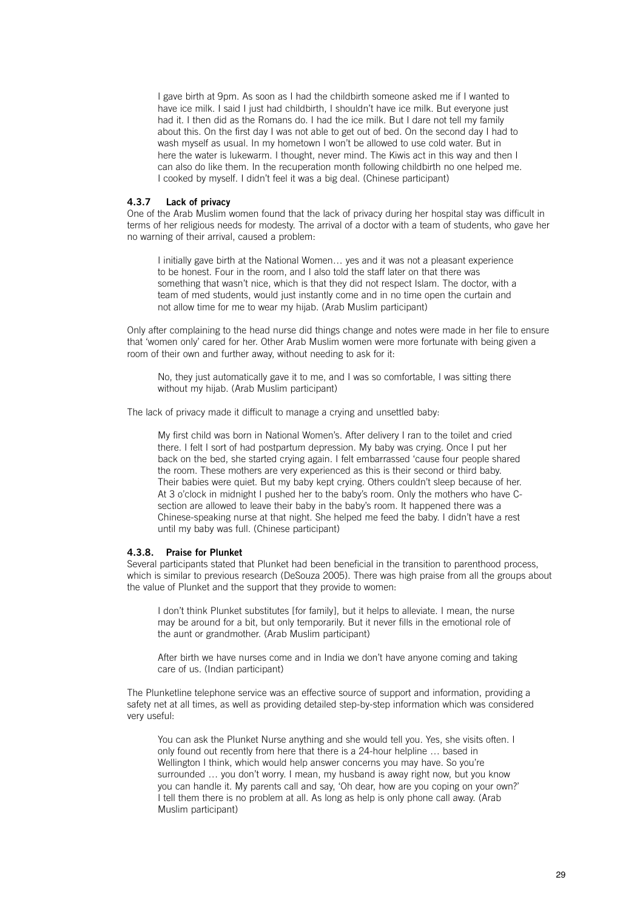> I gave birth at 9pm. As soon as I had the childbirth someone asked me if I wanted to have ice milk. I said I just had childbirth, I shouldn't have ice milk. But everyone just had it. I then did as the Romans do. I had the ice milk. But I dare not tell my family about this. On the first day I was not able to get out of bed. On the second day I had to wash myself as usual. In my hometown I won't be allowed to use cold water. But in here the water is lukewarm. I thought, never mind. The Kiwis act in this way and then I can also do like them. In the recuperation month following childbirth no one helped me. I cooked by myself. I didn't feel it was a big deal. (Chinese participant)

### 4.3.7 Lack of privacy

One of the Arab Muslim women found that the lack of privacy during her hospital stay was difficult in terms of her religious needs for modesty. The arrival of a doctor with a team of students, who gave her no warning of their arrival, caused a problem:

> I initially gave birth at the National Women… yes and it was not a pleasant experience to be honest. Four in the room, and I also told the staff later on that there was something that wasn't nice, which is that they did not respect Islam. The doctor, with a team of med students, would just instantly come and in no time open the curtain and not allow time for me to wear my hijab. (Arab Muslim participant)

Only after complaining to the head nurse did things change and notes were made in her file to ensure that 'women only' cared for her. Other Arab Muslim women were more fortunate with being given a room of their own and further away, without needing to ask for it:

> No, they just automatically gave it to me, and I was so comfortable, I was sitting there without my hijab. (Arab Muslim participant)

The lack of privacy made it difficult to manage a crying and unsettled baby:

> My first child was born in National Women's. After delivery I ran to the toilet and cried there. I felt I sort of had postpartum depression. My baby was crying. Once I put her back on the bed, she started crying again. I felt embarrassed 'cause four people shared the room. These mothers are very experienced as this is their second or third baby. Their babies were quiet. But my baby kept crying. Others couldn't sleep because of her. At 3 o'clock in midnight I pushed her to the baby's room. Only the mothers who have C-section are allowed to leave their baby in the baby's room. It happened there was a Chinese-speaking nurse at that night. She helped me feed the baby. I didn't have a rest until my baby was full. (Chinese participant)

### 4.3.8. Praise for Plunket

Several participants stated that Plunket had been beneficial in the transition to parenthood process, which is similar to previous research (DeSouza 2005). There was high praise from all the groups about the value of Plunket and the support that they provide to women:

> I don't think Plunket substitutes [for family], but it helps to alleviate. I mean, the nurse may be around for a bit, but only temporarily. But it never fills in the emotional role of the aunt or grandmother. (Arab Muslim participant)

> After birth we have nurses come and in India we don't have anyone coming and taking care of us. (Indian participant)

The Plunketline telephone service was an effective source of support and information, providing a safety net at all times, as well as providing detailed step-by-step information which was considered very useful:

> You can ask the Plunket Nurse anything and she would tell you. Yes, she visits often. I only found out recently from here that there is a 24-hour helpline … based in Wellington I think, which would help answer concerns you may have. So you're surrounded … you don't worry. I mean, my husband is away right now, but you know you can handle it. My parents call and say, 'Oh dear, how are you coping on your own?' I tell them there is no problem at all. As long as help is only phone call away. (Arab Muslim participant)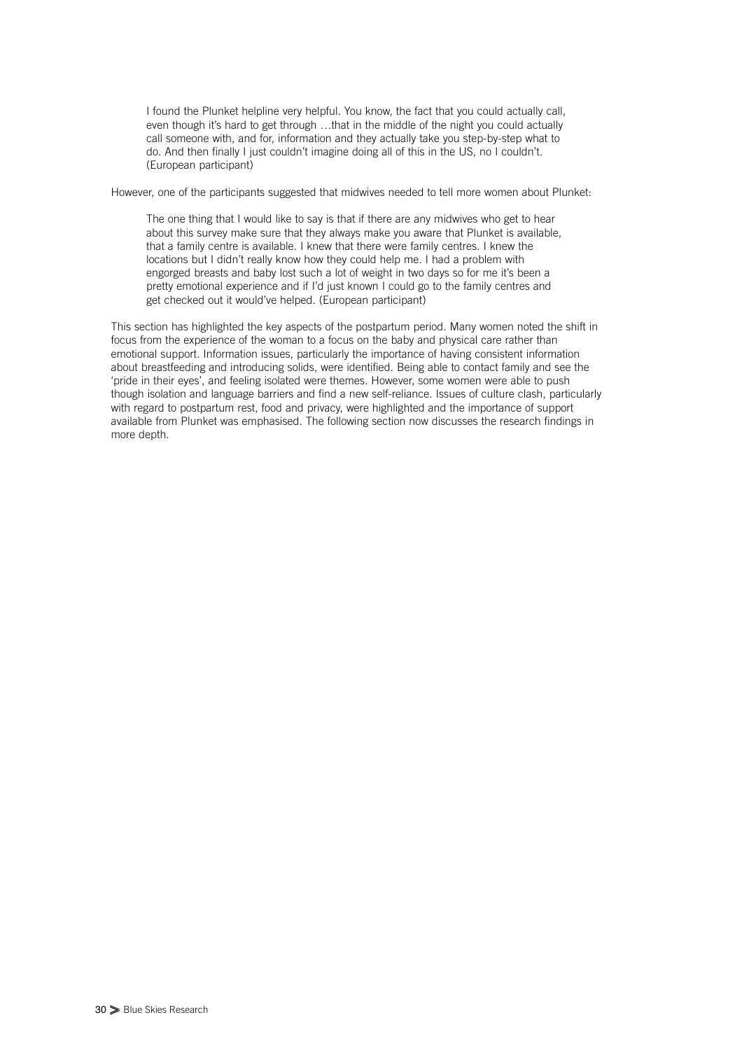> I found the Plunket helpline very helpful. You know, the fact that you could actually call, even though it's hard to get through …that in the middle of the night you could actually call someone with, and for, information and they actually take you step-by-step what to do. And then finally I just couldn't imagine doing all of this in the US, no I couldn't. (European participant)

However, one of the participants suggested that midwives needed to tell more women about Plunket:

> The one thing that I would like to say is that if there are any midwives who get to hear about this survey make sure that they always make you aware that Plunket is available, that a family centre is available. I knew that there were family centres. I knew the locations but I didn't really know how they could help me. I had a problem with engorged breasts and baby lost such a lot of weight in two days so for me it's been a pretty emotional experience and if I'd just known I could go to the family centres and get checked out it would've helped. (European participant)

This section has highlighted the key aspects of the postpartum period. Many women noted the shift in focus from the experience of the woman to a focus on the baby and physical care rather than emotional support. Information issues, particularly the importance of having consistent information about breastfeeding and introducing solids, were identified. Being able to contact family and see the 'pride in their eyes', and feeling isolated were themes. However, some women were able to push though isolation and language barriers and find a new self-reliance. Issues of culture clash, particularly with regard to postpartum rest, food and privacy, were highlighted and the importance of support available from Plunket was emphasised. The following section now discusses the research findings in more depth.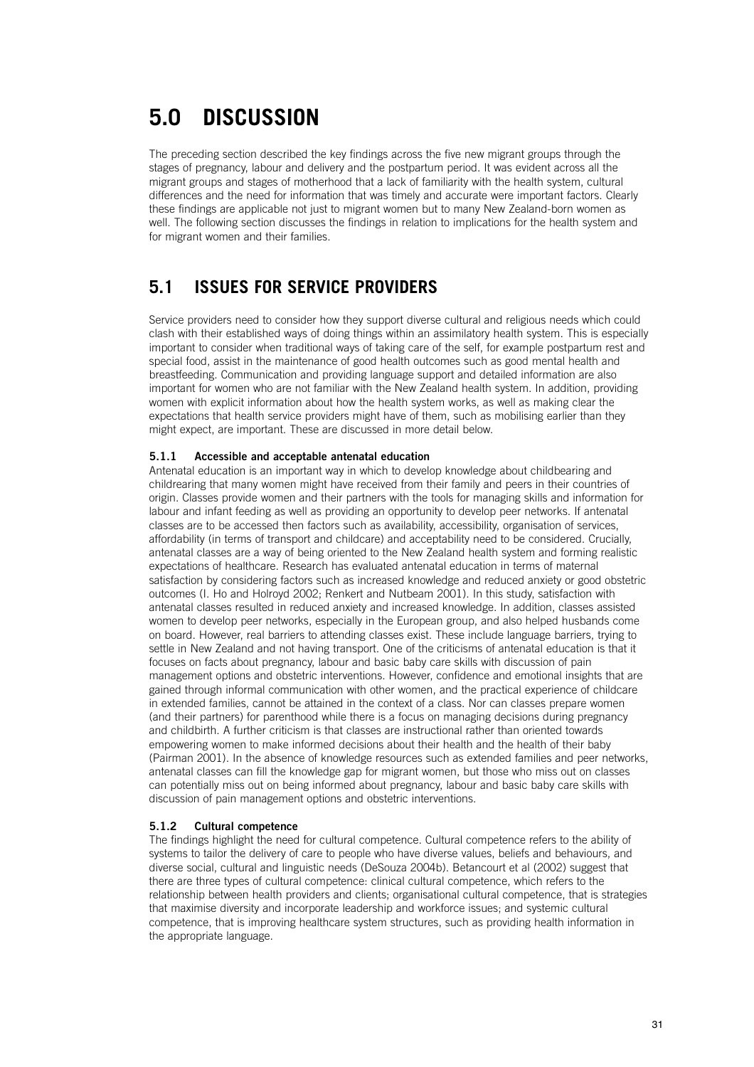# 5.0 DISCUSSION

The preceding section described the key findings across the five new migrant groups through the stages of pregnancy, labour and delivery and the postpartum period. It was evident across all the migrant groups and stages of motherhood that a lack of familiarity with the health system, cultural differences and the need for information that was timely and accurate were important factors. Clearly these findings are applicable not just to migrant women but to many New Zealand-born women as well. The following section discusses the findings in relation to implications for the health system and for migrant women and their families.

## 5.1 ISSUES FOR SERVICE PROVIDERS

Service providers need to consider how they support diverse cultural and religious needs which could clash with their established ways of doing things within an assimilatory health system. This is especially important to consider when traditional ways of taking care of the self, for example postpartum rest and special food, assist in the maintenance of good health outcomes such as good mental health and breastfeeding. Communication and providing language support and detailed information are also important for women who are not familiar with the New Zealand health system. In addition, providing women with explicit information about how the health system works, as well as making clear the expectations that health service providers might have of them, such as mobilising earlier than they might expect, are important. These are discussed in more detail below.

### 5.1.1 Accessible and acceptable antenatal education

Antenatal education is an important way in which to develop knowledge about childbearing and childrearing that many women might have received from their family and peers in their countries of origin. Classes provide women and their partners with the tools for managing skills and information for labour and infant feeding as well as providing an opportunity to develop peer networks. If antenatal classes are to be accessed then factors such as availability, accessibility, organisation of services, affordability (in terms of transport and childcare) and acceptability need to be considered. Crucially, antenatal classes are a way of being oriented to the New Zealand health system and forming realistic expectations of healthcare. Research has evaluated antenatal education in terms of maternal satisfaction by considering factors such as increased knowledge and reduced anxiety or good obstetric outcomes (I. Ho and Holroyd 2002; Renkert and Nutbeam 2001). In this study, satisfaction with antenatal classes resulted in reduced anxiety and increased knowledge. In addition, classes assisted women to develop peer networks, especially in the European group, and also helped husbands come on board. However, real barriers to attending classes exist. These include language barriers, trying to settle in New Zealand and not having transport. One of the criticisms of antenatal education is that it focuses on facts about pregnancy, labour and basic baby care skills with discussion of pain management options and obstetric interventions. However, confidence and emotional insights that are gained through informal communication with other women, and the practical experience of childcare in extended families, cannot be attained in the context of a class. Nor can classes prepare women (and their partners) for parenthood while there is a focus on managing decisions during pregnancy and childbirth. A further criticism is that classes are instructional rather than oriented towards empowering women to make informed decisions about their health and the health of their baby (Pairman 2001). In the absence of knowledge resources such as extended families and peer networks, antenatal classes can fill the knowledge gap for migrant women, but those who miss out on classes can potentially miss out on being informed about pregnancy, labour and basic baby care skills with discussion of pain management options and obstetric interventions.

### 5.1.2 Cultural competence

The findings highlight the need for cultural competence. Cultural competence refers to the ability of systems to tailor the delivery of care to people who have diverse values, beliefs and behaviours, and diverse social, cultural and linguistic needs (DeSouza 2004b). Betancourt et al (2002) suggest that there are three types of cultural competence: clinical cultural competence, which refers to the relationship between health providers and clients; organisational cultural competence, that is strategies that maximise diversity and incorporate leadership and workforce issues; and systemic cultural competence, that is improving healthcare system structures, such as providing health information in the appropriate language.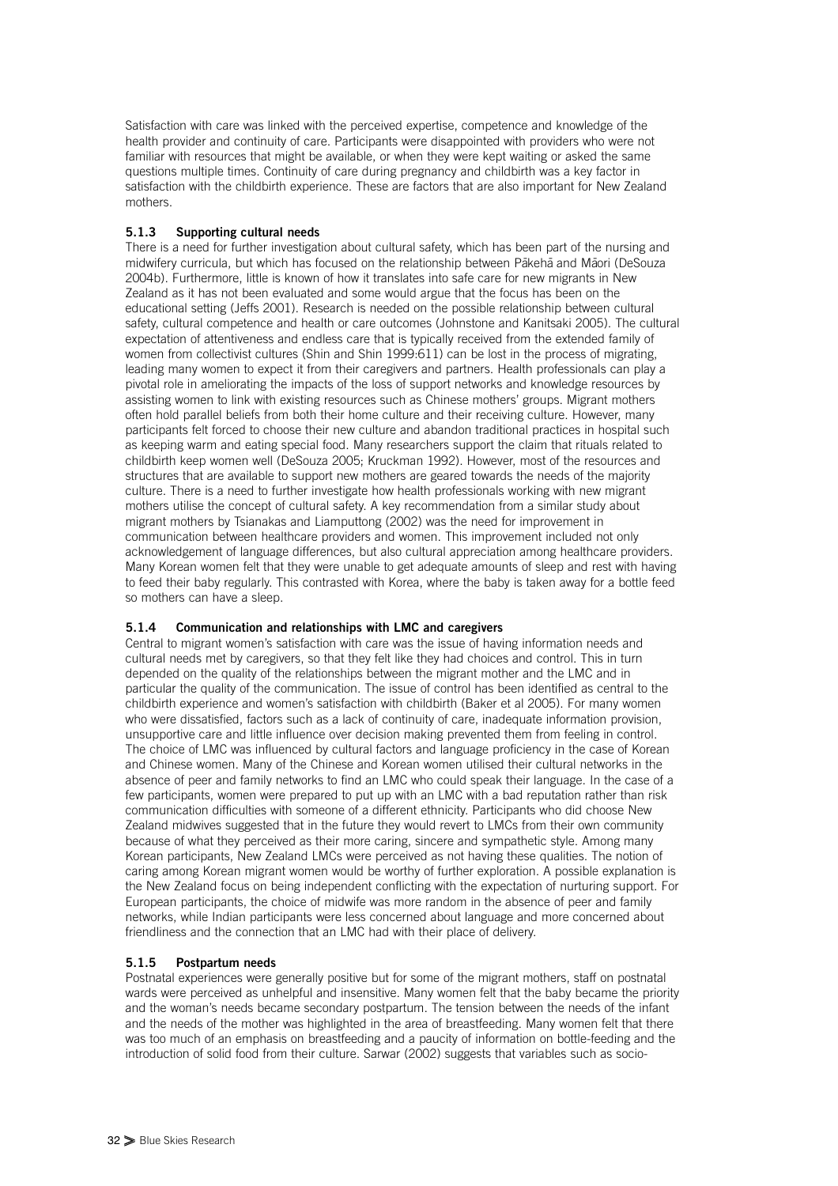Satisfaction with care was linked with the perceived expertise, competence and knowledge of the health provider and continuity of care. Participants were disappointed with providers who were not familiar with resources that might be available, or when they were kept waiting or asked the same questions multiple times. Continuity of care during pregnancy and childbirth was a key factor in satisfaction with the childbirth experience. These are factors that are also important for New Zealand mothers.

### 5.1.3 Supporting cultural needs

There is a need for further investigation about cultural safety, which has been part of the nursing and midwifery curricula, but which has focused on the relationship between Pākehā and Māori (DeSouza 2004b). Furthermore, little is known of how it translates into safe care for new migrants in New Zealand as it has not been evaluated and some would argue that the focus has been on the educational setting (Jeffs 2001). Research is needed on the possible relationship between cultural safety, cultural competence and health or care outcomes (Johnstone and Kanitsaki 2005). The cultural expectation of attentiveness and endless care that is typically received from the extended family of women from collectivist cultures (Shin and Shin 1999:611) can be lost in the process of migrating, leading many women to expect it from their caregivers and partners. Health professionals can play a pivotal role in ameliorating the impacts of the loss of support networks and knowledge resources by assisting women to link with existing resources such as Chinese mothers' groups. Migrant mothers often hold parallel beliefs from both their home culture and their receiving culture. However, many participants felt forced to choose their new culture and abandon traditional practices in hospital such as keeping warm and eating special food. Many researchers support the claim that rituals related to childbirth keep women well (DeSouza 2005; Kruckman 1992). However, most of the resources and structures that are available to support new mothers are geared towards the needs of the majority culture. There is a need to further investigate how health professionals working with new migrant mothers utilise the concept of cultural safety. A key recommendation from a similar study about migrant mothers by Tsianakas and Liamputtong (2002) was the need for improvement in communication between healthcare providers and women. This improvement included not only acknowledgement of language differences, but also cultural appreciation among healthcare providers. Many Korean women felt that they were unable to get adequate amounts of sleep and rest with having to feed their baby regularly. This contrasted with Korea, where the baby is taken away for a bottle feed so mothers can have a sleep.

### 5.1.4 Communication and relationships with LMC and caregivers

Central to migrant women's satisfaction with care was the issue of having information needs and cultural needs met by caregivers, so that they felt like they had choices and control. This in turn depended on the quality of the relationships between the migrant mother and the LMC and in particular the quality of the communication. The issue of control has been identified as central to the childbirth experience and women's satisfaction with childbirth (Baker et al 2005). For many women who were dissatisfied, factors such as a lack of continuity of care, inadequate information provision, unsupportive care and little influence over decision making prevented them from feeling in control. The choice of LMC was influenced by cultural factors and language proficiency in the case of Korean and Chinese women. Many of the Chinese and Korean women utilised their cultural networks in the absence of peer and family networks to find an LMC who could speak their language. In the case of a few participants, women were prepared to put up with an LMC with a bad reputation rather than risk communication difficulties with someone of a different ethnicity. Participants who did choose New Zealand midwives suggested that in the future they would revert to LMCs from their own community because of what they perceived as their more caring, sincere and sympathetic style. Among many Korean participants, New Zealand LMCs were perceived as not having these qualities. The notion of caring among Korean migrant women would be worthy of further exploration. A possible explanation is the New Zealand focus on being independent conflicting with the expectation of nurturing support. For European participants, the choice of midwife was more random in the absence of peer and family networks, while Indian participants were less concerned about language and more concerned about friendliness and the connection that an LMC had with their place of delivery.

### 5.1.5 Postpartum needs

Postnatal experiences were generally positive but for some of the migrant mothers, staff on postnatal wards were perceived as unhelpful and insensitive. Many women felt that the baby became the priority and the woman's needs became secondary postpartum. The tension between the needs of the infant and the needs of the mother was highlighted in the area of breastfeeding. Many women felt that there was too much of an emphasis on breastfeeding and a paucity of information on bottle-feeding and the introduction of solid food from their culture. Sarwar (2002) suggests that variables such as socio-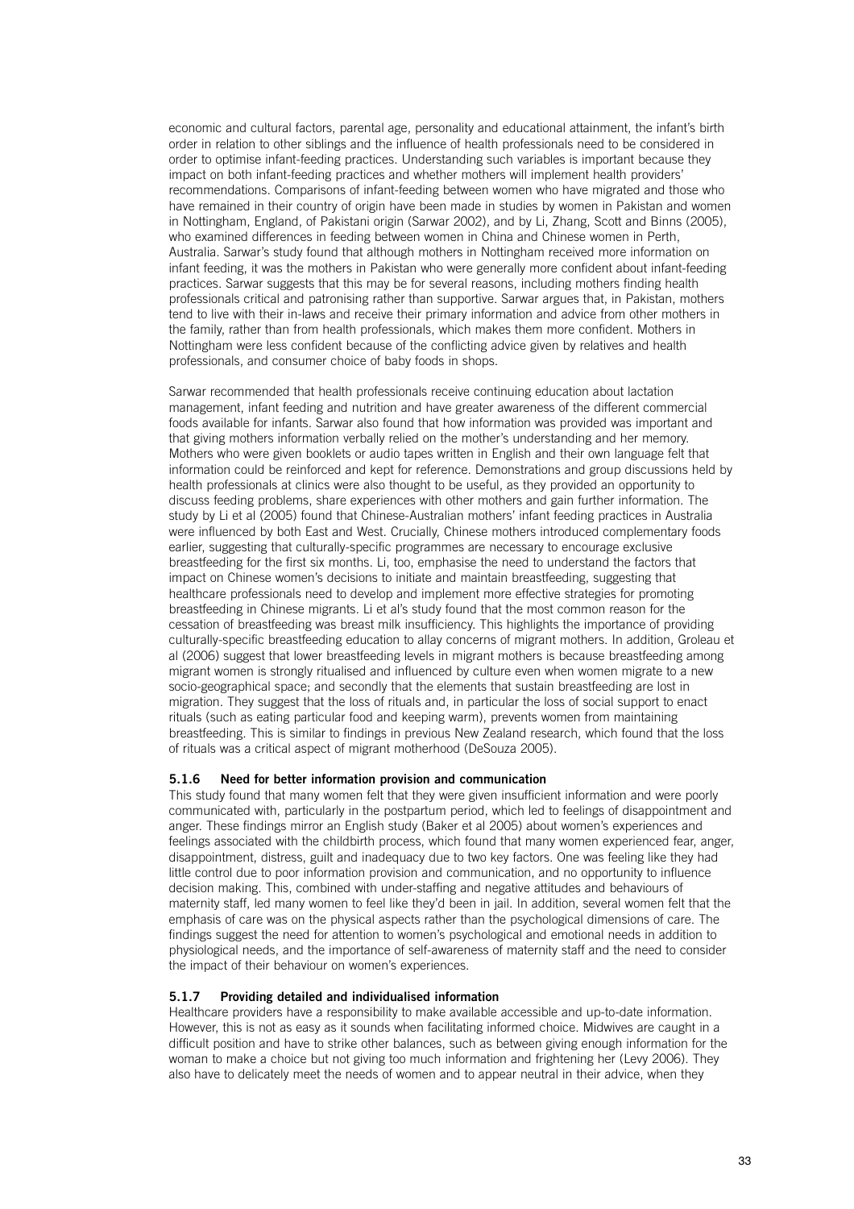economic and cultural factors, parental age, personality and educational attainment, the infant's birth order in relation to other siblings and the influence of health professionals need to be considered in order to optimise infant-feeding practices. Understanding such variables is important because they impact on both infant-feeding practices and whether mothers will implement health providers' recommendations. Comparisons of infant-feeding between women who have migrated and those who have remained in their country of origin have been made in studies by women in Pakistan and women in Nottingham, England, of Pakistani origin (Sarwar 2002), and by Li, Zhang, Scott and Binns (2005), who examined differences in feeding between women in China and Chinese women in Perth, Australia. Sarwar's study found that although mothers in Nottingham received more information on infant feeding, it was the mothers in Pakistan who were generally more confident about infant-feeding practices. Sarwar suggests that this may be for several reasons, including mothers finding health professionals critical and patronising rather than supportive. Sarwar argues that, in Pakistan, mothers tend to live with their in-laws and receive their primary information and advice from other mothers in the family, rather than from health professionals, which makes them more confident. Mothers in Nottingham were less confident because of the conflicting advice given by relatives and health professionals, and consumer choice of baby foods in shops.

Sarwar recommended that health professionals receive continuing education about lactation management, infant feeding and nutrition and have greater awareness of the different commercial foods available for infants. Sarwar also found that how information was provided was important and that giving mothers information verbally relied on the mother's understanding and her memory. Mothers who were given booklets or audio tapes written in English and their own language felt that information could be reinforced and kept for reference. Demonstrations and group discussions held by health professionals at clinics were also thought to be useful, as they provided an opportunity to discuss feeding problems, share experiences with other mothers and gain further information. The study by Li et al (2005) found that Chinese-Australian mothers' infant feeding practices in Australia were influenced by both East and West. Crucially, Chinese mothers introduced complementary foods earlier, suggesting that culturally-specific programmes are necessary to encourage exclusive breastfeeding for the first six months. Li, too, emphasise the need to understand the factors that impact on Chinese women's decisions to initiate and maintain breastfeeding, suggesting that healthcare professionals need to develop and implement more effective strategies for promoting breastfeeding in Chinese migrants. Li et al's study found that the most common reason for the cessation of breastfeeding was breast milk insufficiency. This highlights the importance of providing culturally-specific breastfeeding education to allay concerns of migrant mothers. In addition, Groleau et al (2006) suggest that lower breastfeeding levels in migrant mothers is because breastfeeding among migrant women is strongly ritualised and influenced by culture even when women migrate to a new socio-geographical space; and secondly that the elements that sustain breastfeeding are lost in migration. They suggest that the loss of rituals and, in particular the loss of social support to enact rituals (such as eating particular food and keeping warm), prevents women from maintaining breastfeeding. This is similar to findings in previous New Zealand research, which found that the loss of rituals was a critical aspect of migrant motherhood (DeSouza 2005).

### 5.1.6 Need for better information provision and communication

This study found that many women felt that they were given insufficient information and were poorly communicated with, particularly in the postpartum period, which led to feelings of disappointment and anger. These findings mirror an English study (Baker et al 2005) about women's experiences and feelings associated with the childbirth process, which found that many women experienced fear, anger, disappointment, distress, guilt and inadequacy due to two key factors. One was feeling like they had little control due to poor information provision and communication, and no opportunity to influence decision making. This, combined with under-staffing and negative attitudes and behaviours of maternity staff, led many women to feel like they'd been in jail. In addition, several women felt that the emphasis of care was on the physical aspects rather than the psychological dimensions of care. The findings suggest the need for attention to women's psychological and emotional needs in addition to physiological needs, and the importance of self-awareness of maternity staff and the need to consider the impact of their behaviour on women's experiences.

### 5.1.7 Providing detailed and individualised information

Healthcare providers have a responsibility to make available accessible and up-to-date information. However, this is not as easy as it sounds when facilitating informed choice. Midwives are caught in a difficult position and have to strike other balances, such as between giving enough information for the woman to make a choice but not giving too much information and frightening her (Levy 2006). They also have to delicately meet the needs of women and to appear neutral in their advice, when they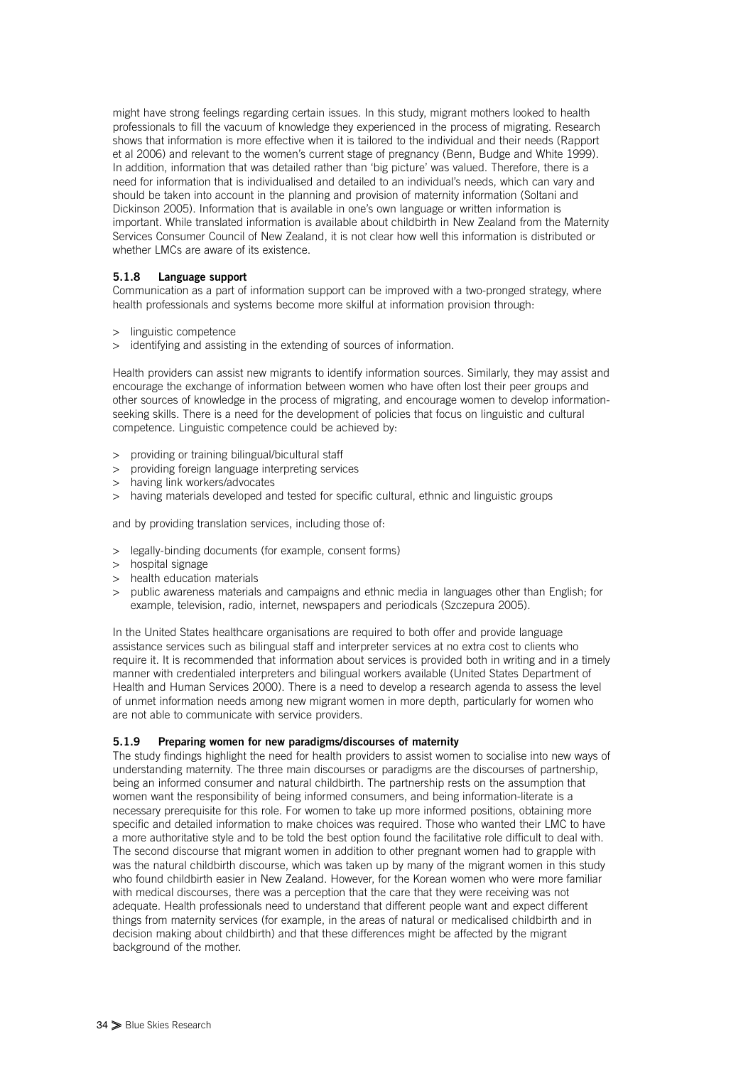might have strong feelings regarding certain issues. In this study, migrant mothers looked to health professionals to fill the vacuum of knowledge they experienced in the process of migrating. Research shows that information is more effective when it is tailored to the individual and their needs (Rapport et al 2006) and relevant to the women's current stage of pregnancy (Benn, Budge and White 1999). In addition, information that was detailed rather than 'big picture' was valued. Therefore, there is a need for information that is individualised and detailed to an individual's needs, which can vary and should be taken into account in the planning and provision of maternity information (Soltani and Dickinson 2005). Information that is available in one's own language or written information is important. While translated information is available about childbirth in New Zealand from the Maternity Services Consumer Council of New Zealand, it is not clear how well this information is distributed or whether LMCs are aware of its existence.

### 5.1.8 Language support

Communication as a part of information support can be improved with a two-pronged strategy, where health professionals and systems become more skilful at information provision through:

> linguistic competence
> identifying and assisting in the extending of sources of information.

Health providers can assist new migrants to identify information sources. Similarly, they may assist and encourage the exchange of information between women who have often lost their peer groups and other sources of knowledge in the process of migrating, and encourage women to develop information-seeking skills. There is a need for the development of policies that focus on linguistic and cultural competence. Linguistic competence could be achieved by:

> providing or training bilingual/bicultural staff
> providing foreign language interpreting services
> having link workers/advocates
> having materials developed and tested for specific cultural, ethnic and linguistic groups

and by providing translation services, including those of:

> legally-binding documents (for example, consent forms)
> hospital signage
> health education materials
> public awareness materials and campaigns and ethnic media in languages other than English; for example, television, radio, internet, newspapers and periodicals (Szczepura 2005).

In the United States healthcare organisations are required to both offer and provide language assistance services such as bilingual staff and interpreter services at no extra cost to clients who require it. It is recommended that information about services is provided both in writing and in a timely manner with credentialed interpreters and bilingual workers available (United States Department of Health and Human Services 2000). There is a need to develop a research agenda to assess the level of unmet information needs among new migrant women in more depth, particularly for women who are not able to communicate with service providers.

### 5.1.9 Preparing women for new paradigms/discourses of maternity

The study findings highlight the need for health providers to assist women to socialise into new ways of understanding maternity. The three main discourses or paradigms are the discourses of partnership, being an informed consumer and natural childbirth. The partnership rests on the assumption that women want the responsibility of being informed consumers, and being information-literate is a necessary prerequisite for this role. For women to take up more informed positions, obtaining more specific and detailed information to make choices was required. Those who wanted their LMC to have a more authoritative style and to be told the best option found the facilitative role difficult to deal with. The second discourse that migrant women in addition to other pregnant women had to grapple with was the natural childbirth discourse, which was taken up by many of the migrant women in this study who found childbirth easier in New Zealand. However, for the Korean women who were more familiar with medical discourses, there was a perception that the care that they were receiving was not adequate. Health professionals need to understand that different people want and expect different things from maternity services (for example, in the areas of natural or medicalised childbirth and in decision making about childbirth) and that these differences might be affected by the migrant background of the mother.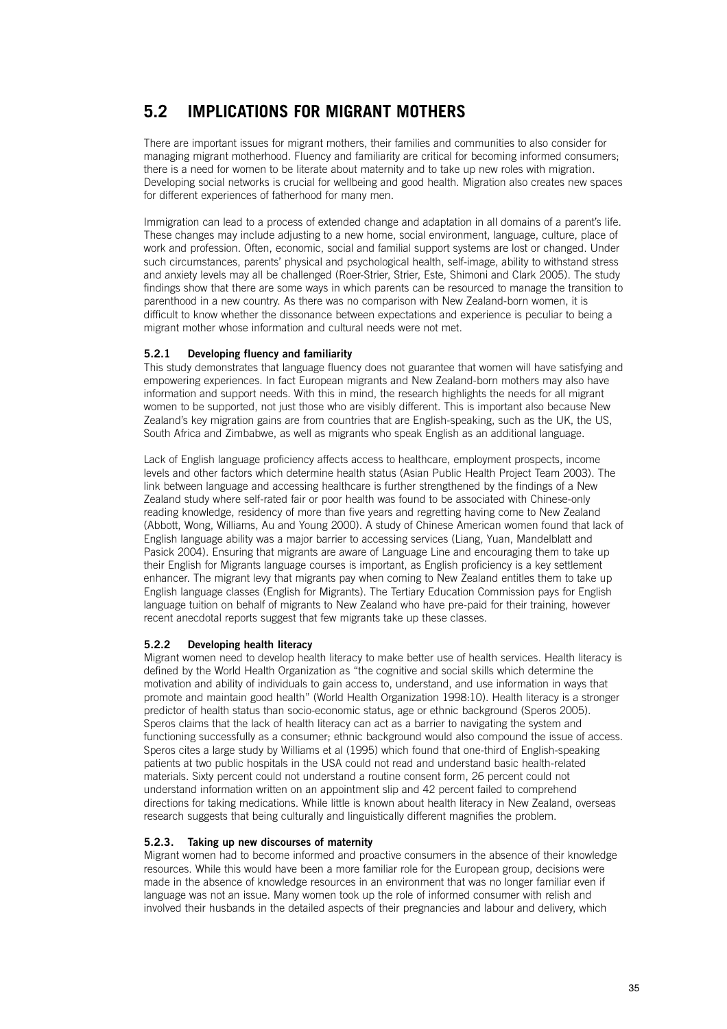## 5.2 IMPLICATIONS FOR MIGRANT MOTHERS

There are important issues for migrant mothers, their families and communities to also consider for managing migrant motherhood. Fluency and familiarity are critical for becoming informed consumers; there is a need for women to be literate about maternity and to take up new roles with migration. Developing social networks is crucial for wellbeing and good health. Migration also creates new spaces for different experiences of fatherhood for many men.

Immigration can lead to a process of extended change and adaptation in all domains of a parent's life. These changes may include adjusting to a new home, social environment, language, culture, place of work and profession. Often, economic, social and familial support systems are lost or changed. Under such circumstances, parents' physical and psychological health, self-image, ability to withstand stress and anxiety levels may all be challenged (Roer-Strier, Strier, Este, Shimoni and Clark 2005). The study findings show that there are some ways in which parents can be resourced to manage the transition to parenthood in a new country. As there was no comparison with New Zealand-born women, it is difficult to know whether the dissonance between expectations and experience is peculiar to being a migrant mother whose information and cultural needs were not met.

### 5.2.1 Developing fluency and familiarity

This study demonstrates that language fluency does not guarantee that women will have satisfying and empowering experiences. In fact European migrants and New Zealand-born mothers may also have information and support needs. With this in mind, the research highlights the needs for all migrant women to be supported, not just those who are visibly different. This is important also because New Zealand's key migration gains are from countries that are English-speaking, such as the UK, the US, South Africa and Zimbabwe, as well as migrants who speak English as an additional language.

Lack of English language proficiency affects access to healthcare, employment prospects, income levels and other factors which determine health status (Asian Public Health Project Team 2003). The link between language and accessing healthcare is further strengthened by the findings of a New Zealand study where self-rated fair or poor health was found to be associated with Chinese-only reading knowledge, residency of more than five years and regretting having come to New Zealand (Abbott, Wong, Williams, Au and Young 2000). A study of Chinese American women found that lack of English language ability was a major barrier to accessing services (Liang, Yuan, Mandelblatt and Pasick 2004). Ensuring that migrants are aware of Language Line and encouraging them to take up their English for Migrants language courses is important, as English proficiency is a key settlement enhancer. The migrant levy that migrants pay when coming to New Zealand entitles them to take up English language classes (English for Migrants). The Tertiary Education Commission pays for English language tuition on behalf of migrants to New Zealand who have pre-paid for their training, however recent anecdotal reports suggest that few migrants take up these classes.

### 5.2.2 Developing health literacy

Migrant women need to develop health literacy to make better use of health services. Health literacy is defined by the World Health Organization as "the cognitive and social skills which determine the motivation and ability of individuals to gain access to, understand, and use information in ways that promote and maintain good health" (World Health Organization 1998:10). Health literacy is a stronger predictor of health status than socio-economic status, age or ethnic background (Speros 2005). Speros claims that the lack of health literacy can act as a barrier to navigating the system and functioning successfully as a consumer; ethnic background would also compound the issue of access. Speros cites a large study by Williams et al (1995) which found that one-third of English-speaking patients at two public hospitals in the USA could not read and understand basic health-related materials. Sixty percent could not understand a routine consent form, 26 percent could not understand information written on an appointment slip and 42 percent failed to comprehend directions for taking medications. While little is known about health literacy in New Zealand, overseas research suggests that being culturally and linguistically different magnifies the problem.

### 5.2.3. Taking up new discourses of maternity

Migrant women had to become informed and proactive consumers in the absence of their knowledge resources. While this would have been a more familiar role for the European group, decisions were made in the absence of knowledge resources in an environment that was no longer familiar even if language was not an issue. Many women took up the role of informed consumer with relish and involved their husbands in the detailed aspects of their pregnancies and labour and delivery, which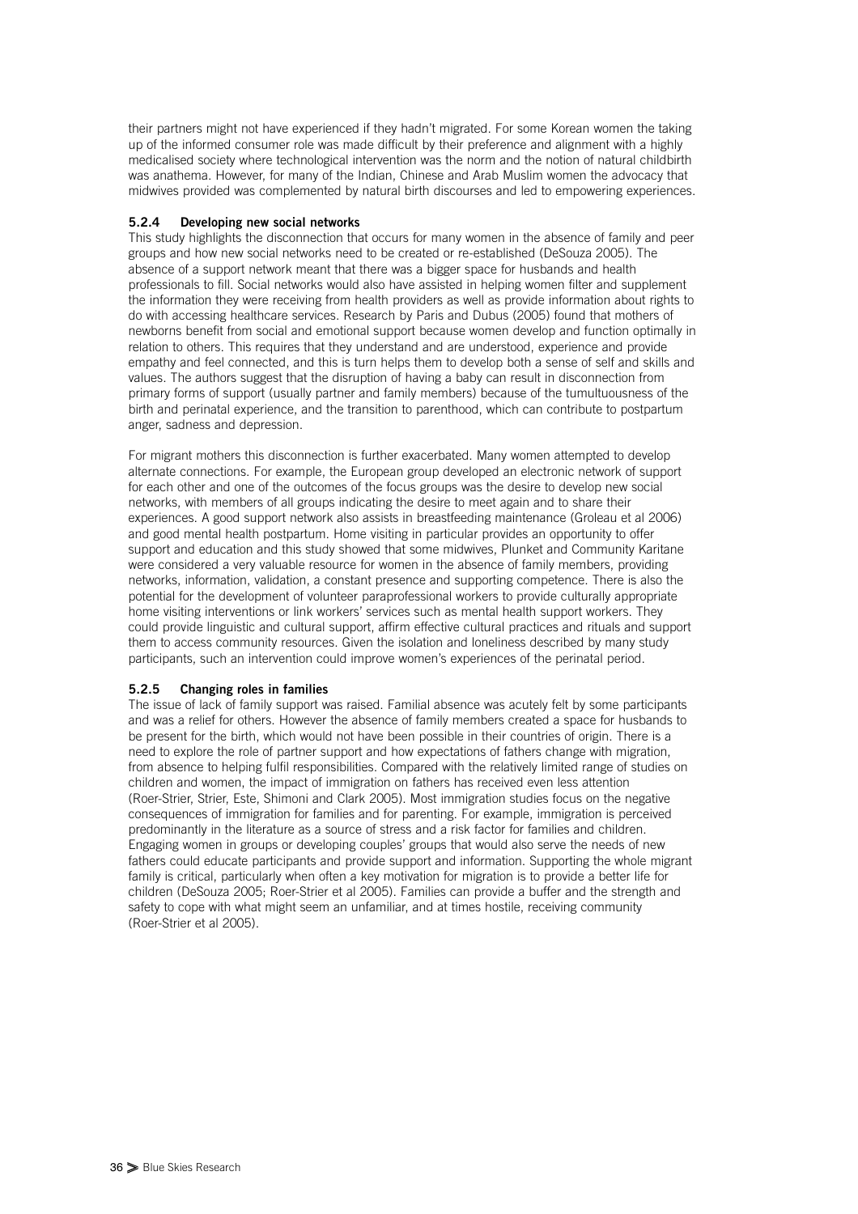their partners might not have experienced if they hadn't migrated. For some Korean women the taking up of the informed consumer role was made difficult by their preference and alignment with a highly medicalised society where technological intervention was the norm and the notion of natural childbirth was anathema. However, for many of the Indian, Chinese and Arab Muslim women the advocacy that midwives provided was complemented by natural birth discourses and led to empowering experiences.

### 5.2.4 Developing new social networks

This study highlights the disconnection that occurs for many women in the absence of family and peer groups and how new social networks need to be created or re-established (DeSouza 2005). The absence of a support network meant that there was a bigger space for husbands and health professionals to fill. Social networks would also have assisted in helping women filter and supplement the information they were receiving from health providers as well as provide information about rights to do with accessing healthcare services. Research by Paris and Dubus (2005) found that mothers of newborns benefit from social and emotional support because women develop and function optimally in relation to others. This requires that they understand and are understood, experience and provide empathy and feel connected, and this is turn helps them to develop both a sense of self and skills and values. The authors suggest that the disruption of having a baby can result in disconnection from primary forms of support (usually partner and family members) because of the tumultuousness of the birth and perinatal experience, and the transition to parenthood, which can contribute to postpartum anger, sadness and depression.

For migrant mothers this disconnection is further exacerbated. Many women attempted to develop alternate connections. For example, the European group developed an electronic network of support for each other and one of the outcomes of the focus groups was the desire to develop new social networks, with members of all groups indicating the desire to meet again and to share their experiences. A good support network also assists in breastfeeding maintenance (Groleau et al 2006) and good mental health postpartum. Home visiting in particular provides an opportunity to offer support and education and this study showed that some midwives, Plunket and Community Karitane were considered a very valuable resource for women in the absence of family members, providing networks, information, validation, a constant presence and supporting competence. There is also the potential for the development of volunteer paraprofessional workers to provide culturally appropriate home visiting interventions or link workers' services such as mental health support workers. They could provide linguistic and cultural support, affirm effective cultural practices and rituals and support them to access community resources. Given the isolation and loneliness described by many study participants, such an intervention could improve women's experiences of the perinatal period.

### 5.2.5 Changing roles in families

The issue of lack of family support was raised. Familial absence was acutely felt by some participants and was a relief for others. However the absence of family members created a space for husbands to be present for the birth, which would not have been possible in their countries of origin. There is a need to explore the role of partner support and how expectations of fathers change with migration, from absence to helping fulfil responsibilities. Compared with the relatively limited range of studies on children and women, the impact of immigration on fathers has received even less attention (Roer-Strier, Strier, Este, Shimoni and Clark 2005). Most immigration studies focus on the negative consequences of immigration for families and for parenting. For example, immigration is perceived predominantly in the literature as a source of stress and a risk factor for families and children. Engaging women in groups or developing couples' groups that would also serve the needs of new fathers could educate participants and provide support and information. Supporting the whole migrant family is critical, particularly when often a key motivation for migration is to provide a better life for children (DeSouza 2005; Roer-Strier et al 2005). Families can provide a buffer and the strength and safety to cope with what might seem an unfamiliar, and at times hostile, receiving community (Roer-Strier et al 2005).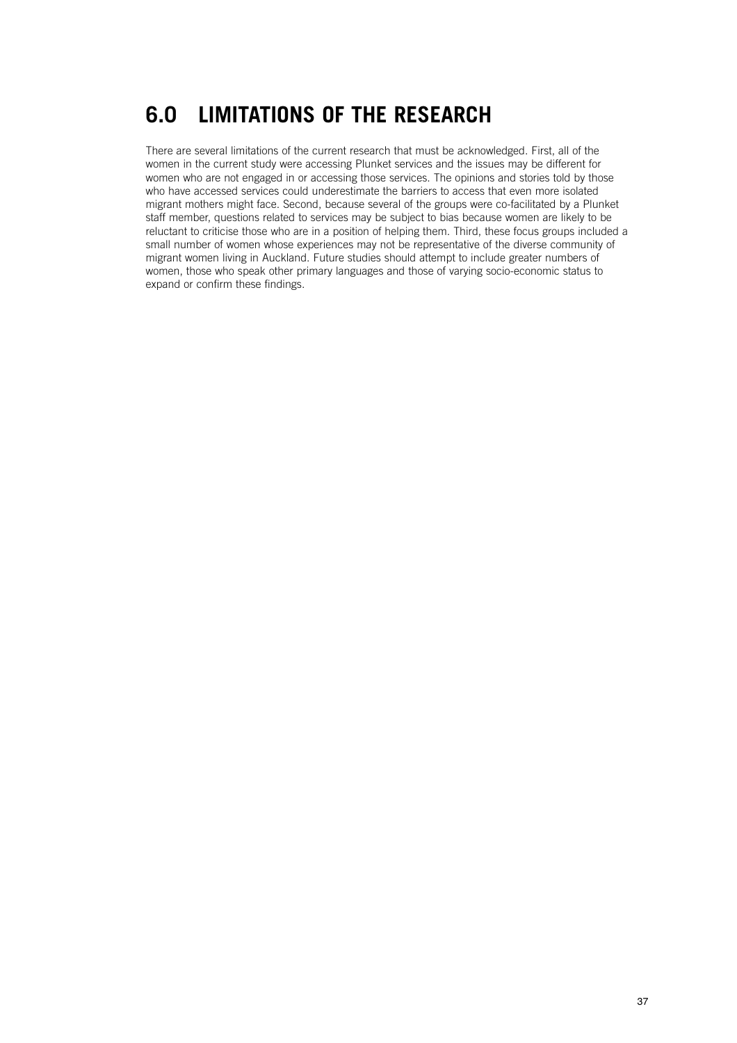# 6.0 LIMITATIONS OF THE RESEARCH

There are several limitations of the current research that must be acknowledged. First, all of the women in the current study were accessing Plunket services and the issues may be different for women who are not engaged in or accessing those services. The opinions and stories told by those who have accessed services could underestimate the barriers to access that even more isolated migrant mothers might face. Second, because several of the groups were co-facilitated by a Plunket staff member, questions related to services may be subject to bias because women are likely to be reluctant to criticise those who are in a position of helping them. Third, these focus groups included a small number of women whose experiences may not be representative of the diverse community of migrant women living in Auckland. Future studies should attempt to include greater numbers of women, those who speak other primary languages and those of varying socio-economic status to expand or confirm these findings.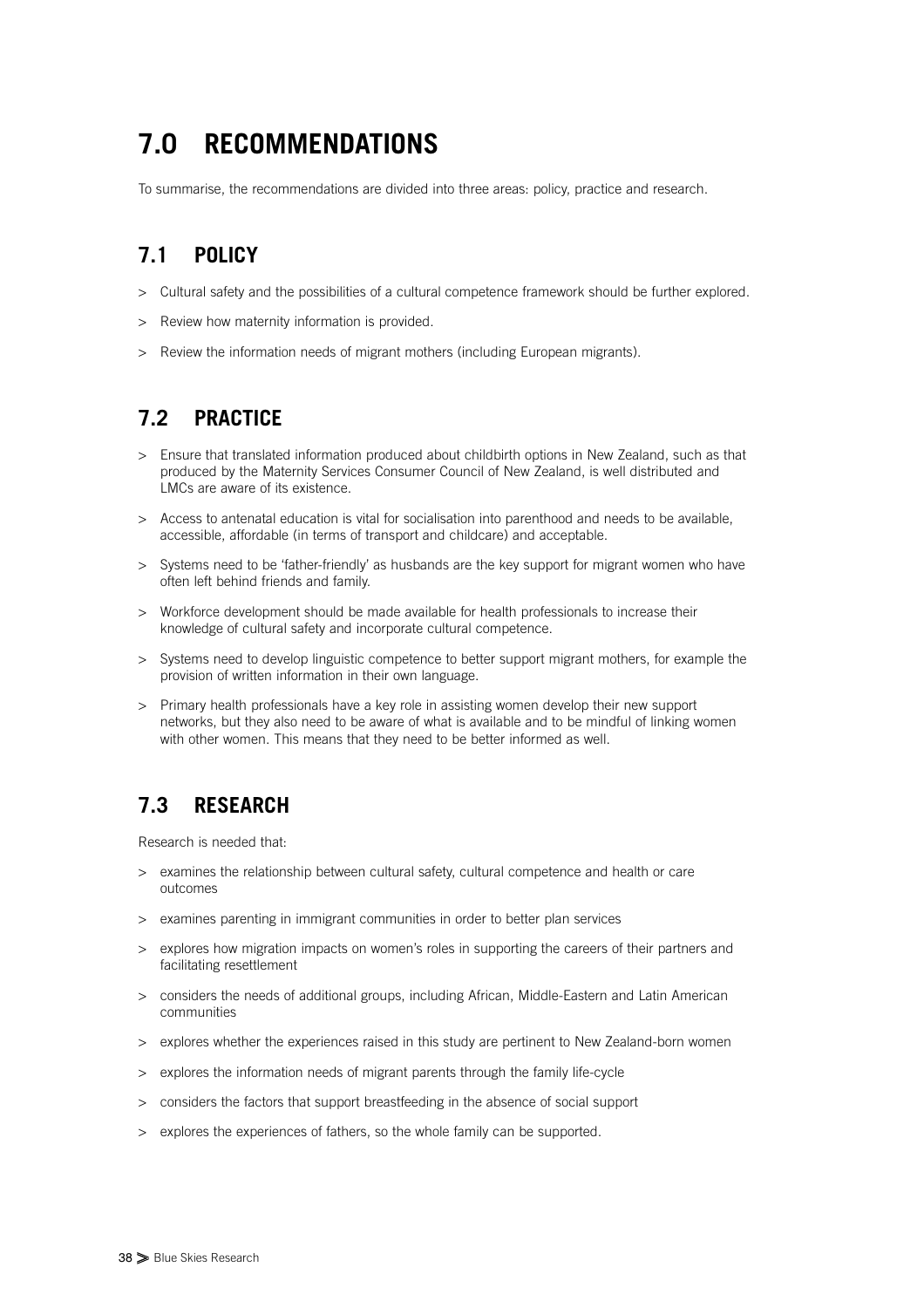# 7.0 RECOMMENDATIONS

To summarise, the recommendations are divided into three areas: policy, practice and research.

## 7.1 POLICY

- Cultural safety and the possibilities of a cultural competence framework should be further explored.
- Review how maternity information is provided.
- Review the information needs of migrant mothers (including European migrants).

## 7.2 PRACTICE

- Ensure that translated information produced about childbirth options in New Zealand, such as that produced by the Maternity Services Consumer Council of New Zealand, is well distributed and LMCs are aware of its existence.
- Access to antenatal education is vital for socialisation into parenthood and needs to be available, accessible, affordable (in terms of transport and childcare) and acceptable.
- Systems need to be 'father-friendly' as husbands are the key support for migrant women who have often left behind friends and family.
- Workforce development should be made available for health professionals to increase their knowledge of cultural safety and incorporate cultural competence.
- Systems need to develop linguistic competence to better support migrant mothers, for example the provision of written information in their own language.
- Primary health professionals have a key role in assisting women develop their new support networks, but they also need to be aware of what is available and to be mindful of linking women with other women. This means that they need to be better informed as well.

## 7.3 RESEARCH

Research is needed that:

- examines the relationship between cultural safety, cultural competence and health or care outcomes
- examines parenting in immigrant communities in order to better plan services
- explores how migration impacts on women's roles in supporting the careers of their partners and facilitating resettlement
- considers the needs of additional groups, including African, Middle-Eastern and Latin American communities
- explores whether the experiences raised in this study are pertinent to New Zealand-born women
- explores the information needs of migrant parents through the family life-cycle
- considers the factors that support breastfeeding in the absence of social support
- explores the experiences of fathers, so the whole family can be supported.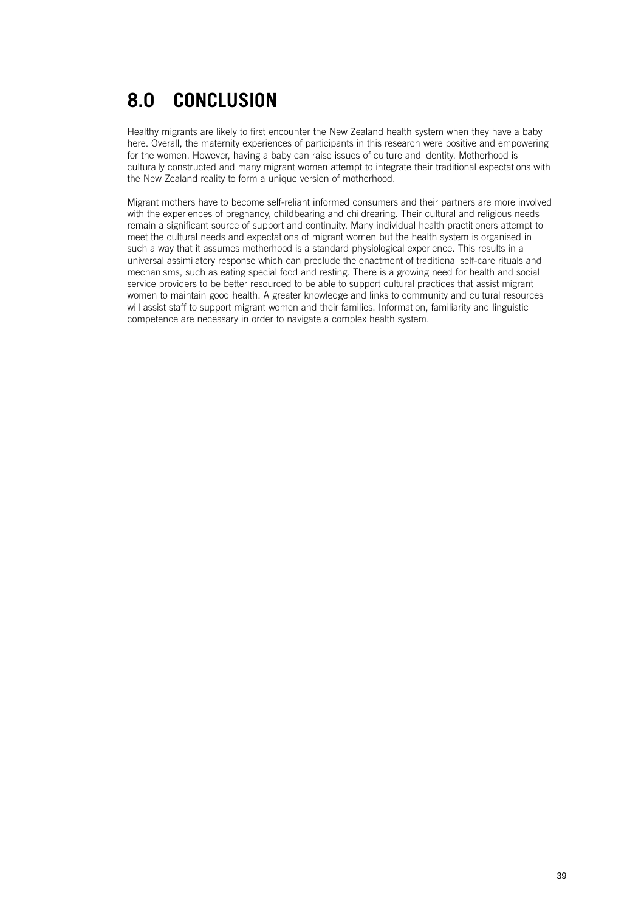# 8.0 CONCLUSION

Healthy migrants are likely to first encounter the New Zealand health system when they have a baby here. Overall, the maternity experiences of participants in this research were positive and empowering for the women. However, having a baby can raise issues of culture and identity. Motherhood is culturally constructed and many migrant women attempt to integrate their traditional expectations with the New Zealand reality to form a unique version of motherhood.

Migrant mothers have to become self-reliant informed consumers and their partners are more involved with the experiences of pregnancy, childbearing and childrearing. Their cultural and religious needs remain a significant source of support and continuity. Many individual health practitioners attempt to meet the cultural needs and expectations of migrant women but the health system is organised in such a way that it assumes motherhood is a standard physiological experience. This results in a universal assimilatory response which can preclude the enactment of traditional self-care rituals and mechanisms, such as eating special food and resting. There is a growing need for health and social service providers to be better resourced to be able to support cultural practices that assist migrant women to maintain good health. A greater knowledge and links to community and cultural resources will assist staff to support migrant women and their families. Information, familiarity and linguistic competence are necessary in order to navigate a complex health system.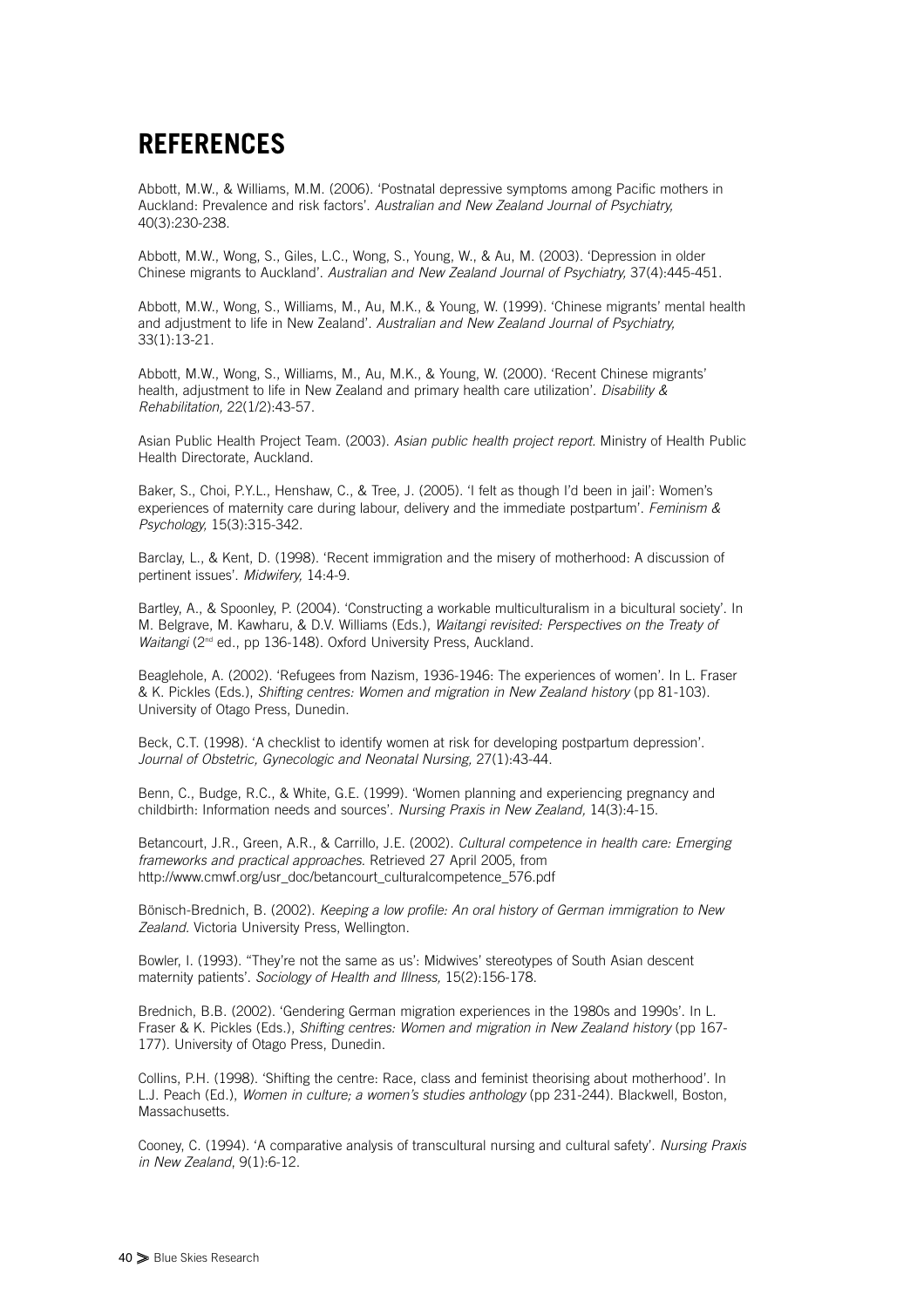# REFERENCES

Abbott, M.W., & Williams, M.M. (2006). 'Postnatal depressive symptoms among Pacific mothers in Auckland: Prevalence and risk factors'. *Australian and New Zealand Journal of Psychiatry,* 40(3):230-238.

Abbott, M.W., Wong, S., Giles, L.C., Wong, S., Young, W., & Au, M. (2003). 'Depression in older Chinese migrants to Auckland'. *Australian and New Zealand Journal of Psychiatry,* 37(4):445-451.

Abbott, M.W., Wong, S., Williams, M., Au, M.K., & Young, W. (1999). 'Chinese migrants' mental health and adjustment to life in New Zealand'. *Australian and New Zealand Journal of Psychiatry,* 33(1):13-21.

Abbott, M.W., Wong, S., Williams, M., Au, M.K., & Young, W. (2000). 'Recent Chinese migrants' health, adjustment to life in New Zealand and primary health care utilization'. *Disability & Rehabilitation,* 22(1/2):43-57.

Asian Public Health Project Team. (2003). *Asian public health project report.* Ministry of Health Public Health Directorate, Auckland.

Baker, S., Choi, P.Y.L., Henshaw, C., & Tree, J. (2005). 'I felt as though I'd been in jail': Women's experiences of maternity care during labour, delivery and the immediate postpartum'. *Feminism & Psychology,* 15(3):315-342.

Barclay, L., & Kent, D. (1998). 'Recent immigration and the misery of motherhood: A discussion of pertinent issues'. *Midwifery,* 14:4-9.

Bartley, A., & Spoonley, P. (2004). 'Constructing a workable multiculturalism in a bicultural society'. In M. Belgrave, M. Kawharu, & D.V. Williams (Eds.), *Waitangi revisited: Perspectives on the Treaty of Waitangi* (2nd ed., pp 136-148). Oxford University Press, Auckland.

Beaglehole, A. (2002). 'Refugees from Nazism, 1936-1946: The experiences of women'. In L. Fraser & K. Pickles (Eds.), *Shifting centres: Women and migration in New Zealand history* (pp 81-103). University of Otago Press, Dunedin.

Beck, C.T. (1998). 'A checklist to identify women at risk for developing postpartum depression'. *Journal of Obstetric, Gynecologic and Neonatal Nursing,* 27(1):43-44.

Benn, C., Budge, R.C., & White, G.E. (1999). 'Women planning and experiencing pregnancy and childbirth: Information needs and sources'. *Nursing Praxis in New Zealand,* 14(3):4-15.

Betancourt, J.R., Green, A.R., & Carrillo, J.E. (2002). *Cultural competence in health care: Emerging frameworks and practical approaches.* Retrieved 27 April 2005, from http://www.cmwf.org/usr_doc/betancourt_culturalcompetence_576.pdf

Bönisch-Brednich, B. (2002). *Keeping a low profile: An oral history of German immigration to New Zealand.* Victoria University Press, Wellington.

Bowler, I. (1993). "They're not the same as us': Midwives' stereotypes of South Asian descent maternity patients'. *Sociology of Health and Illness,* 15(2):156-178.

Brednich, B.B. (2002). 'Gendering German migration experiences in the 1980s and 1990s'. In L. Fraser & K. Pickles (Eds.), *Shifting centres: Women and migration in New Zealand history* (pp 167-177). University of Otago Press, Dunedin.

Collins, P.H. (1998). 'Shifting the centre: Race, class and feminist theorising about motherhood'. In L.J. Peach (Ed.), *Women in culture; a women's studies anthology* (pp 231-244). Blackwell, Boston, Massachusetts.

Cooney, C. (1994). 'A comparative analysis of transcultural nursing and cultural safety'. *Nursing Praxis in New Zealand*, 9(1):6-12.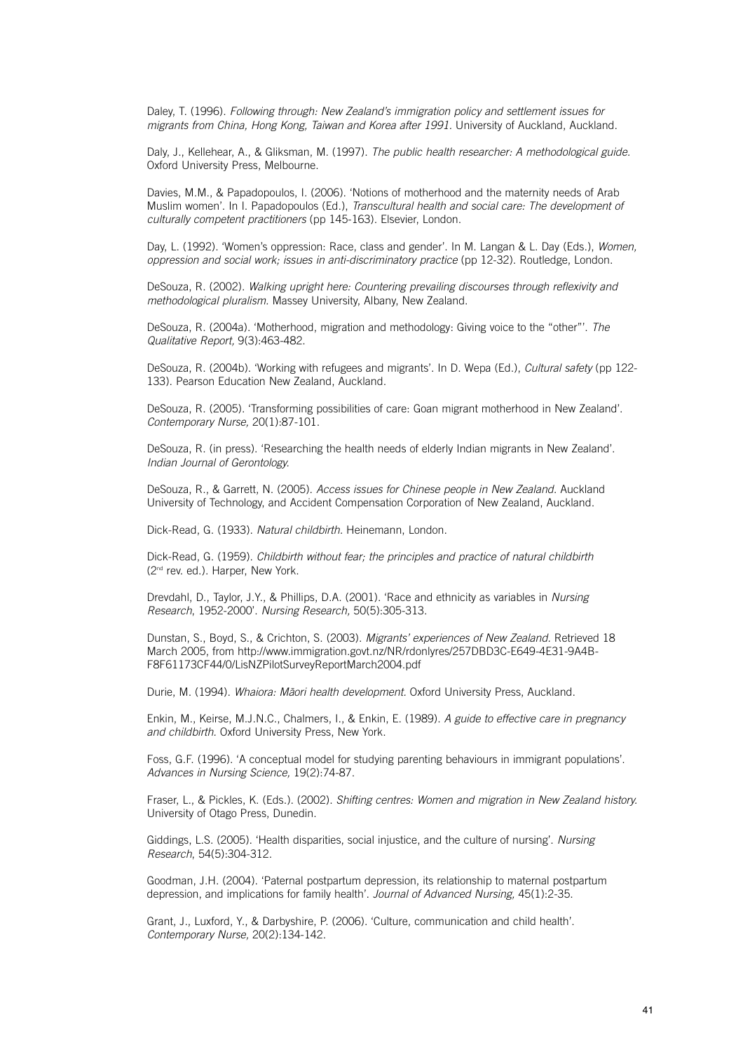Daley, T. (1996). *Following through: New Zealand's immigration policy and settlement issues for migrants from China, Hong Kong, Taiwan and Korea after 1991*. University of Auckland, Auckland.

Daly, J., Kellehear, A., & Gliksman, M. (1997). *The public health researcher: A methodological guide.* Oxford University Press, Melbourne.

Davies, M.M., & Papadopoulos, I. (2006). 'Notions of motherhood and the maternity needs of Arab Muslim women'. In I. Papadopoulos (Ed.), *Transcultural health and social care: The development of culturally competent practitioners* (pp 145-163). Elsevier, London.

Day, L. (1992). 'Women's oppression: Race, class and gender'. In M. Langan & L. Day (Eds.), *Women, oppression and social work; issues in anti-discriminatory practice* (pp 12-32). Routledge, London.

DeSouza, R. (2002). *Walking upright here: Countering prevailing discourses through reflexivity and methodological pluralism.* Massey University, Albany, New Zealand.

DeSouza, R. (2004a). 'Motherhood, migration and methodology: Giving voice to the "other"'. *The Qualitative Report,* 9(3):463-482.

DeSouza, R. (2004b). 'Working with refugees and migrants'. In D. Wepa (Ed.), *Cultural safety* (pp 122-133). Pearson Education New Zealand, Auckland.

DeSouza, R. (2005). 'Transforming possibilities of care: Goan migrant motherhood in New Zealand'. *Contemporary Nurse,* 20(1):87-101.

DeSouza, R. (in press). 'Researching the health needs of elderly Indian migrants in New Zealand'. *Indian Journal of Gerontology.*

DeSouza, R., & Garrett, N. (2005). *Access issues for Chinese people in New Zealand.* Auckland University of Technology, and Accident Compensation Corporation of New Zealand, Auckland.

Dick-Read, G. (1933). *Natural childbirth.* Heinemann, London.

Dick-Read, G. (1959). *Childbirth without fear; the principles and practice of natural childbirth* (2nd rev. ed.). Harper, New York.

Drevdahl, D., Taylor, J.Y., & Phillips, D.A. (2001). 'Race and ethnicity as variables in *Nursing Research*, 1952-2000'. *Nursing Research,* 50(5):305-313.

Dunstan, S., Boyd, S., & Crichton, S. (2003). *Migrants' experiences of New Zealand.* Retrieved 18 March 2005, from http://www.immigration.govt.nz/NR/rdonlyres/257DBD3C-E649-4E31-9A4B-F8F61173CF44/0/LisNZPilotSurveyReportMarch2004.pdf

Durie, M. (1994). *Whaiora: Māori health development.* Oxford University Press, Auckland.

Enkin, M., Keirse, M.J.N.C., Chalmers, I., & Enkin, E. (1989). *A guide to effective care in pregnancy and childbirth.* Oxford University Press, New York.

Foss, G.F. (1996). 'A conceptual model for studying parenting behaviours in immigrant populations'. *Advances in Nursing Science,* 19(2):74-87.

Fraser, L., & Pickles, K. (Eds.). (2002). *Shifting centres: Women and migration in New Zealand history.* University of Otago Press, Dunedin.

Giddings, L.S. (2005). 'Health disparities, social injustice, and the culture of nursing'. *Nursing Research*, 54(5):304-312.

Goodman, J.H. (2004). 'Paternal postpartum depression, its relationship to maternal postpartum depression, and implications for family health'. *Journal of Advanced Nursing,* 45(1):2-35.

Grant, J., Luxford, Y., & Darbyshire, P. (2006). 'Culture, communication and child health'. *Contemporary Nurse,* 20(2):134-142.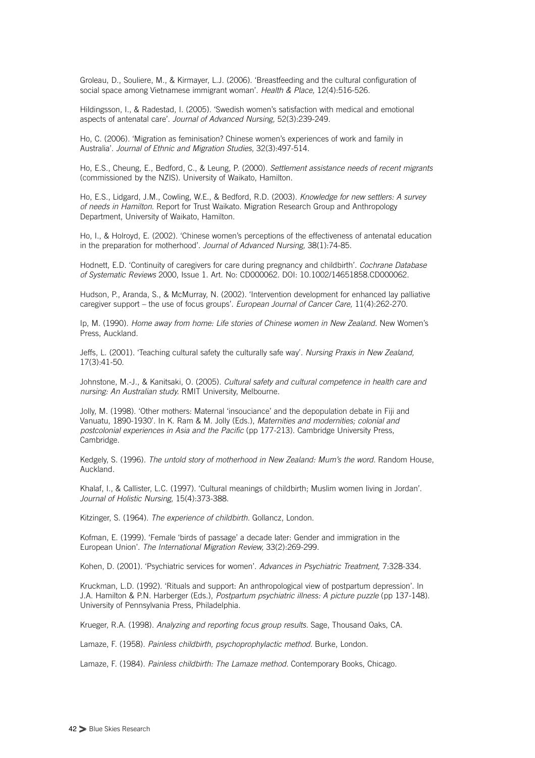Groleau, D., Souliere, M., & Kirmayer, L.J. (2006). 'Breastfeeding and the cultural configuration of social space among Vietnamese immigrant woman'. *Health & Place,* 12(4):516-526.

Hildingsson, I., & Radestad, I. (2005). 'Swedish women's satisfaction with medical and emotional aspects of antenatal care'. *Journal of Advanced Nursing,* 52(3):239-249.

Ho, C. (2006). 'Migration as feminisation? Chinese women's experiences of work and family in Australia'. *Journal of Ethnic and Migration Studies,* 32(3):497-514.

Ho, E.S., Cheung, E., Bedford, C., & Leung, P. (2000). *Settlement assistance needs of recent migrants* (commissioned by the NZIS). University of Waikato, Hamilton.

Ho, E.S., Lidgard, J.M., Cowling, W.E., & Bedford, R.D. (2003). *Knowledge for new settlers: A survey of needs in Hamilton.* Report for Trust Waikato. Migration Research Group and Anthropology Department, University of Waikato, Hamilton.

Ho, I., & Holroyd, E. (2002). 'Chinese women's perceptions of the effectiveness of antenatal education in the preparation for motherhood'. *Journal of Advanced Nursing,* 38(1):74-85.

Hodnett, E.D. 'Continuity of caregivers for care during pregnancy and childbirth'. *Cochrane Database of Systematic Reviews* 2000, Issue 1. Art. No: CD000062. DOI: 10.1002/14651858.CD000062.

Hudson, P., Aranda, S., & McMurray, N. (2002). 'Intervention development for enhanced lay palliative caregiver support – the use of focus groups'. *European Journal of Cancer Care,* 11(4):262-270.

Ip, M. (1990). *Home away from home: Life stories of Chinese women in New Zealand.* New Women's Press, Auckland.

Jeffs, L. (2001). 'Teaching cultural safety the culturally safe way'. *Nursing Praxis in New Zealand,* 17(3):41-50.

Johnstone, M.-J., & Kanitsaki, O. (2005). *Cultural safety and cultural competence in health care and nursing: An Australian study.* RMIT University, Melbourne.

Jolly, M. (1998). 'Other mothers: Maternal 'insouciance' and the depopulation debate in Fiji and Vanuatu, 1890-1930'. In K. Ram & M. Jolly (Eds.), *Maternities and modernities; colonial and postcolonial experiences in Asia and the Pacific* (pp 177-213). Cambridge University Press, Cambridge.

Kedgely, S. (1996). *The untold story of motherhood in New Zealand: Mum's the word.* Random House, Auckland.

Khalaf, I., & Callister, L.C. (1997). 'Cultural meanings of childbirth; Muslim women living in Jordan'. *Journal of Holistic Nursing,* 15(4):373-388.

Kitzinger, S. (1964). *The experience of childbirth.* Gollancz, London.

Kofman, E. (1999). 'Female 'birds of passage' a decade later: Gender and immigration in the European Union'. *The International Migration Review,* 33(2):269-299.

Kohen, D. (2001). 'Psychiatric services for women'. *Advances in Psychiatric Treatment,* 7:328-334.

Kruckman, L.D. (1992). 'Rituals and support: An anthropological view of postpartum depression'. In J.A. Hamilton & P.N. Harberger (Eds.), *Postpartum psychiatric illness: A picture puzzle* (pp 137-148). University of Pennsylvania Press, Philadelphia.

Krueger, R.A. (1998). *Analyzing and reporting focus group results.* Sage, Thousand Oaks, CA.

Lamaze, F. (1958). *Painless childbirth, psychoprophylactic method.* Burke, London.

Lamaze, F. (1984). *Painless childbirth: The Lamaze method.* Contemporary Books, Chicago.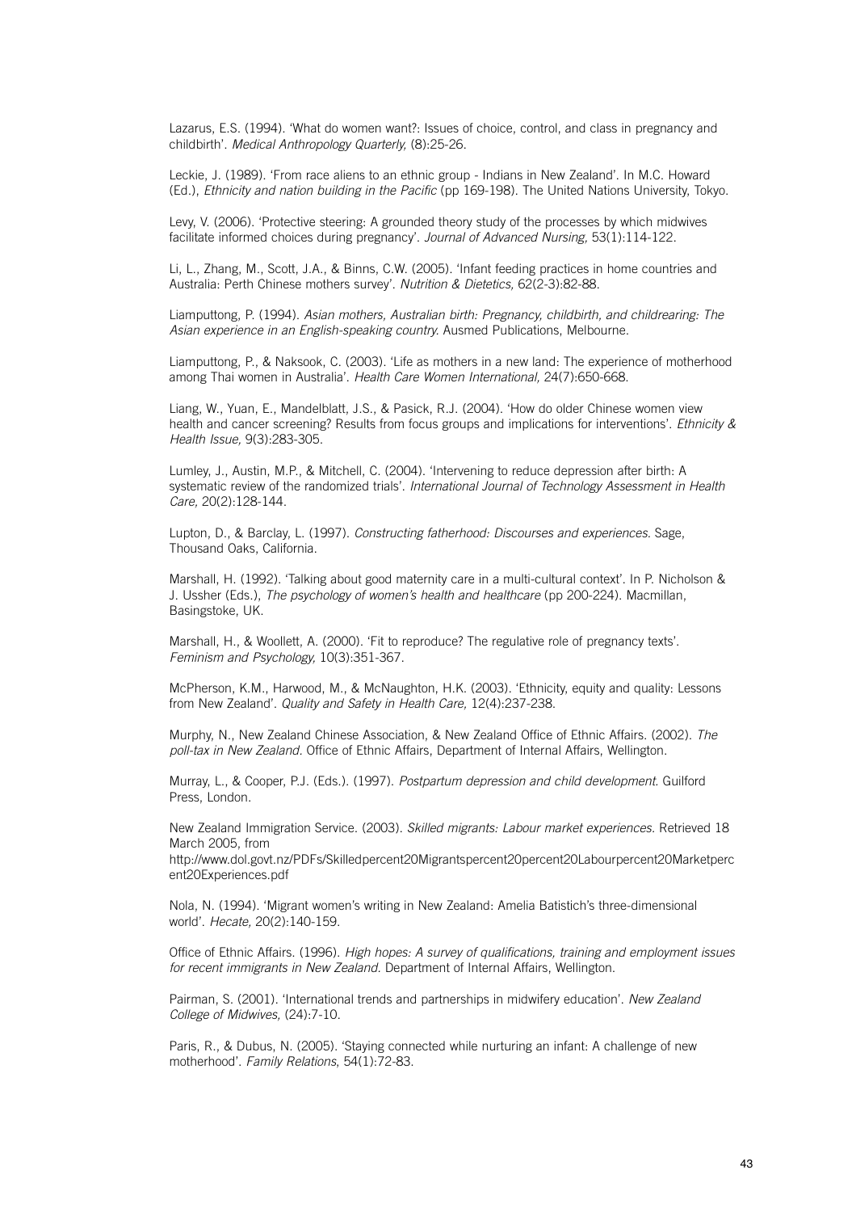Lazarus, E.S. (1994). 'What do women want?: Issues of choice, control, and class in pregnancy and childbirth'. *Medical Anthropology Quarterly,* (8):25-26.

Leckie, J. (1989). 'From race aliens to an ethnic group - Indians in New Zealand'. In M.C. Howard (Ed.), *Ethnicity and nation building in the Pacific* (pp 169-198). The United Nations University, Tokyo.

Levy, V. (2006). 'Protective steering: A grounded theory study of the processes by which midwives facilitate informed choices during pregnancy'. *Journal of Advanced Nursing,* 53(1):114-122.

Li, L., Zhang, M., Scott, J.A., & Binns, C.W. (2005). 'Infant feeding practices in home countries and Australia: Perth Chinese mothers survey'. *Nutrition & Dietetics,* 62(2-3):82-88.

Liamputtong, P. (1994). *Asian mothers, Australian birth: Pregnancy, childbirth, and childrearing: The Asian experience in an English-speaking country.* Ausmed Publications, Melbourne.

Liamputtong, P., & Naksook, C. (2003). 'Life as mothers in a new land: The experience of motherhood among Thai women in Australia'. *Health Care Women International,* 24(7):650-668.

Liang, W., Yuan, E., Mandelblatt, J.S., & Pasick, R.J. (2004). 'How do older Chinese women view health and cancer screening? Results from focus groups and implications for interventions'. *Ethnicity & Health Issue,* 9(3):283-305.

Lumley, J., Austin, M.P., & Mitchell, C. (2004). 'Intervening to reduce depression after birth: A systematic review of the randomized trials'. *International Journal of Technology Assessment in Health Care,* 20(2):128-144.

Lupton, D., & Barclay, L. (1997). *Constructing fatherhood: Discourses and experiences.* Sage, Thousand Oaks, California.

Marshall, H. (1992). 'Talking about good maternity care in a multi-cultural context'. In P. Nicholson & J. Ussher (Eds.), *The psychology of women's health and healthcare* (pp 200-224). Macmillan, Basingstoke, UK.

Marshall, H., & Woollett, A. (2000). 'Fit to reproduce? The regulative role of pregnancy texts'. *Feminism and Psychology,* 10(3):351-367.

McPherson, K.M., Harwood, M., & McNaughton, H.K. (2003). 'Ethnicity, equity and quality: Lessons from New Zealand'. *Quality and Safety in Health Care,* 12(4):237-238.

Murphy, N., New Zealand Chinese Association, & New Zealand Office of Ethnic Affairs. (2002). *The poll-tax in New Zealand.* Office of Ethnic Affairs, Department of Internal Affairs, Wellington.

Murray, L., & Cooper, P.J. (Eds.). (1997). *Postpartum depression and child development.* Guilford Press, London.

New Zealand Immigration Service. (2003). *Skilled migrants: Labour market experiences.* Retrieved 18 March 2005, from http://www.dol.govt.nz/PDFs/Skilledpercent20Migrantspercent20percent20Labourpercent20Marketpercent20Experiences.pdf

Nola, N. (1994). 'Migrant women's writing in New Zealand: Amelia Batistich's three-dimensional world'. *Hecate,* 20(2):140-159.

Office of Ethnic Affairs. (1996). *High hopes: A survey of qualifications, training and employment issues for recent immigrants in New Zealand.* Department of Internal Affairs, Wellington.

Pairman, S. (2001). 'International trends and partnerships in midwifery education'. *New Zealand College of Midwives,* (24):7-10.

Paris, R., & Dubus, N. (2005). 'Staying connected while nurturing an infant: A challenge of new motherhood'. *Family Relations,* 54(1):72-83.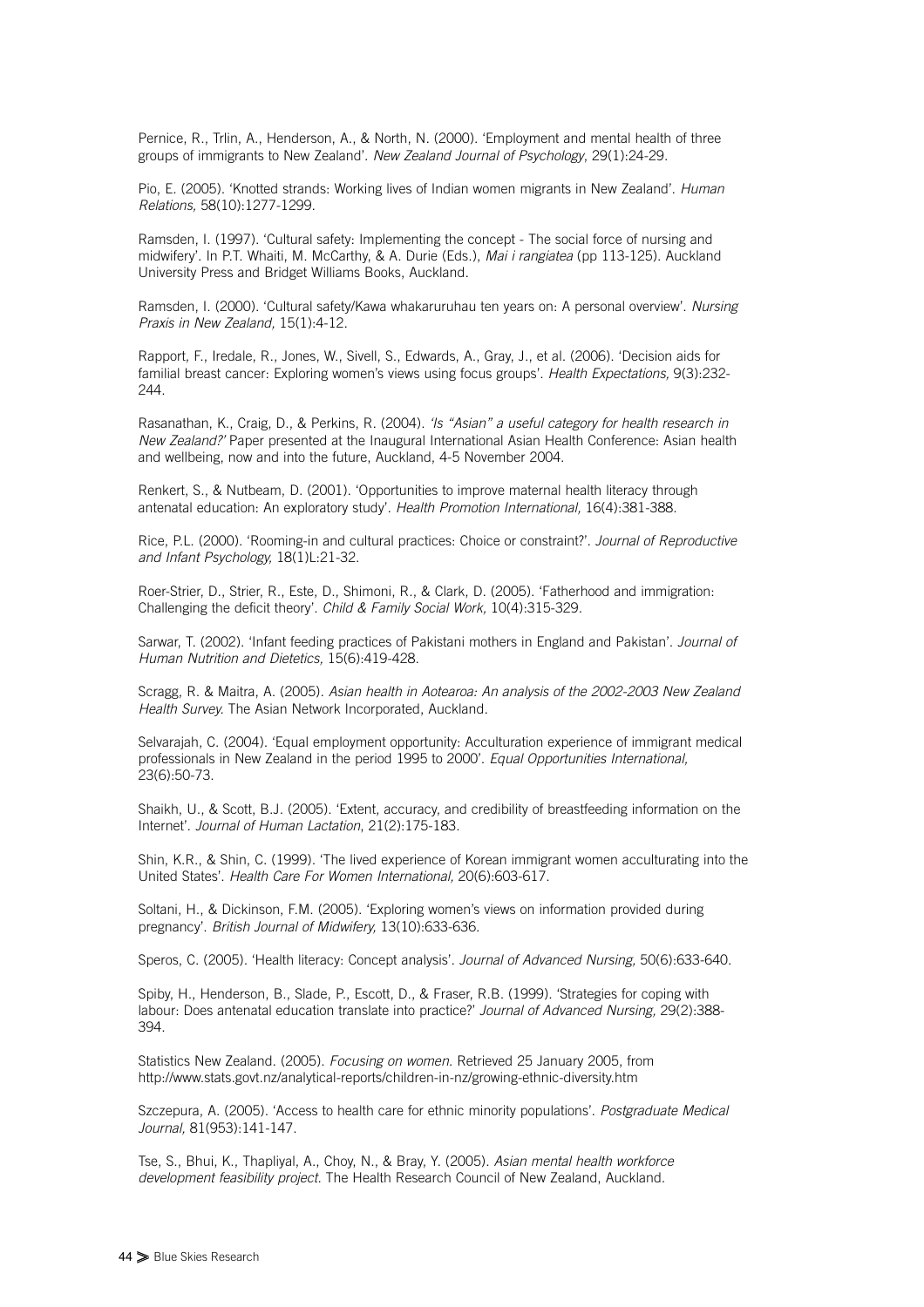Pernice, R., Trlin, A., Henderson, A., & North, N. (2000). 'Employment and mental health of three groups of immigrants to New Zealand'. *New Zealand Journal of Psychology*, 29(1):24-29.

Pio, E. (2005). 'Knotted strands: Working lives of Indian women migrants in New Zealand'. *Human Relations,* 58(10):1277-1299.

Ramsden, I. (1997). 'Cultural safety: Implementing the concept - The social force of nursing and midwifery'. In P.T. Whaiti, M. McCarthy, & A. Durie (Eds.), *Mai i rangiatea* (pp 113-125). Auckland University Press and Bridget Williams Books, Auckland.

Ramsden, I. (2000). 'Cultural safety/Kawa whakaruruhau ten years on: A personal overview'. *Nursing Praxis in New Zealand,* 15(1):4-12.

Rapport, F., Iredale, R., Jones, W., Sivell, S., Edwards, A., Gray, J., et al. (2006). 'Decision aids for familial breast cancer: Exploring women's views using focus groups'. *Health Expectations,* 9(3):232-244.

Rasanathan, K., Craig, D., & Perkins, R. (2004). *'Is "Asian" a useful category for health research in New Zealand?'* Paper presented at the Inaugural International Asian Health Conference: Asian health and wellbeing, now and into the future, Auckland, 4-5 November 2004.

Renkert, S., & Nutbeam, D. (2001). 'Opportunities to improve maternal health literacy through antenatal education: An exploratory study'. *Health Promotion International,* 16(4):381-388.

Rice, P.L. (2000). 'Rooming-in and cultural practices: Choice or constraint?'. *Journal of Reproductive and Infant Psychology,* 18(1)L:21-32.

Roer-Strier, D., Strier, R., Este, D., Shimoni, R., & Clark, D. (2005). 'Fatherhood and immigration: Challenging the deficit theory'. *Child & Family Social Work,* 10(4):315-329.

Sarwar, T. (2002). 'Infant feeding practices of Pakistani mothers in England and Pakistan'. *Journal of Human Nutrition and Dietetics,* 15(6):419-428.

Scragg, R. & Maitra, A. (2005). *Asian health in Aotearoa: An analysis of the 2002-2003 New Zealand Health Survey.* The Asian Network Incorporated, Auckland.

Selvarajah, C. (2004). 'Equal employment opportunity: Acculturation experience of immigrant medical professionals in New Zealand in the period 1995 to 2000'. *Equal Opportunities International,* 23(6):50-73.

Shaikh, U., & Scott, B.J. (2005). 'Extent, accuracy, and credibility of breastfeeding information on the Internet'. *Journal of Human Lactation*, 21(2):175-183.

Shin, K.R., & Shin, C. (1999). 'The lived experience of Korean immigrant women acculturating into the United States'. *Health Care For Women International,* 20(6):603-617.

Soltani, H., & Dickinson, F.M. (2005). 'Exploring women's views on information provided during pregnancy'. *British Journal of Midwifery,* 13(10):633-636.

Speros, C. (2005). 'Health literacy: Concept analysis'. *Journal of Advanced Nursing,* 50(6):633-640.

Spiby, H., Henderson, B., Slade, P., Escott, D., & Fraser, R.B. (1999). 'Strategies for coping with labour: Does antenatal education translate into practice?' *Journal of Advanced Nursing,* 29(2):388-394.

Statistics New Zealand. (2005). *Focusing on women.* Retrieved 25 January 2005, from http://www.stats.govt.nz/analytical-reports/children-in-nz/growing-ethnic-diversity.htm

Szczepura, A. (2005). 'Access to health care for ethnic minority populations'. *Postgraduate Medical Journal,* 81(953):141-147.

Tse, S., Bhui, K., Thapliyal, A., Choy, N., & Bray, Y. (2005). *Asian mental health workforce development feasibility project.* The Health Research Council of New Zealand, Auckland.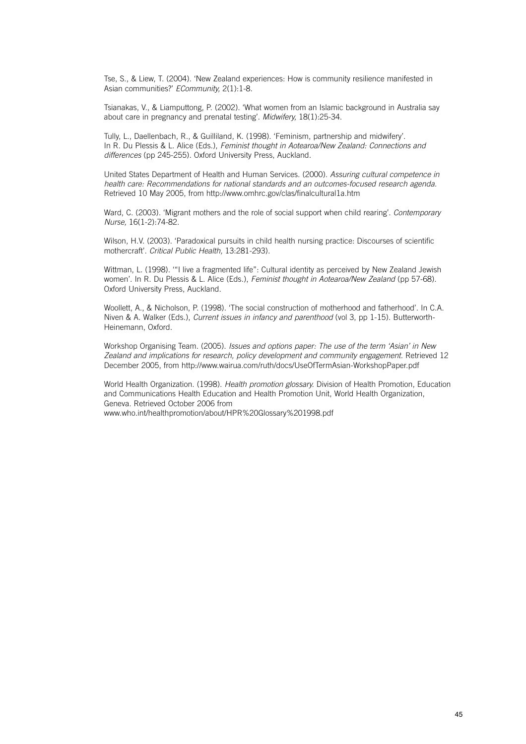Tse, S., & Liew, T. (2004). 'New Zealand experiences: How is community resilience manifested in Asian communities?' *ECommunity,* 2(1):1-8.

Tsianakas, V., & Liamputtong, P. (2002). 'What women from an Islamic background in Australia say about care in pregnancy and prenatal testing'. *Midwifery,* 18(1):25-34.

Tully, L., Daellenbach, R., & Guilliland, K. (1998). 'Feminism, partnership and midwifery'. In R. Du Plessis & L. Alice (Eds.), *Feminist thought in Aotearoa/New Zealand: Connections and differences* (pp 245-255). Oxford University Press, Auckland.

United States Department of Health and Human Services. (2000). *Assuring cultural competence in health care: Recommendations for national standards and an outcomes-focused research agenda.* Retrieved 10 May 2005, from http://www.omhrc.gov/clas/finalcultural1a.htm

Ward, C. (2003). 'Migrant mothers and the role of social support when child rearing'. *Contemporary Nurse,* 16(1-2):74-82.

Wilson, H.V. (2003). 'Paradoxical pursuits in child health nursing practice: Discourses of scientific mothercraft'. *Critical Public Health,* 13:281-293).

Wittman, L. (1998). '"I live a fragmented life": Cultural identity as perceived by New Zealand Jewish women'. In R. Du Plessis & L. Alice (Eds.), *Feminist thought in Aotearoa/New Zealand* (pp 57-68). Oxford University Press, Auckland.

Woollett, A., & Nicholson, P. (1998). 'The social construction of motherhood and fatherhood'. In C.A. Niven & A. Walker (Eds.), *Current issues in infancy and parenthood* (vol 3, pp 1-15). Butterworth-Heinemann, Oxford.

Workshop Organising Team. (2005). *Issues and options paper: The use of the term 'Asian' in New Zealand and implications for research, policy development and community engagement.* Retrieved 12 December 2005, from http://www.wairua.com/ruth/docs/UseOfTermAsian-WorkshopPaper.pdf

World Health Organization. (1998). *Health promotion glossary.* Division of Health Promotion, Education and Communications Health Education and Health Promotion Unit, World Health Organization, Geneva. Retrieved October 2006 from www.who.int/healthpromotion/about/HPR%20Glossary%201998.pdf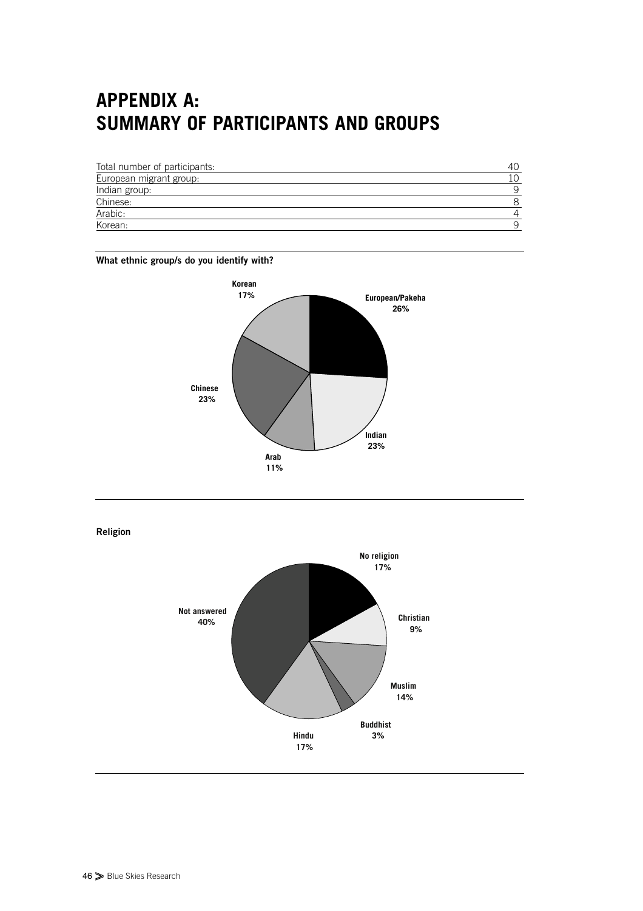# APPENDIX A: SUMMARY OF PARTICIPANTS AND GROUPS

| | |
|---|---|
| Total number of participants: | 40 |
| European migrant group: | 10 |
| Indian group: | 9 |
| Chinese: | 8 |
| Arabic: | 4 |
| Korean: | 9 |

**What ethnic group/s do you identify with?**

| Ethnic group | % |
|---|---|
| European/Pakeha | 26% |
| Indian | 23% |
| Arab | 11% |
| Chinese | 23% |
| Korean | 17% |

**Religion**

| Religion | % |
|---|---|
| No religion | 17% |
| Christian | 9% |
| Muslim | 14% |
| Buddhist | 3% |
| Hindu | 17% |
| Not answered | 40% |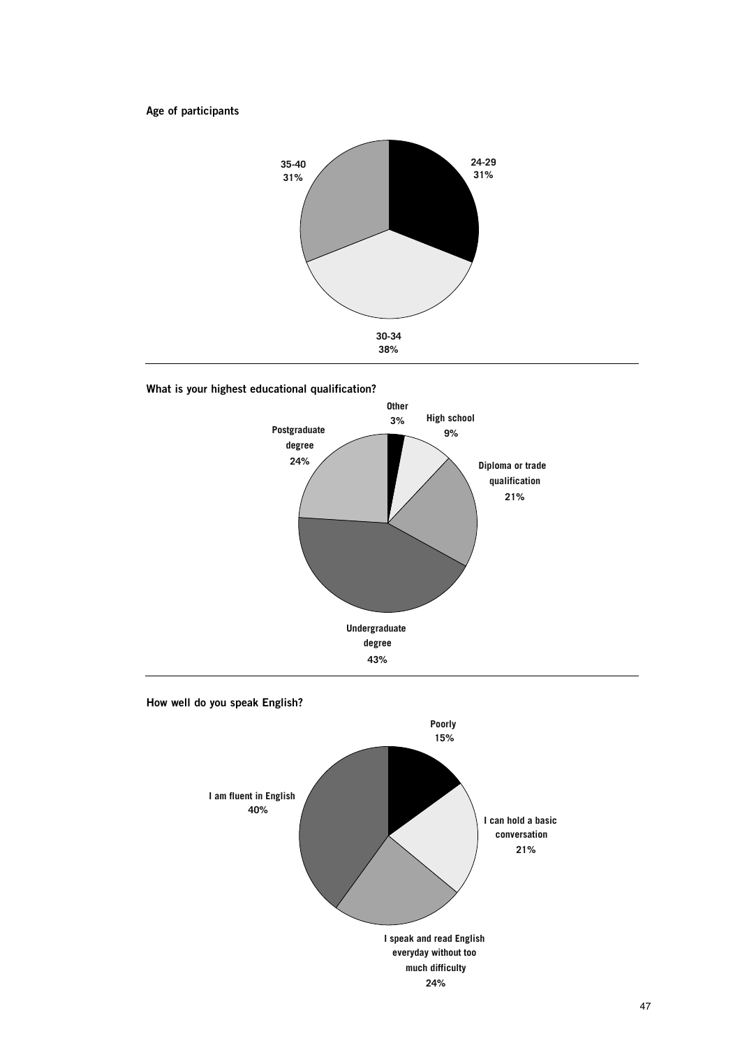**Age of participants**

| Age | Percentage |
|---|---|
| 24-29 | 31% |
| 30-34 | 38% |
| 35-40 | 31% |

**What is your highest educational qualification?**

| Qualification | Percentage |
|---|---|
| Other | 3% |
| High school | 9% |
| Diploma or trade qualification | 21% |
| Undergraduate degree | 43% |
| Postgraduate degree | 24% |

**How well do you speak English?**

| Response | Percentage |
|---|---|
| Poorly | 15% |
| I can hold a basic conversation | 21% |
| I speak and read English everyday without too much difficulty | 24% |
| I am fluent in English | 40% |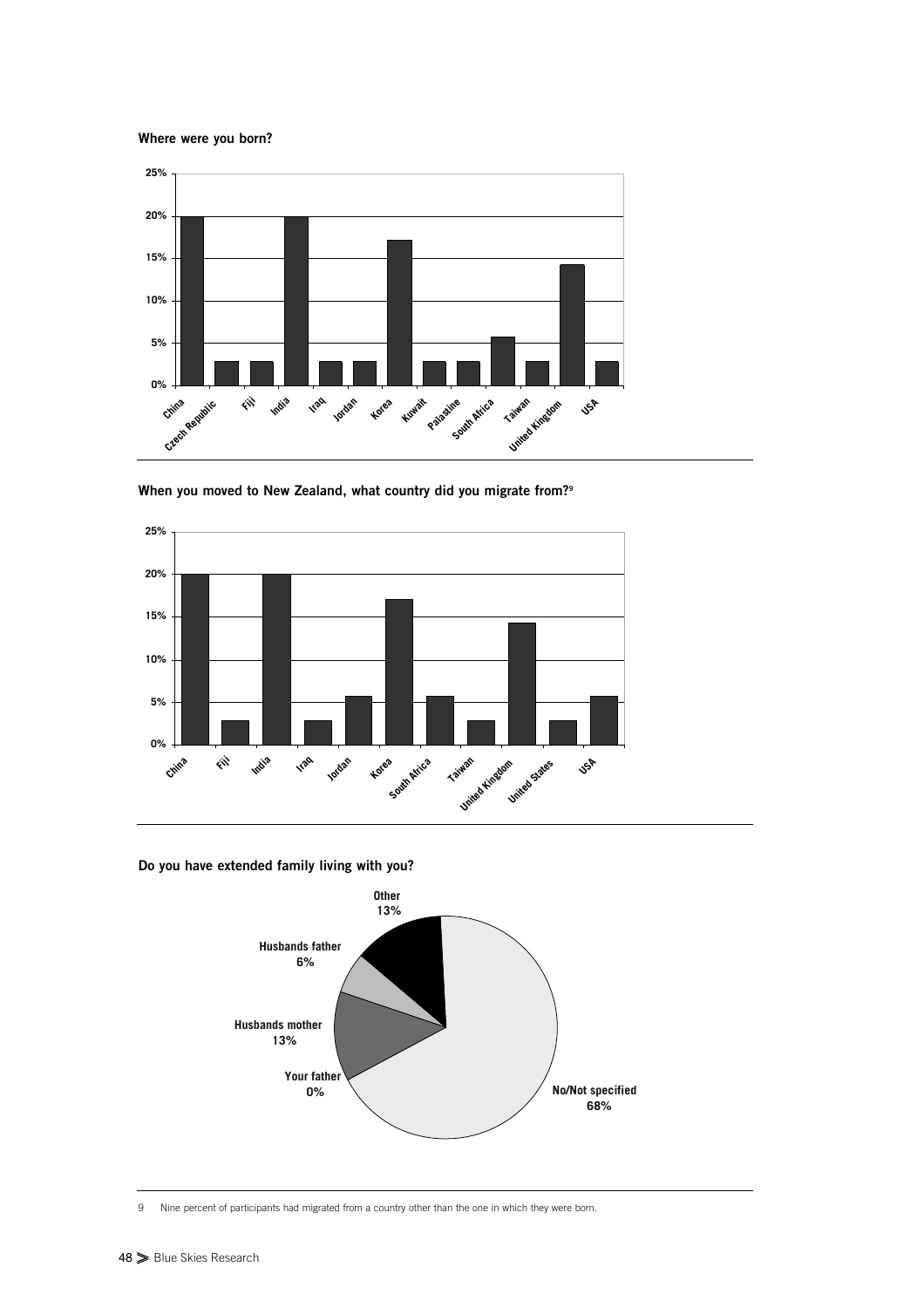**Where were you born?**

| Country | Percentage |
|---|---|
| China | 20% |
| Czech Republic | 3% |
| Fiji | 3% |
| India | 20% |
| Iraq | 3% |
| Jordan | 3% |
| Korea | 17% |
| Kuwait | 3% |
| Palastine | 3% |
| South Africa | 6% |
| Taiwan | 3% |
| United Kingdom | 14% |
| USA | 3% |

**When you moved to New Zealand, what country did you migrate from?**[9]

| Country | Percentage |
|---|---|
| China | 20% |
| Fiji | 3% |
| India | 20% |
| Iraq | 3% |
| Jordan | 6% |
| Korea | 17% |
| South Africa | 6% |
| Taiwan | 3% |
| United Kingdom | 14% |
| United States | 3% |
| USA | 6% |

**Do you have extended family living with you?**

| Response | Percentage |
|---|---|
| Other | 13% |
| Husbands father | 6% |
| Husbands mother | 13% |
| Your father | 0% |
| No/Not specified | 68% |

9 Nine percent of participants had migrated from a country other than the one in which they were born.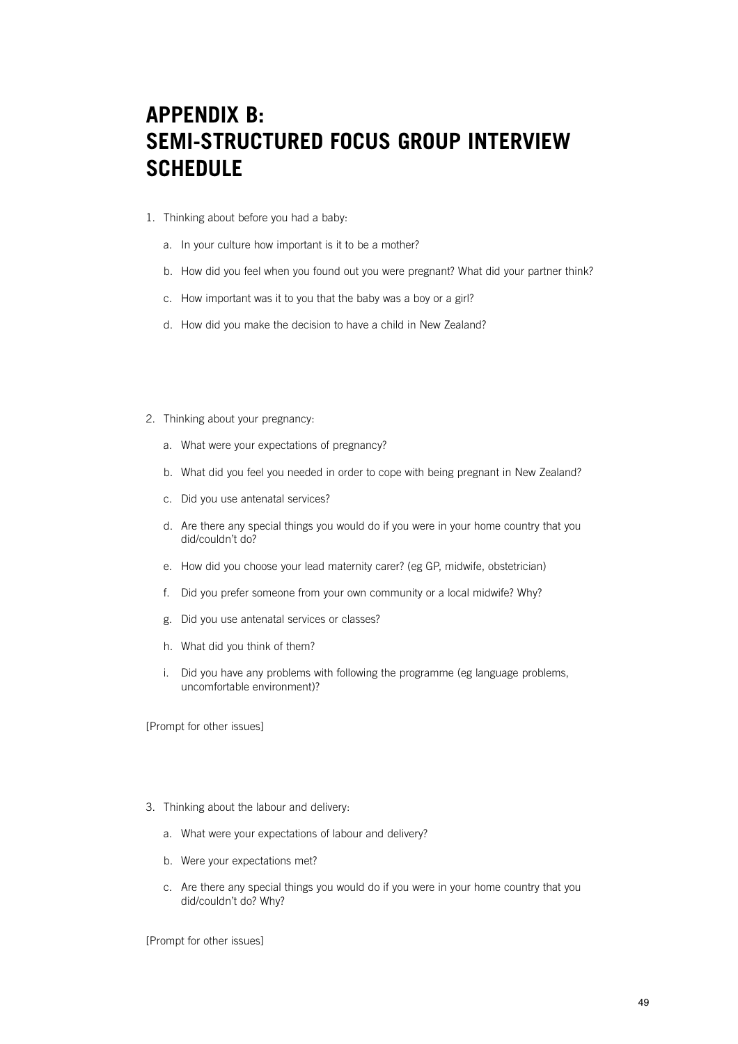# APPENDIX B: SEMI-STRUCTURED FOCUS GROUP INTERVIEW SCHEDULE

1. Thinking about before you had a baby:
   a. In your culture how important is it to be a mother?
   b. How did you feel when you found out you were pregnant? What did your partner think?
   c. How important was it to you that the baby was a boy or a girl?
   d. How did you make the decision to have a child in New Zealand?

2. Thinking about your pregnancy:
   a. What were your expectations of pregnancy?
   b. What did you feel you needed in order to cope with being pregnant in New Zealand?
   c. Did you use antenatal services?
   d. Are there any special things you would do if you were in your home country that you did/couldn't do?
   e. How did you choose your lead maternity carer? (eg GP, midwife, obstetrician)
   f. Did you prefer someone from your own community or a local midwife? Why?
   g. Did you use antenatal services or classes?
   h. What did you think of them?
   i. Did you have any problems with following the programme (eg language problems, uncomfortable environment)?

[Prompt for other issues]

3. Thinking about the labour and delivery:
   a. What were your expectations of labour and delivery?
   b. Were your expectations met?
   c. Are there any special things you would do if you were in your home country that you did/couldn't do? Why?

[Prompt for other issues]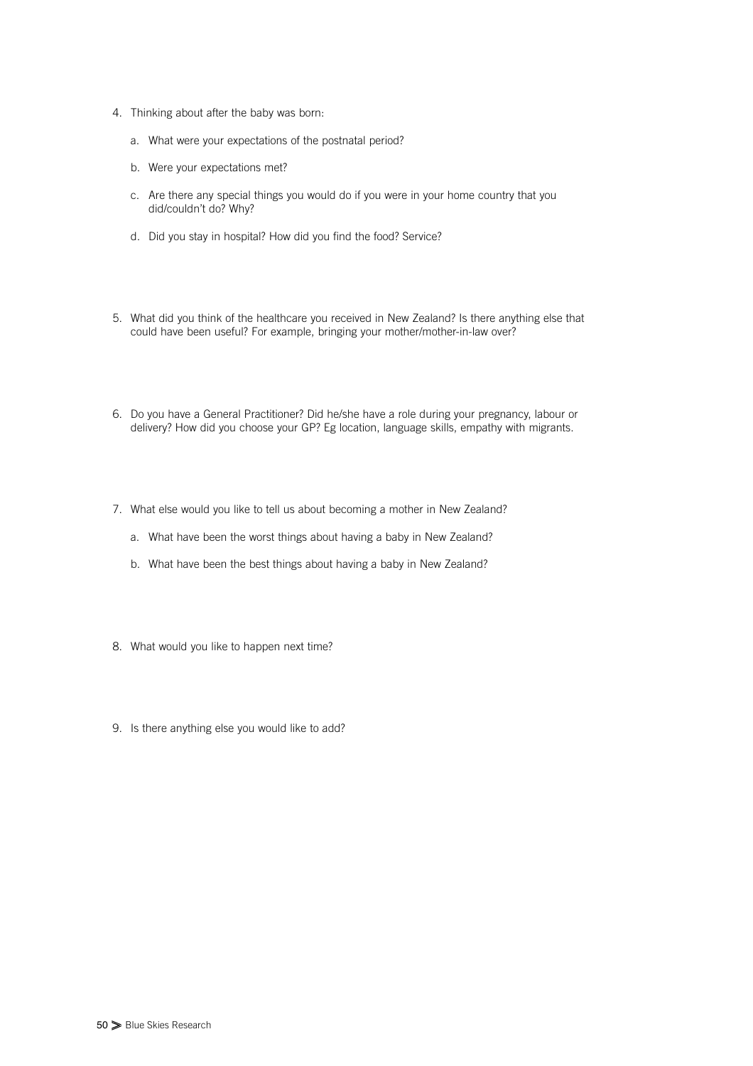4. Thinking about after the baby was born:

    a. What were your expectations of the postnatal period?

    b. Were your expectations met?

    c. Are there any special things you would do if you were in your home country that you did/couldn't do? Why?

    d. Did you stay in hospital? How did you find the food? Service?

5. What did you think of the healthcare you received in New Zealand? Is there anything else that could have been useful? For example, bringing your mother/mother-in-law over?

6. Do you have a General Practitioner? Did he/she have a role during your pregnancy, labour or delivery? How did you choose your GP? Eg location, language skills, empathy with migrants.

7. What else would you like to tell us about becoming a mother in New Zealand?

    a. What have been the worst things about having a baby in New Zealand?

    b. What have been the best things about having a baby in New Zealand?

8. What would you like to happen next time?

9. Is there anything else you would like to add?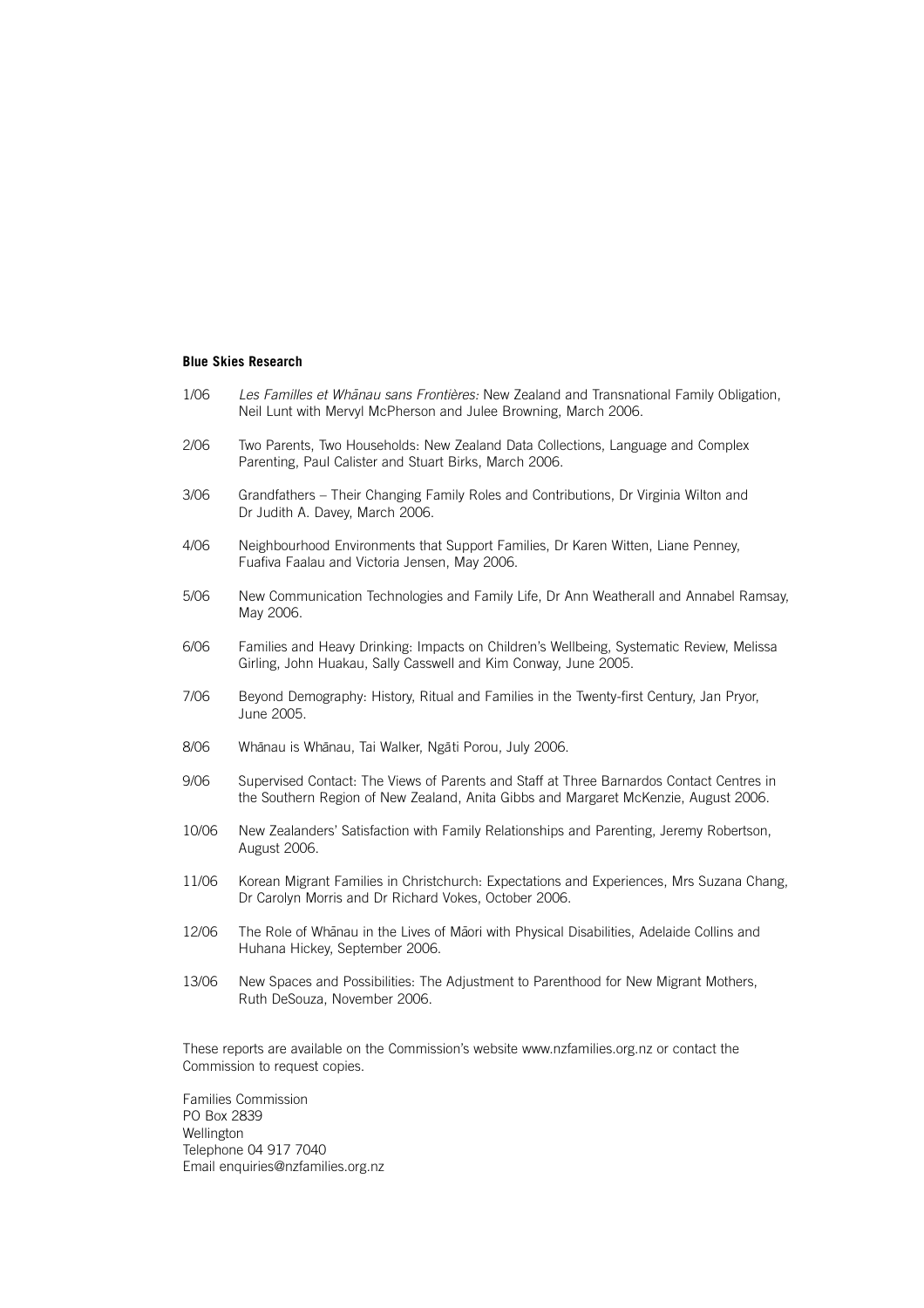**Blue Skies Research**

1/06 *Les Familles et Whānau sans Frontières:* New Zealand and Transnational Family Obligation, Neil Lunt with Mervyl McPherson and Julee Browning, March 2006.

2/06 Two Parents, Two Households: New Zealand Data Collections, Language and Complex Parenting, Paul Calister and Stuart Birks, March 2006.

3/06 Grandfathers – Their Changing Family Roles and Contributions, Dr Virginia Wilton and Dr Judith A. Davey, March 2006.

4/06 Neighbourhood Environments that Support Families, Dr Karen Witten, Liane Penney, Fuafiva Faalau and Victoria Jensen, May 2006.

5/06 New Communication Technologies and Family Life, Dr Ann Weatherall and Annabel Ramsay, May 2006.

6/06 Families and Heavy Drinking: Impacts on Children's Wellbeing, Systematic Review, Melissa Girling, John Huakau, Sally Casswell and Kim Conway, June 2005.

7/06 Beyond Demography: History, Ritual and Families in the Twenty-first Century, Jan Pryor, June 2005.

8/06 Whānau is Whānau, Tai Walker, Ngāti Porou, July 2006.

9/06 Supervised Contact: The Views of Parents and Staff at Three Barnardos Contact Centres in the Southern Region of New Zealand, Anita Gibbs and Margaret McKenzie, August 2006.

10/06 New Zealanders' Satisfaction with Family Relationships and Parenting, Jeremy Robertson, August 2006.

11/06 Korean Migrant Families in Christchurch: Expectations and Experiences, Mrs Suzana Chang, Dr Carolyn Morris and Dr Richard Vokes, October 2006.

12/06 The Role of Whānau in the Lives of Māori with Physical Disabilities, Adelaide Collins and Huhana Hickey, September 2006.

13/06 New Spaces and Possibilities: The Adjustment to Parenthood for New Migrant Mothers, Ruth DeSouza, November 2006.

These reports are available on the Commission's website www.nzfamilies.org.nz or contact the Commission to request copies.

Families Commission
PO Box 2839
Wellington
Telephone 04 917 7040
Email enquiries@nzfamilies.org.nz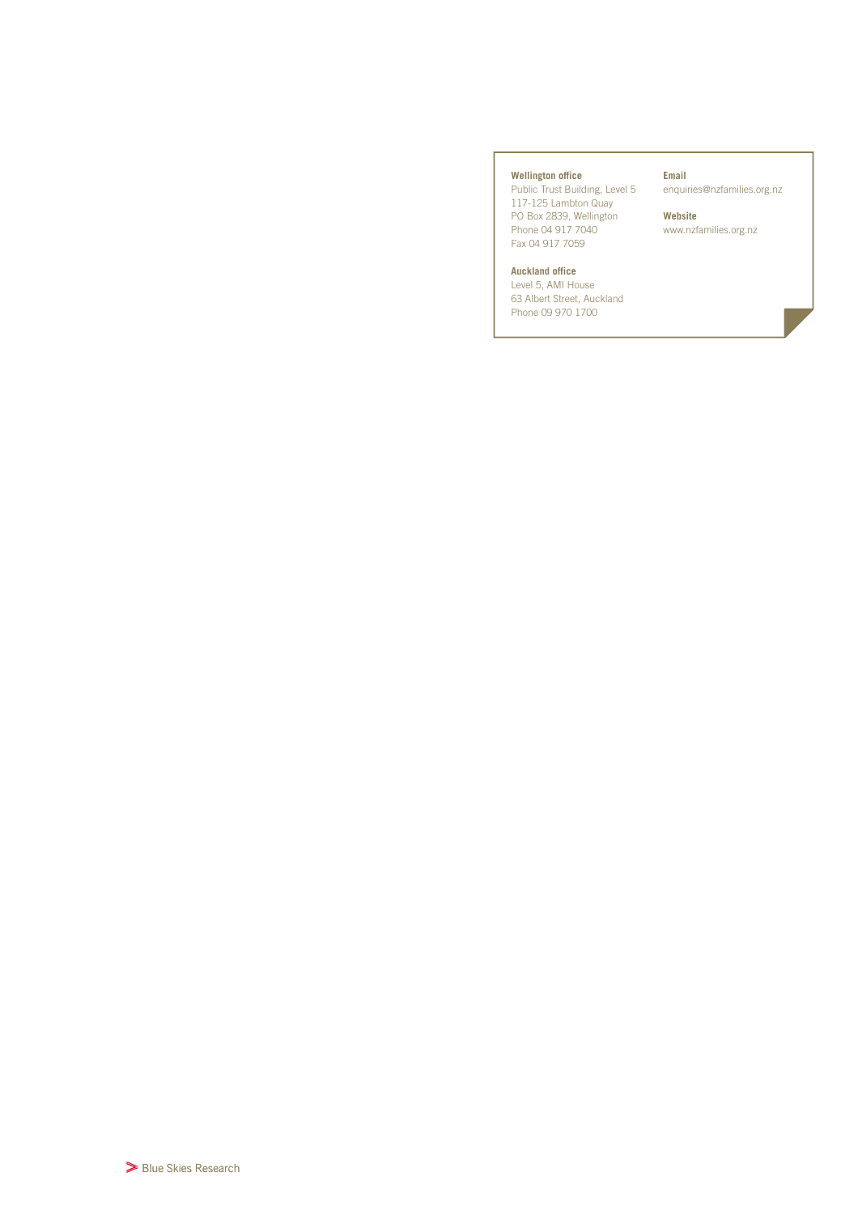**Wellington office**
Public Trust Building, Level 5
117-125 Lambton Quay
PO Box 2839, Wellington
Phone 04 917 7040
Fax 04 917 7059

**Auckland office**
Level 5, AMI House
63 Albert Street, Auckland
Phone 09 970 1700

**Email**
enquiries@nzfamilies.org.nz

**Website**
www.nzfamilies.org.nz

> Blue Skies Research